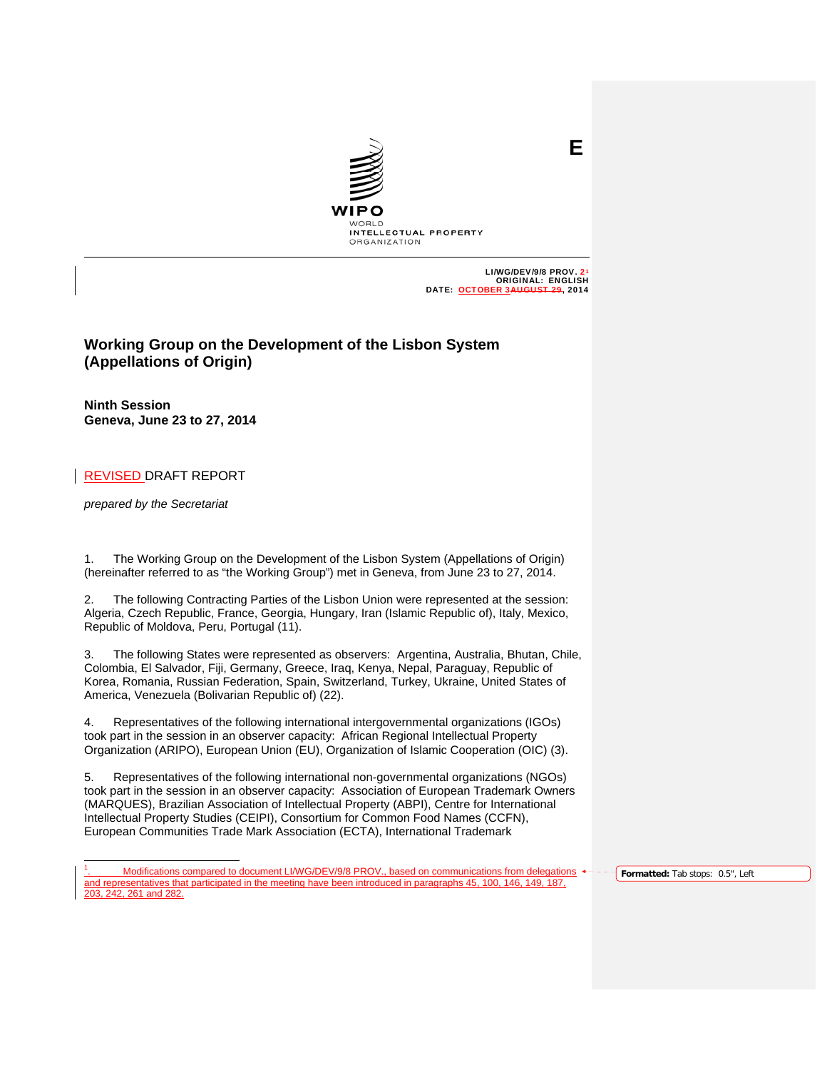E

LI/WG/DEV/9/8 PROV. 2[1]
ORIGINAL: ENGLISH
DATE: OCTOBER 3, 2014

# Working Group on the Development of the Lisbon System (Appellations of Origin)

## Ninth Session
## Geneva, June 23 to 27, 2014

REVISED DRAFT REPORT

*prepared by the Secretariat*

1. The Working Group on the Development of the Lisbon System (Appellations of Origin) (hereinafter referred to as "the Working Group") met in Geneva, from June 23 to 27, 2014.

2. The following Contracting Parties of the Lisbon Union were represented at the session: Algeria, Czech Republic, France, Georgia, Hungary, Iran (Islamic Republic of), Italy, Mexico, Republic of Moldova, Peru, Portugal (11).

3. The following States were represented as observers: Argentina, Australia, Bhutan, Chile, Colombia, El Salvador, Fiji, Germany, Greece, Iraq, Kenya, Nepal, Paraguay, Republic of Korea, Romania, Russian Federation, Spain, Switzerland, Turkey, Ukraine, United States of America, Venezuela (Bolivarian Republic of) (22).

4. Representatives of the following international intergovernmental organizations (IGOs) took part in the session in an observer capacity: African Regional Intellectual Property Organization (ARIPO), European Union (EU), Organization of Islamic Cooperation (OIC) (3).

5. Representatives of the following international non-governmental organizations (NGOs) took part in the session in an observer capacity: Association of European Trademark Owners (MARQUES), Brazilian Association of Intellectual Property (ABPI), Centre for International Intellectual Property Studies (CEIPI), Consortium for Common Food Names (CCFN), European Communities Trade Mark Association (ECTA), International Trademark

[1] Modifications compared to document LI/WG/DEV/9/8 PROV., based on communications from delegations and representatives that participated in the meeting have been introduced in paragraphs 45, 100, 146, 149, 187, 203, 242, 261 and 282.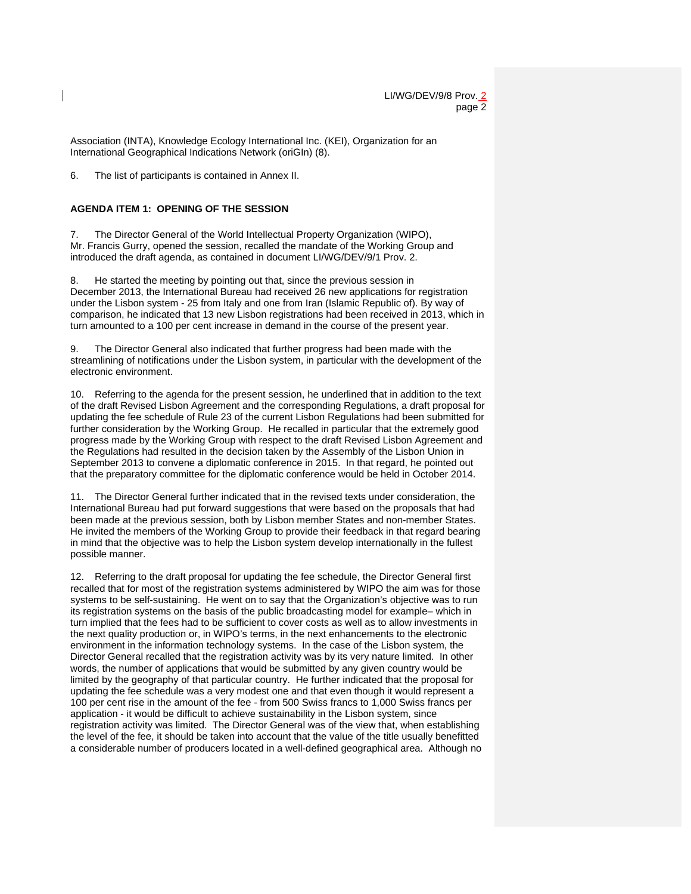Association (INTA), Knowledge Ecology International Inc. (KEI), Organization for an International Geographical Indications Network (oriGIn) (8).

6. The list of participants is contained in Annex II.

**AGENDA ITEM 1: OPENING OF THE SESSION**

7. The Director General of the World Intellectual Property Organization (WIPO), Mr. Francis Gurry, opened the session, recalled the mandate of the Working Group and introduced the draft agenda, as contained in document LI/WG/DEV/9/1 Prov. 2.

8. He started the meeting by pointing out that, since the previous session in December 2013, the International Bureau had received 26 new applications for registration under the Lisbon system - 25 from Italy and one from Iran (Islamic Republic of). By way of comparison, he indicated that 13 new Lisbon registrations had been received in 2013, which in turn amounted to a 100 per cent increase in demand in the course of the present year.

9. The Director General also indicated that further progress had been made with the streamlining of notifications under the Lisbon system, in particular with the development of the electronic environment.

10. Referring to the agenda for the present session, he underlined that in addition to the text of the draft Revised Lisbon Agreement and the corresponding Regulations, a draft proposal for updating the fee schedule of Rule 23 of the current Lisbon Regulations had been submitted for further consideration by the Working Group. He recalled in particular that the extremely good progress made by the Working Group with respect to the draft Revised Lisbon Agreement and the Regulations had resulted in the decision taken by the Assembly of the Lisbon Union in September 2013 to convene a diplomatic conference in 2015. In that regard, he pointed out that the preparatory committee for the diplomatic conference would be held in October 2014.

11. The Director General further indicated that in the revised texts under consideration, the International Bureau had put forward suggestions that were based on the proposals that had been made at the previous session, both by Lisbon member States and non-member States. He invited the members of the Working Group to provide their feedback in that regard bearing in mind that the objective was to help the Lisbon system develop internationally in the fullest possible manner.

12. Referring to the draft proposal for updating the fee schedule, the Director General first recalled that for most of the registration systems administered by WIPO the aim was for those systems to be self-sustaining. He went on to say that the Organization's objective was to run its registration systems on the basis of the public broadcasting model for example– which in turn implied that the fees had to be sufficient to cover costs as well as to allow investments in the next quality production or, in WIPO's terms, in the next enhancements to the electronic environment in the information technology systems. In the case of the Lisbon system, the Director General recalled that the registration activity was by its very nature limited. In other words, the number of applications that would be submitted by any given country would be limited by the geography of that particular country. He further indicated that the proposal for updating the fee schedule was a very modest one and that even though it would represent a 100 per cent rise in the amount of the fee - from 500 Swiss francs to 1,000 Swiss francs per application - it would be difficult to achieve sustainability in the Lisbon system, since registration activity was limited. The Director General was of the view that, when establishing the level of the fee, it should be taken into account that the value of the title usually benefitted a considerable number of producers located in a well-defined geographical area. Although no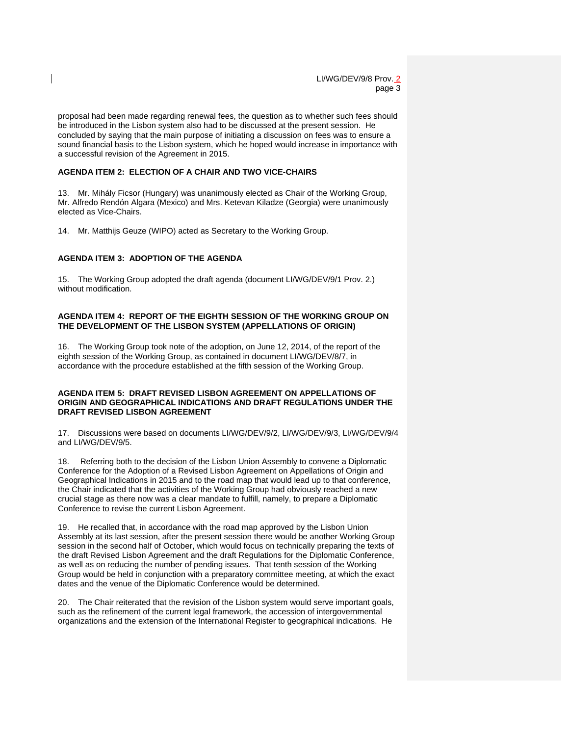proposal had been made regarding renewal fees, the question as to whether such fees should be introduced in the Lisbon system also had to be discussed at the present session. He concluded by saying that the main purpose of initiating a discussion on fees was to ensure a sound financial basis to the Lisbon system, which he hoped would increase in importance with a successful revision of the Agreement in 2015.

**AGENDA ITEM 2: ELECTION OF A CHAIR AND TWO VICE-CHAIRS**

13. Mr. Mihály Ficsor (Hungary) was unanimously elected as Chair of the Working Group, Mr. Alfredo Rendón Algara (Mexico) and Mrs. Ketevan Kiladze (Georgia) were unanimously elected as Vice-Chairs.

14. Mr. Matthijs Geuze (WIPO) acted as Secretary to the Working Group.

**AGENDA ITEM 3: ADOPTION OF THE AGENDA**

15. The Working Group adopted the draft agenda (document LI/WG/DEV/9/1 Prov. 2.) without modification.

**AGENDA ITEM 4: REPORT OF THE EIGHTH SESSION OF THE WORKING GROUP ON THE DEVELOPMENT OF THE LISBON SYSTEM (APPELLATIONS OF ORIGIN)**

16. The Working Group took note of the adoption, on June 12, 2014, of the report of the eighth session of the Working Group, as contained in document LI/WG/DEV/8/7, in accordance with the procedure established at the fifth session of the Working Group.

**AGENDA ITEM 5: DRAFT REVISED LISBON AGREEMENT ON APPELLATIONS OF ORIGIN AND GEOGRAPHICAL INDICATIONS AND DRAFT REGULATIONS UNDER THE DRAFT REVISED LISBON AGREEMENT**

17. Discussions were based on documents LI/WG/DEV/9/2, LI/WG/DEV/9/3, LI/WG/DEV/9/4 and LI/WG/DEV/9/5.

18. Referring both to the decision of the Lisbon Union Assembly to convene a Diplomatic Conference for the Adoption of a Revised Lisbon Agreement on Appellations of Origin and Geographical Indications in 2015 and to the road map that would lead up to that conference, the Chair indicated that the activities of the Working Group had obviously reached a new crucial stage as there now was a clear mandate to fulfill, namely, to prepare a Diplomatic Conference to revise the current Lisbon Agreement.

19. He recalled that, in accordance with the road map approved by the Lisbon Union Assembly at its last session, after the present session there would be another Working Group session in the second half of October, which would focus on technically preparing the texts of the draft Revised Lisbon Agreement and the draft Regulations for the Diplomatic Conference, as well as on reducing the number of pending issues. That tenth session of the Working Group would be held in conjunction with a preparatory committee meeting, at which the exact dates and the venue of the Diplomatic Conference would be determined.

20. The Chair reiterated that the revision of the Lisbon system would serve important goals, such as the refinement of the current legal framework, the accession of intergovernmental organizations and the extension of the International Register to geographical indications. He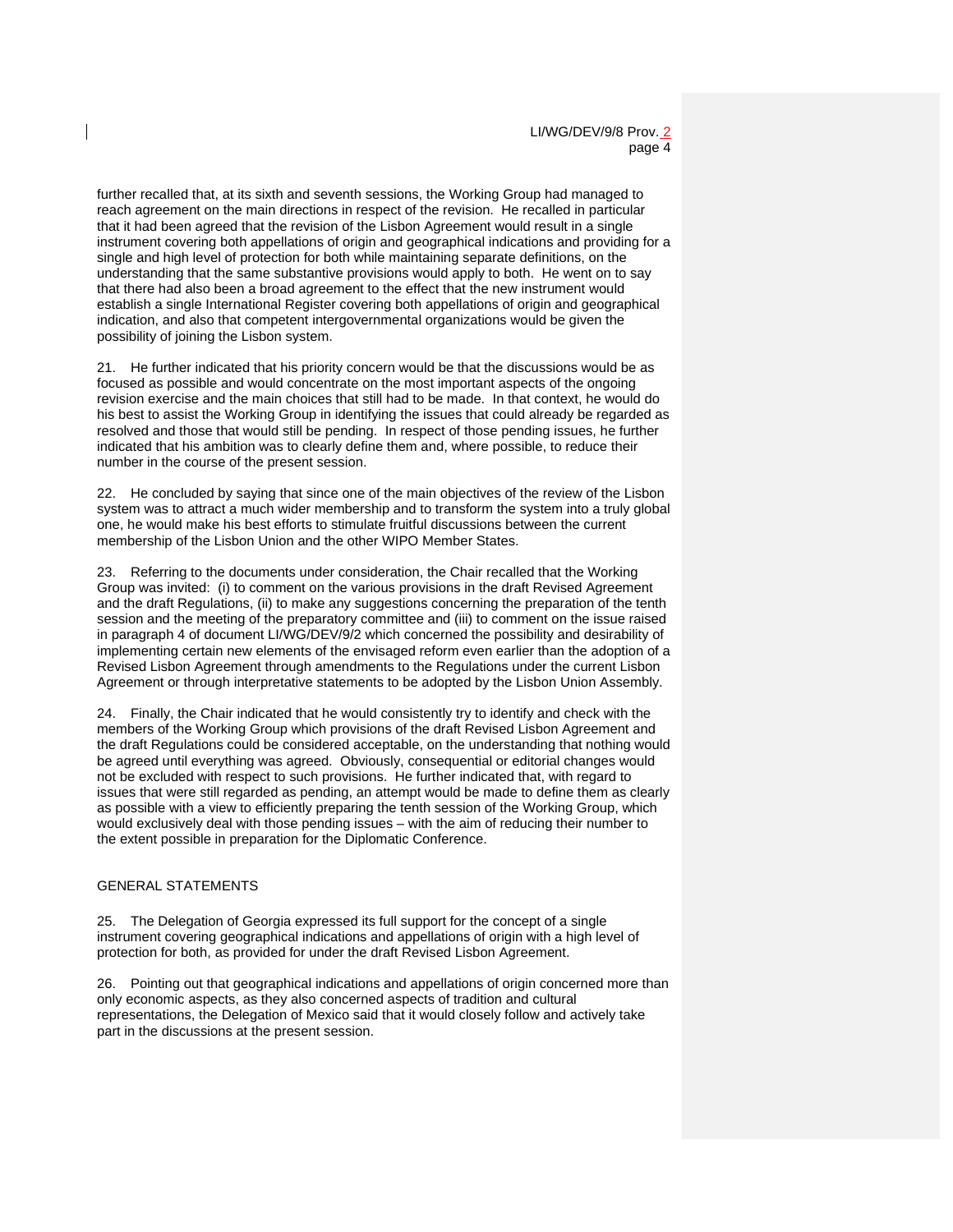further recalled that, at its sixth and seventh sessions, the Working Group had managed to reach agreement on the main directions in respect of the revision. He recalled in particular that it had been agreed that the revision of the Lisbon Agreement would result in a single instrument covering both appellations of origin and geographical indications and providing for a single and high level of protection for both while maintaining separate definitions, on the understanding that the same substantive provisions would apply to both. He went on to say that there had also been a broad agreement to the effect that the new instrument would establish a single International Register covering both appellations of origin and geographical indication, and also that competent intergovernmental organizations would be given the possibility of joining the Lisbon system.

21. He further indicated that his priority concern would be that the discussions would be as focused as possible and would concentrate on the most important aspects of the ongoing revision exercise and the main choices that still had to be made. In that context, he would do his best to assist the Working Group in identifying the issues that could already be regarded as resolved and those that would still be pending. In respect of those pending issues, he further indicated that his ambition was to clearly define them and, where possible, to reduce their number in the course of the present session.

22. He concluded by saying that since one of the main objectives of the review of the Lisbon system was to attract a much wider membership and to transform the system into a truly global one, he would make his best efforts to stimulate fruitful discussions between the current membership of the Lisbon Union and the other WIPO Member States.

23. Referring to the documents under consideration, the Chair recalled that the Working Group was invited: (i) to comment on the various provisions in the draft Revised Agreement and the draft Regulations, (ii) to make any suggestions concerning the preparation of the tenth session and the meeting of the preparatory committee and (iii) to comment on the issue raised in paragraph 4 of document LI/WG/DEV/9/2 which concerned the possibility and desirability of implementing certain new elements of the envisaged reform even earlier than the adoption of a Revised Lisbon Agreement through amendments to the Regulations under the current Lisbon Agreement or through interpretative statements to be adopted by the Lisbon Union Assembly.

24. Finally, the Chair indicated that he would consistently try to identify and check with the members of the Working Group which provisions of the draft Revised Lisbon Agreement and the draft Regulations could be considered acceptable, on the understanding that nothing would be agreed until everything was agreed. Obviously, consequential or editorial changes would not be excluded with respect to such provisions. He further indicated that, with regard to issues that were still regarded as pending, an attempt would be made to define them as clearly as possible with a view to efficiently preparing the tenth session of the Working Group, which would exclusively deal with those pending issues – with the aim of reducing their number to the extent possible in preparation for the Diplomatic Conference.

## GENERAL STATEMENTS

25. The Delegation of Georgia expressed its full support for the concept of a single instrument covering geographical indications and appellations of origin with a high level of protection for both, as provided for under the draft Revised Lisbon Agreement.

26. Pointing out that geographical indications and appellations of origin concerned more than only economic aspects, as they also concerned aspects of tradition and cultural representations, the Delegation of Mexico said that it would closely follow and actively take part in the discussions at the present session.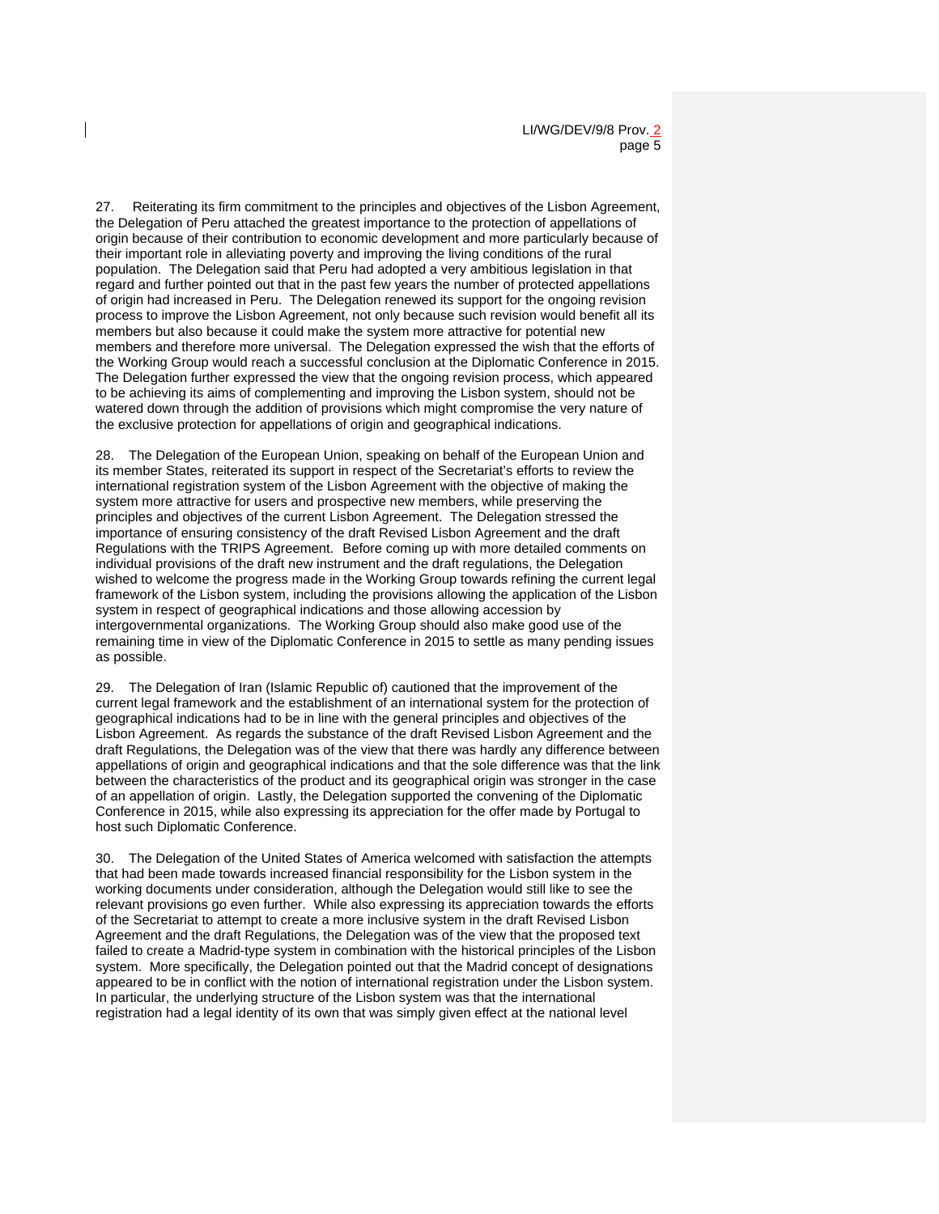27. Reiterating its firm commitment to the principles and objectives of the Lisbon Agreement, the Delegation of Peru attached the greatest importance to the protection of appellations of origin because of their contribution to economic development and more particularly because of their important role in alleviating poverty and improving the living conditions of the rural population. The Delegation said that Peru had adopted a very ambitious legislation in that regard and further pointed out that in the past few years the number of protected appellations of origin had increased in Peru. The Delegation renewed its support for the ongoing revision process to improve the Lisbon Agreement, not only because such revision would benefit all its members but also because it could make the system more attractive for potential new members and therefore more universal. The Delegation expressed the wish that the efforts of the Working Group would reach a successful conclusion at the Diplomatic Conference in 2015. The Delegation further expressed the view that the ongoing revision process, which appeared to be achieving its aims of complementing and improving the Lisbon system, should not be watered down through the addition of provisions which might compromise the very nature of the exclusive protection for appellations of origin and geographical indications.

28. The Delegation of the European Union, speaking on behalf of the European Union and its member States, reiterated its support in respect of the Secretariat's efforts to review the international registration system of the Lisbon Agreement with the objective of making the system more attractive for users and prospective new members, while preserving the principles and objectives of the current Lisbon Agreement. The Delegation stressed the importance of ensuring consistency of the draft Revised Lisbon Agreement and the draft Regulations with the TRIPS Agreement. Before coming up with more detailed comments on individual provisions of the draft new instrument and the draft regulations, the Delegation wished to welcome the progress made in the Working Group towards refining the current legal framework of the Lisbon system, including the provisions allowing the application of the Lisbon system in respect of geographical indications and those allowing accession by intergovernmental organizations. The Working Group should also make good use of the remaining time in view of the Diplomatic Conference in 2015 to settle as many pending issues as possible.

29. The Delegation of Iran (Islamic Republic of) cautioned that the improvement of the current legal framework and the establishment of an international system for the protection of geographical indications had to be in line with the general principles and objectives of the Lisbon Agreement. As regards the substance of the draft Revised Lisbon Agreement and the draft Regulations, the Delegation was of the view that there was hardly any difference between appellations of origin and geographical indications and that the sole difference was that the link between the characteristics of the product and its geographical origin was stronger in the case of an appellation of origin. Lastly, the Delegation supported the convening of the Diplomatic Conference in 2015, while also expressing its appreciation for the offer made by Portugal to host such Diplomatic Conference.

30. The Delegation of the United States of America welcomed with satisfaction the attempts that had been made towards increased financial responsibility for the Lisbon system in the working documents under consideration, although the Delegation would still like to see the relevant provisions go even further. While also expressing its appreciation towards the efforts of the Secretariat to attempt to create a more inclusive system in the draft Revised Lisbon Agreement and the draft Regulations, the Delegation was of the view that the proposed text failed to create a Madrid-type system in combination with the historical principles of the Lisbon system. More specifically, the Delegation pointed out that the Madrid concept of designations appeared to be in conflict with the notion of international registration under the Lisbon system. In particular, the underlying structure of the Lisbon system was that the international registration had a legal identity of its own that was simply given effect at the national level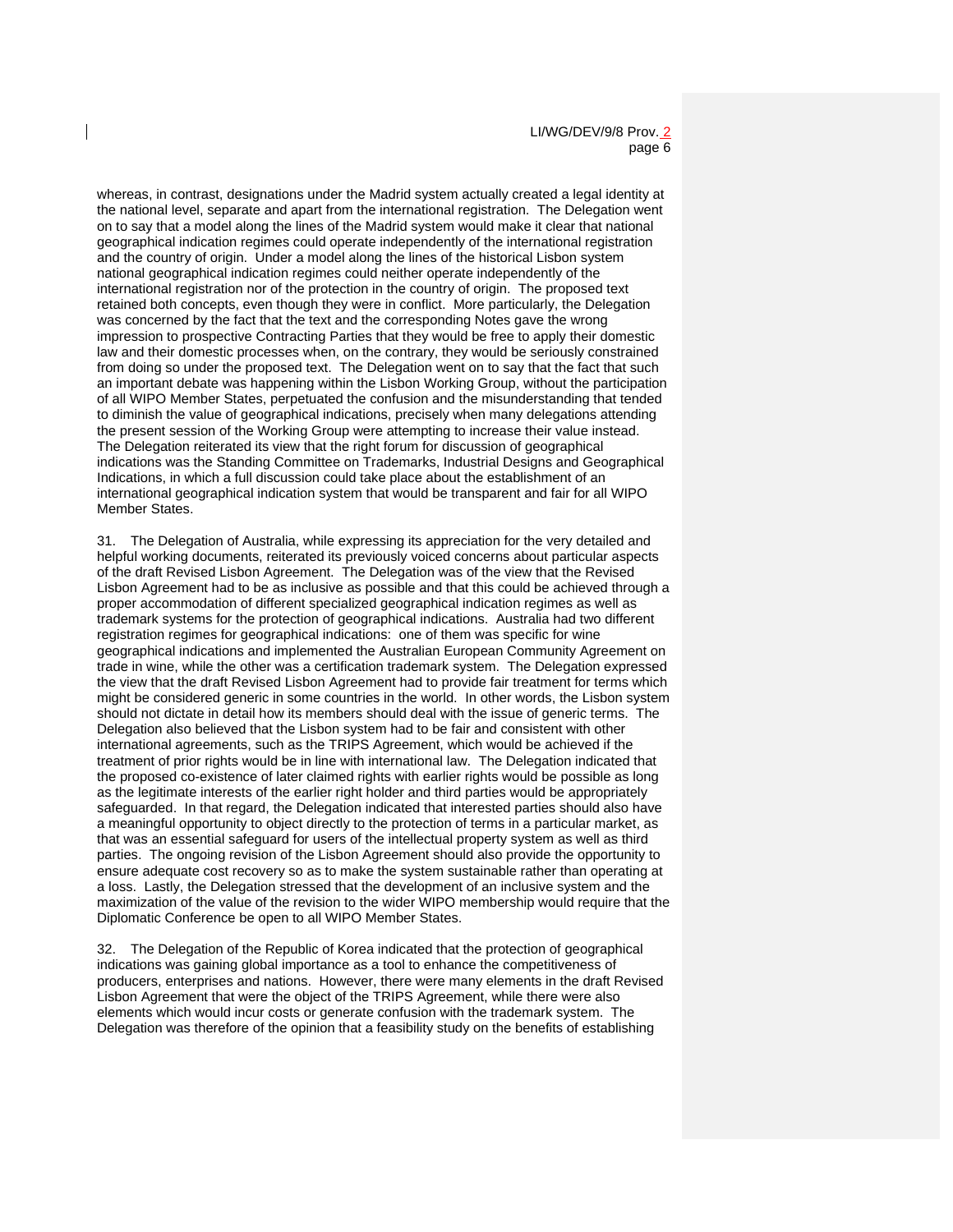whereas, in contrast, designations under the Madrid system actually created a legal identity at the national level, separate and apart from the international registration. The Delegation went on to say that a model along the lines of the Madrid system would make it clear that national geographical indication regimes could operate independently of the international registration and the country of origin. Under a model along the lines of the historical Lisbon system national geographical indication regimes could neither operate independently of the international registration nor of the protection in the country of origin. The proposed text retained both concepts, even though they were in conflict. More particularly, the Delegation was concerned by the fact that the text and the corresponding Notes gave the wrong impression to prospective Contracting Parties that they would be free to apply their domestic law and their domestic processes when, on the contrary, they would be seriously constrained from doing so under the proposed text. The Delegation went on to say that the fact that such an important debate was happening within the Lisbon Working Group, without the participation of all WIPO Member States, perpetuated the confusion and the misunderstanding that tended to diminish the value of geographical indications, precisely when many delegations attending the present session of the Working Group were attempting to increase their value instead. The Delegation reiterated its view that the right forum for discussion of geographical indications was the Standing Committee on Trademarks, Industrial Designs and Geographical Indications, in which a full discussion could take place about the establishment of an international geographical indication system that would be transparent and fair for all WIPO Member States.

31. The Delegation of Australia, while expressing its appreciation for the very detailed and helpful working documents, reiterated its previously voiced concerns about particular aspects of the draft Revised Lisbon Agreement. The Delegation was of the view that the Revised Lisbon Agreement had to be as inclusive as possible and that this could be achieved through a proper accommodation of different specialized geographical indication regimes as well as trademark systems for the protection of geographical indications. Australia had two different registration regimes for geographical indications: one of them was specific for wine geographical indications and implemented the Australian European Community Agreement on trade in wine, while the other was a certification trademark system. The Delegation expressed the view that the draft Revised Lisbon Agreement had to provide fair treatment for terms which might be considered generic in some countries in the world. In other words, the Lisbon system should not dictate in detail how its members should deal with the issue of generic terms. The Delegation also believed that the Lisbon system had to be fair and consistent with other international agreements, such as the TRIPS Agreement, which would be achieved if the treatment of prior rights would be in line with international law. The Delegation indicated that the proposed co-existence of later claimed rights with earlier rights would be possible as long as the legitimate interests of the earlier right holder and third parties would be appropriately safeguarded. In that regard, the Delegation indicated that interested parties should also have a meaningful opportunity to object directly to the protection of terms in a particular market, as that was an essential safeguard for users of the intellectual property system as well as third parties. The ongoing revision of the Lisbon Agreement should also provide the opportunity to ensure adequate cost recovery so as to make the system sustainable rather than operating at a loss. Lastly, the Delegation stressed that the development of an inclusive system and the maximization of the value of the revision to the wider WIPO membership would require that the Diplomatic Conference be open to all WIPO Member States.

32. The Delegation of the Republic of Korea indicated that the protection of geographical indications was gaining global importance as a tool to enhance the competitiveness of producers, enterprises and nations. However, there were many elements in the draft Revised Lisbon Agreement that were the object of the TRIPS Agreement, while there were also elements which would incur costs or generate confusion with the trademark system. The Delegation was therefore of the opinion that a feasibility study on the benefits of establishing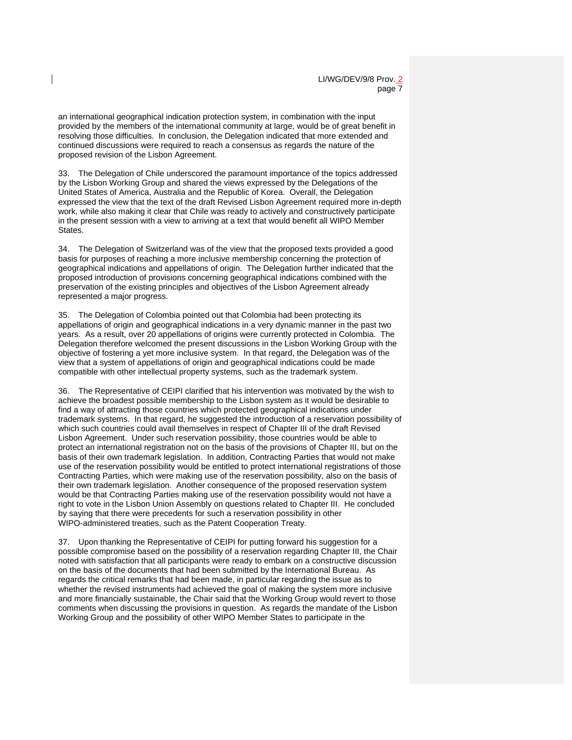an international geographical indication protection system, in combination with the input provided by the members of the international community at large, would be of great benefit in resolving those difficulties. In conclusion, the Delegation indicated that more extended and continued discussions were required to reach a consensus as regards the nature of the proposed revision of the Lisbon Agreement.

33. The Delegation of Chile underscored the paramount importance of the topics addressed by the Lisbon Working Group and shared the views expressed by the Delegations of the United States of America, Australia and the Republic of Korea. Overall, the Delegation expressed the view that the text of the draft Revised Lisbon Agreement required more in-depth work, while also making it clear that Chile was ready to actively and constructively participate in the present session with a view to arriving at a text that would benefit all WIPO Member States.

34. The Delegation of Switzerland was of the view that the proposed texts provided a good basis for purposes of reaching a more inclusive membership concerning the protection of geographical indications and appellations of origin. The Delegation further indicated that the proposed introduction of provisions concerning geographical indications combined with the preservation of the existing principles and objectives of the Lisbon Agreement already represented a major progress.

35. The Delegation of Colombia pointed out that Colombia had been protecting its appellations of origin and geographical indications in a very dynamic manner in the past two years. As a result, over 20 appellations of origins were currently protected in Colombia. The Delegation therefore welcomed the present discussions in the Lisbon Working Group with the objective of fostering a yet more inclusive system. In that regard, the Delegation was of the view that a system of appellations of origin and geographical indications could be made compatible with other intellectual property systems, such as the trademark system.

36. The Representative of CEIPI clarified that his intervention was motivated by the wish to achieve the broadest possible membership to the Lisbon system as it would be desirable to find a way of attracting those countries which protected geographical indications under trademark systems. In that regard, he suggested the introduction of a reservation possibility of which such countries could avail themselves in respect of Chapter III of the draft Revised Lisbon Agreement. Under such reservation possibility, those countries would be able to protect an international registration not on the basis of the provisions of Chapter III, but on the basis of their own trademark legislation. In addition, Contracting Parties that would not make use of the reservation possibility would be entitled to protect international registrations of those Contracting Parties, which were making use of the reservation possibility, also on the basis of their own trademark legislation. Another consequence of the proposed reservation system would be that Contracting Parties making use of the reservation possibility would not have a right to vote in the Lisbon Union Assembly on questions related to Chapter III. He concluded by saying that there were precedents for such a reservation possibility in other WIPO-administered treaties, such as the Patent Cooperation Treaty.

37. Upon thanking the Representative of CEIPI for putting forward his suggestion for a possible compromise based on the possibility of a reservation regarding Chapter III, the Chair noted with satisfaction that all participants were ready to embark on a constructive discussion on the basis of the documents that had been submitted by the International Bureau. As regards the critical remarks that had been made, in particular regarding the issue as to whether the revised instruments had achieved the goal of making the system more inclusive and more financially sustainable, the Chair said that the Working Group would revert to those comments when discussing the provisions in question. As regards the mandate of the Lisbon Working Group and the possibility of other WIPO Member States to participate in the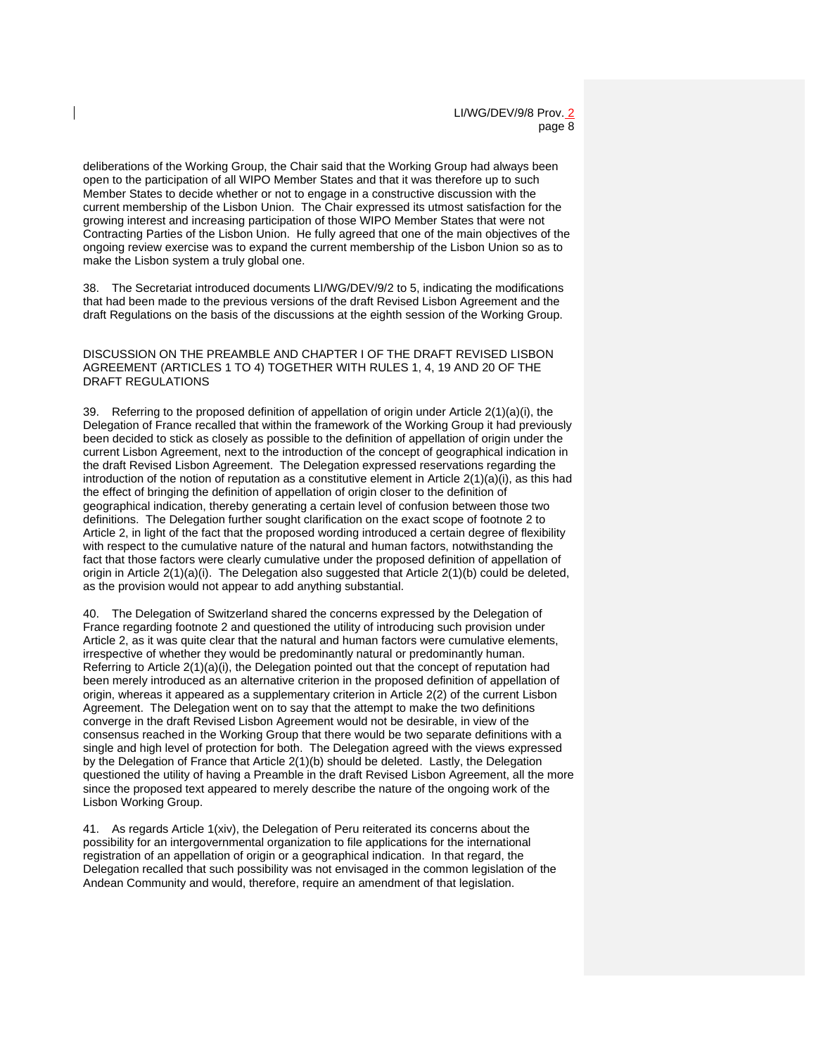deliberations of the Working Group, the Chair said that the Working Group had always been open to the participation of all WIPO Member States and that it was therefore up to such Member States to decide whether or not to engage in a constructive discussion with the current membership of the Lisbon Union. The Chair expressed its utmost satisfaction for the growing interest and increasing participation of those WIPO Member States that were not Contracting Parties of the Lisbon Union. He fully agreed that one of the main objectives of the ongoing review exercise was to expand the current membership of the Lisbon Union so as to make the Lisbon system a truly global one.

38. The Secretariat introduced documents LI/WG/DEV/9/2 to 5, indicating the modifications that had been made to the previous versions of the draft Revised Lisbon Agreement and the draft Regulations on the basis of the discussions at the eighth session of the Working Group.

DISCUSSION ON THE PREAMBLE AND CHAPTER I OF THE DRAFT REVISED LISBON AGREEMENT (ARTICLES 1 TO 4) TOGETHER WITH RULES 1, 4, 19 AND 20 OF THE DRAFT REGULATIONS

39. Referring to the proposed definition of appellation of origin under Article 2(1)(a)(i), the Delegation of France recalled that within the framework of the Working Group it had previously been decided to stick as closely as possible to the definition of appellation of origin under the current Lisbon Agreement, next to the introduction of the concept of geographical indication in the draft Revised Lisbon Agreement. The Delegation expressed reservations regarding the introduction of the notion of reputation as a constitutive element in Article 2(1)(a)(i), as this had the effect of bringing the definition of appellation of origin closer to the definition of geographical indication, thereby generating a certain level of confusion between those two definitions. The Delegation further sought clarification on the exact scope of footnote 2 to Article 2, in light of the fact that the proposed wording introduced a certain degree of flexibility with respect to the cumulative nature of the natural and human factors, notwithstanding the fact that those factors were clearly cumulative under the proposed definition of appellation of origin in Article 2(1)(a)(i). The Delegation also suggested that Article 2(1)(b) could be deleted, as the provision would not appear to add anything substantial.

40. The Delegation of Switzerland shared the concerns expressed by the Delegation of France regarding footnote 2 and questioned the utility of introducing such provision under Article 2, as it was quite clear that the natural and human factors were cumulative elements, irrespective of whether they would be predominantly natural or predominantly human. Referring to Article 2(1)(a)(i), the Delegation pointed out that the concept of reputation had been merely introduced as an alternative criterion in the proposed definition of appellation of origin, whereas it appeared as a supplementary criterion in Article 2(2) of the current Lisbon Agreement. The Delegation went on to say that the attempt to make the two definitions converge in the draft Revised Lisbon Agreement would not be desirable, in view of the consensus reached in the Working Group that there would be two separate definitions with a single and high level of protection for both. The Delegation agreed with the views expressed by the Delegation of France that Article 2(1)(b) should be deleted. Lastly, the Delegation questioned the utility of having a Preamble in the draft Revised Lisbon Agreement, all the more since the proposed text appeared to merely describe the nature of the ongoing work of the Lisbon Working Group.

41. As regards Article 1(xiv), the Delegation of Peru reiterated its concerns about the possibility for an intergovernmental organization to file applications for the international registration of an appellation of origin or a geographical indication. In that regard, the Delegation recalled that such possibility was not envisaged in the common legislation of the Andean Community and would, therefore, require an amendment of that legislation.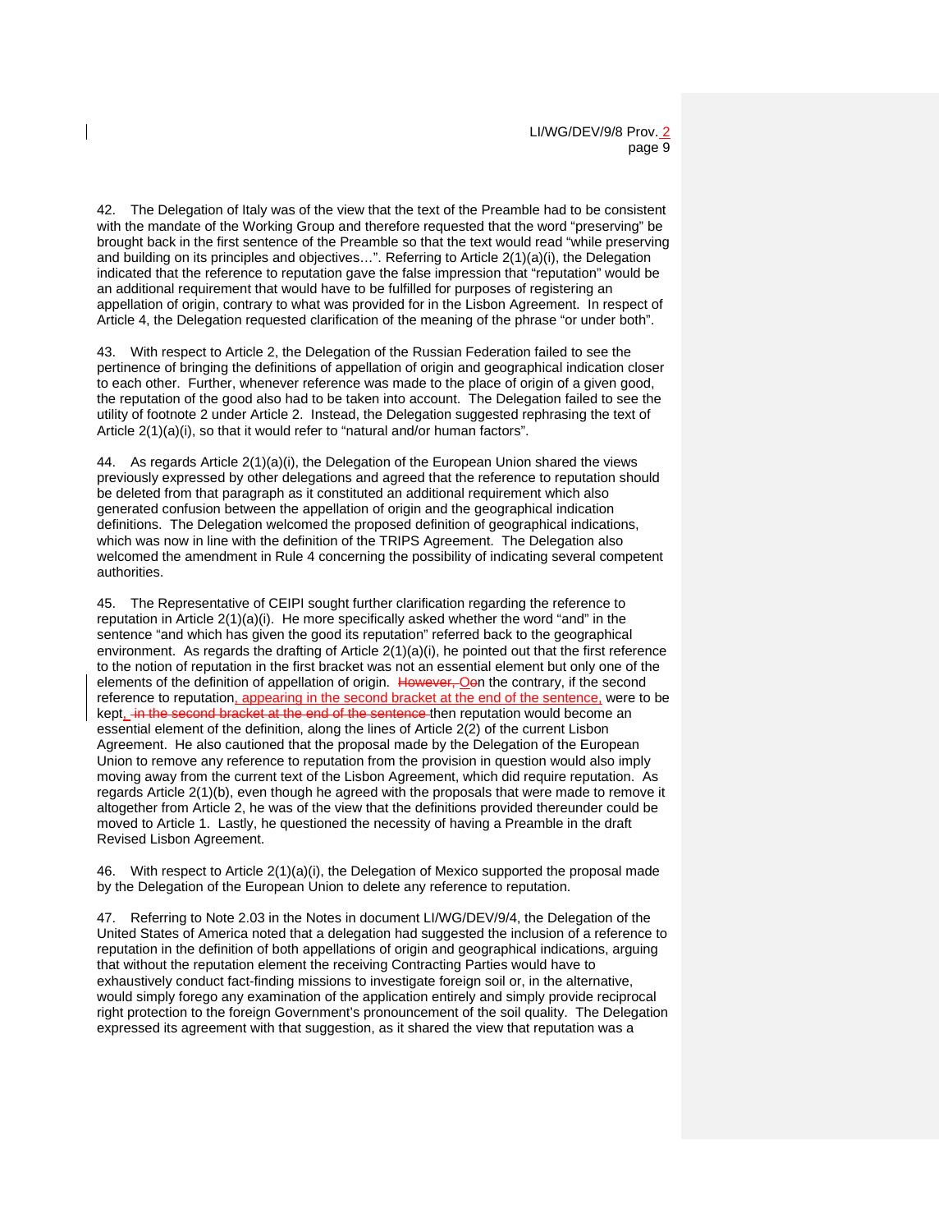42. The Delegation of Italy was of the view that the text of the Preamble had to be consistent with the mandate of the Working Group and therefore requested that the word "preserving" be brought back in the first sentence of the Preamble so that the text would read "while preserving and building on its principles and objectives…". Referring to Article 2(1)(a)(i), the Delegation indicated that the reference to reputation gave the false impression that "reputation" would be an additional requirement that would have to be fulfilled for purposes of registering an appellation of origin, contrary to what was provided for in the Lisbon Agreement. In respect of Article 4, the Delegation requested clarification of the meaning of the phrase "or under both".

43. With respect to Article 2, the Delegation of the Russian Federation failed to see the pertinence of bringing the definitions of appellation of origin and geographical indication closer to each other. Further, whenever reference was made to the place of origin of a given good, the reputation of the good also had to be taken into account. The Delegation failed to see the utility of footnote 2 under Article 2. Instead, the Delegation suggested rephrasing the text of Article 2(1)(a)(i), so that it would refer to "natural and/or human factors".

44. As regards Article 2(1)(a)(i), the Delegation of the European Union shared the views previously expressed by other delegations and agreed that the reference to reputation should be deleted from that paragraph as it constituted an additional requirement which also generated confusion between the appellation of origin and the geographical indication definitions. The Delegation welcomed the proposed definition of geographical indications, which was now in line with the definition of the TRIPS Agreement. The Delegation also welcomed the amendment in Rule 4 concerning the possibility of indicating several competent authorities.

45. The Representative of CEIPI sought further clarification regarding the reference to reputation in Article 2(1)(a)(i). He more specifically asked whether the word "and" in the sentence "and which has given the good its reputation" referred back to the geographical environment. As regards the drafting of Article 2(1)(a)(i), he pointed out that the first reference to the notion of reputation in the first bracket was not an essential element but only one of the elements of the definition of appellation of origin. ~~However, O~~On the contrary, if the second reference to reputation, appearing in the second bracket at the end of the sentence, were to be kept, ~~in the second bracket at the end of the sentence~~ then reputation would become an essential element of the definition, along the lines of Article 2(2) of the current Lisbon Agreement. He also cautioned that the proposal made by the Delegation of the European Union to remove any reference to reputation from the provision in question would also imply moving away from the current text of the Lisbon Agreement, which did require reputation. As regards Article 2(1)(b), even though he agreed with the proposals that were made to remove it altogether from Article 2, he was of the view that the definitions provided thereunder could be moved to Article 1. Lastly, he questioned the necessity of having a Preamble in the draft Revised Lisbon Agreement.

46. With respect to Article 2(1)(a)(i), the Delegation of Mexico supported the proposal made by the Delegation of the European Union to delete any reference to reputation.

47. Referring to Note 2.03 in the Notes in document LI/WG/DEV/9/4, the Delegation of the United States of America noted that a delegation had suggested the inclusion of a reference to reputation in the definition of both appellations of origin and geographical indications, arguing that without the reputation element the receiving Contracting Parties would have to exhaustively conduct fact-finding missions to investigate foreign soil or, in the alternative, would simply forego any examination of the application entirely and simply provide reciprocal right protection to the foreign Government's pronouncement of the soil quality. The Delegation expressed its agreement with that suggestion, as it shared the view that reputation was a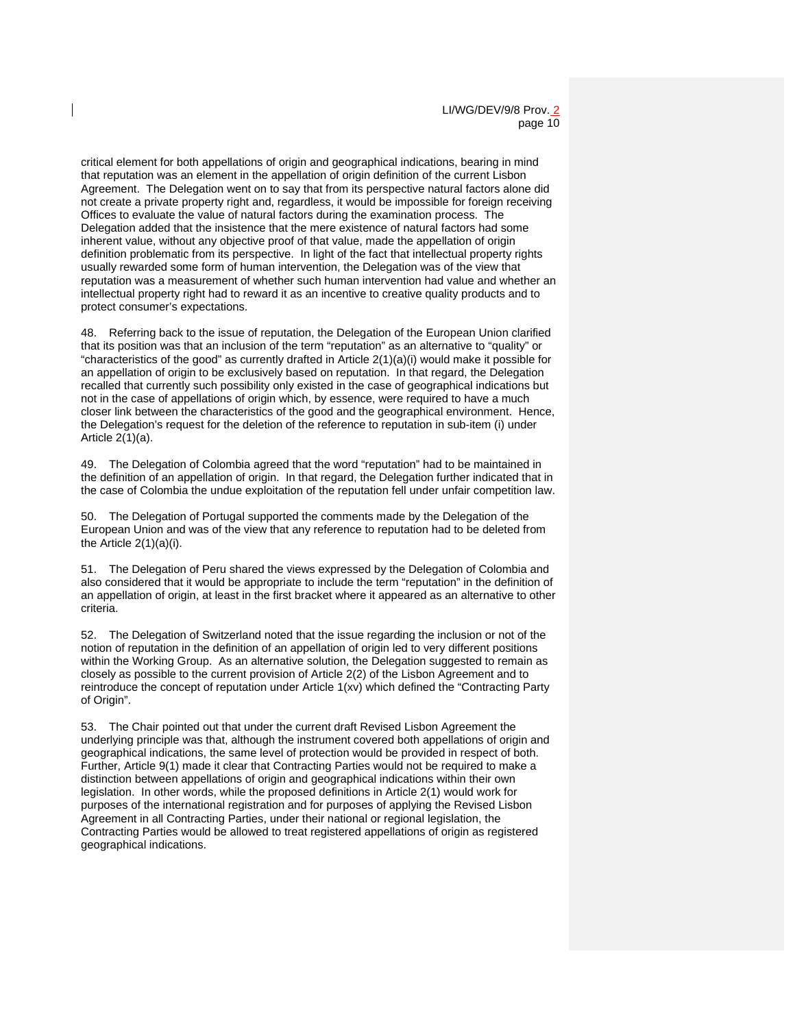critical element for both appellations of origin and geographical indications, bearing in mind that reputation was an element in the appellation of origin definition of the current Lisbon Agreement. The Delegation went on to say that from its perspective natural factors alone did not create a private property right and, regardless, it would be impossible for foreign receiving Offices to evaluate the value of natural factors during the examination process. The Delegation added that the insistence that the mere existence of natural factors had some inherent value, without any objective proof of that value, made the appellation of origin definition problematic from its perspective. In light of the fact that intellectual property rights usually rewarded some form of human intervention, the Delegation was of the view that reputation was a measurement of whether such human intervention had value and whether an intellectual property right had to reward it as an incentive to creative quality products and to protect consumer's expectations.

48. Referring back to the issue of reputation, the Delegation of the European Union clarified that its position was that an inclusion of the term "reputation" as an alternative to "quality" or "characteristics of the good" as currently drafted in Article 2(1)(a)(i) would make it possible for an appellation of origin to be exclusively based on reputation. In that regard, the Delegation recalled that currently such possibility only existed in the case of geographical indications but not in the case of appellations of origin which, by essence, were required to have a much closer link between the characteristics of the good and the geographical environment. Hence, the Delegation's request for the deletion of the reference to reputation in sub-item (i) under Article 2(1)(a).

49. The Delegation of Colombia agreed that the word "reputation" had to be maintained in the definition of an appellation of origin. In that regard, the Delegation further indicated that in the case of Colombia the undue exploitation of the reputation fell under unfair competition law.

50. The Delegation of Portugal supported the comments made by the Delegation of the European Union and was of the view that any reference to reputation had to be deleted from the Article 2(1)(a)(i).

51. The Delegation of Peru shared the views expressed by the Delegation of Colombia and also considered that it would be appropriate to include the term "reputation" in the definition of an appellation of origin, at least in the first bracket where it appeared as an alternative to other criteria.

52. The Delegation of Switzerland noted that the issue regarding the inclusion or not of the notion of reputation in the definition of an appellation of origin led to very different positions within the Working Group. As an alternative solution, the Delegation suggested to remain as closely as possible to the current provision of Article 2(2) of the Lisbon Agreement and to reintroduce the concept of reputation under Article 1(xv) which defined the "Contracting Party of Origin".

53. The Chair pointed out that under the current draft Revised Lisbon Agreement the underlying principle was that, although the instrument covered both appellations of origin and geographical indications, the same level of protection would be provided in respect of both. Further, Article 9(1) made it clear that Contracting Parties would not be required to make a distinction between appellations of origin and geographical indications within their own legislation. In other words, while the proposed definitions in Article 2(1) would work for purposes of the international registration and for purposes of applying the Revised Lisbon Agreement in all Contracting Parties, under their national or regional legislation, the Contracting Parties would be allowed to treat registered appellations of origin as registered geographical indications.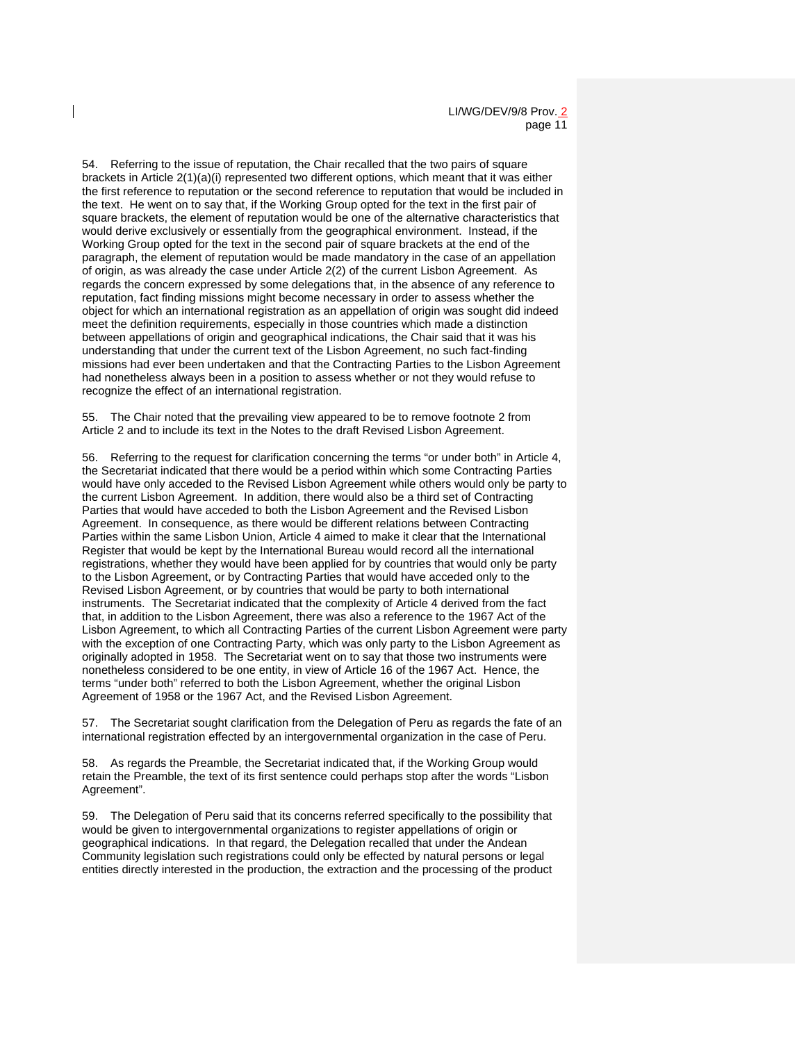54. Referring to the issue of reputation, the Chair recalled that the two pairs of square brackets in Article 2(1)(a)(i) represented two different options, which meant that it was either the first reference to reputation or the second reference to reputation that would be included in the text. He went on to say that, if the Working Group opted for the text in the first pair of square brackets, the element of reputation would be one of the alternative characteristics that would derive exclusively or essentially from the geographical environment. Instead, if the Working Group opted for the text in the second pair of square brackets at the end of the paragraph, the element of reputation would be made mandatory in the case of an appellation of origin, as was already the case under Article 2(2) of the current Lisbon Agreement. As regards the concern expressed by some delegations that, in the absence of any reference to reputation, fact finding missions might become necessary in order to assess whether the object for which an international registration as an appellation of origin was sought did indeed meet the definition requirements, especially in those countries which made a distinction between appellations of origin and geographical indications, the Chair said that it was his understanding that under the current text of the Lisbon Agreement, no such fact-finding missions had ever been undertaken and that the Contracting Parties to the Lisbon Agreement had nonetheless always been in a position to assess whether or not they would refuse to recognize the effect of an international registration.

55. The Chair noted that the prevailing view appeared to be to remove footnote 2 from Article 2 and to include its text in the Notes to the draft Revised Lisbon Agreement.

56. Referring to the request for clarification concerning the terms "or under both" in Article 4, the Secretariat indicated that there would be a period within which some Contracting Parties would have only acceded to the Revised Lisbon Agreement while others would only be party to the current Lisbon Agreement. In addition, there would also be a third set of Contracting Parties that would have acceded to both the Lisbon Agreement and the Revised Lisbon Agreement. In consequence, as there would be different relations between Contracting Parties within the same Lisbon Union, Article 4 aimed to make it clear that the International Register that would be kept by the International Bureau would record all the international registrations, whether they would have been applied for by countries that would only be party to the Lisbon Agreement, or by Contracting Parties that would have acceded only to the Revised Lisbon Agreement, or by countries that would be party to both international instruments. The Secretariat indicated that the complexity of Article 4 derived from the fact that, in addition to the Lisbon Agreement, there was also a reference to the 1967 Act of the Lisbon Agreement, to which all Contracting Parties of the current Lisbon Agreement were party with the exception of one Contracting Party, which was only party to the Lisbon Agreement as originally adopted in 1958. The Secretariat went on to say that those two instruments were nonetheless considered to be one entity, in view of Article 16 of the 1967 Act. Hence, the terms "under both" referred to both the Lisbon Agreement, whether the original Lisbon Agreement of 1958 or the 1967 Act, and the Revised Lisbon Agreement.

57. The Secretariat sought clarification from the Delegation of Peru as regards the fate of an international registration effected by an intergovernmental organization in the case of Peru.

58. As regards the Preamble, the Secretariat indicated that, if the Working Group would retain the Preamble, the text of its first sentence could perhaps stop after the words "Lisbon Agreement".

59. The Delegation of Peru said that its concerns referred specifically to the possibility that would be given to intergovernmental organizations to register appellations of origin or geographical indications. In that regard, the Delegation recalled that under the Andean Community legislation such registrations could only be effected by natural persons or legal entities directly interested in the production, the extraction and the processing of the product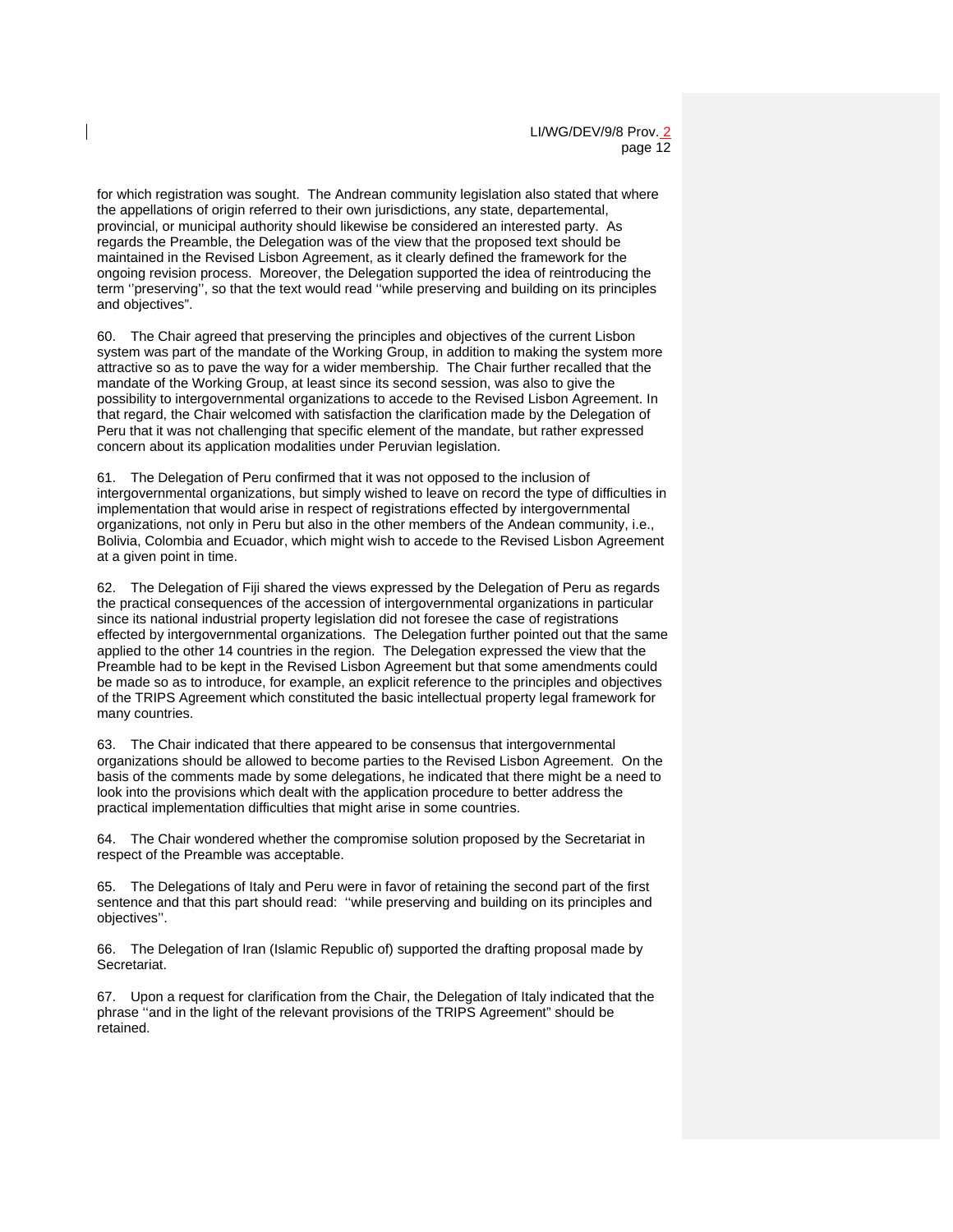for which registration was sought. The Andrean community legislation also stated that where the appellations of origin referred to their own jurisdictions, any state, departemental, provincial, or municipal authority should likewise be considered an interested party. As regards the Preamble, the Delegation was of the view that the proposed text should be maintained in the Revised Lisbon Agreement, as it clearly defined the framework for the ongoing revision process. Moreover, the Delegation supported the idea of reintroducing the term ''preserving'', so that the text would read ''while preserving and building on its principles and objectives".

60. The Chair agreed that preserving the principles and objectives of the current Lisbon system was part of the mandate of the Working Group, in addition to making the system more attractive so as to pave the way for a wider membership. The Chair further recalled that the mandate of the Working Group, at least since its second session, was also to give the possibility to intergovernmental organizations to accede to the Revised Lisbon Agreement. In that regard, the Chair welcomed with satisfaction the clarification made by the Delegation of Peru that it was not challenging that specific element of the mandate, but rather expressed concern about its application modalities under Peruvian legislation.

61. The Delegation of Peru confirmed that it was not opposed to the inclusion of intergovernmental organizations, but simply wished to leave on record the type of difficulties in implementation that would arise in respect of registrations effected by intergovernmental organizations, not only in Peru but also in the other members of the Andean community, i.e., Bolivia, Colombia and Ecuador, which might wish to accede to the Revised Lisbon Agreement at a given point in time.

62. The Delegation of Fiji shared the views expressed by the Delegation of Peru as regards the practical consequences of the accession of intergovernmental organizations in particular since its national industrial property legislation did not foresee the case of registrations effected by intergovernmental organizations. The Delegation further pointed out that the same applied to the other 14 countries in the region. The Delegation expressed the view that the Preamble had to be kept in the Revised Lisbon Agreement but that some amendments could be made so as to introduce, for example, an explicit reference to the principles and objectives of the TRIPS Agreement which constituted the basic intellectual property legal framework for many countries.

63. The Chair indicated that there appeared to be consensus that intergovernmental organizations should be allowed to become parties to the Revised Lisbon Agreement. On the basis of the comments made by some delegations, he indicated that there might be a need to look into the provisions which dealt with the application procedure to better address the practical implementation difficulties that might arise in some countries.

64. The Chair wondered whether the compromise solution proposed by the Secretariat in respect of the Preamble was acceptable.

65. The Delegations of Italy and Peru were in favor of retaining the second part of the first sentence and that this part should read: ''while preserving and building on its principles and objectives''.

66. The Delegation of Iran (Islamic Republic of) supported the drafting proposal made by Secretariat.

67. Upon a request for clarification from the Chair, the Delegation of Italy indicated that the phrase ''and in the light of the relevant provisions of the TRIPS Agreement" should be retained.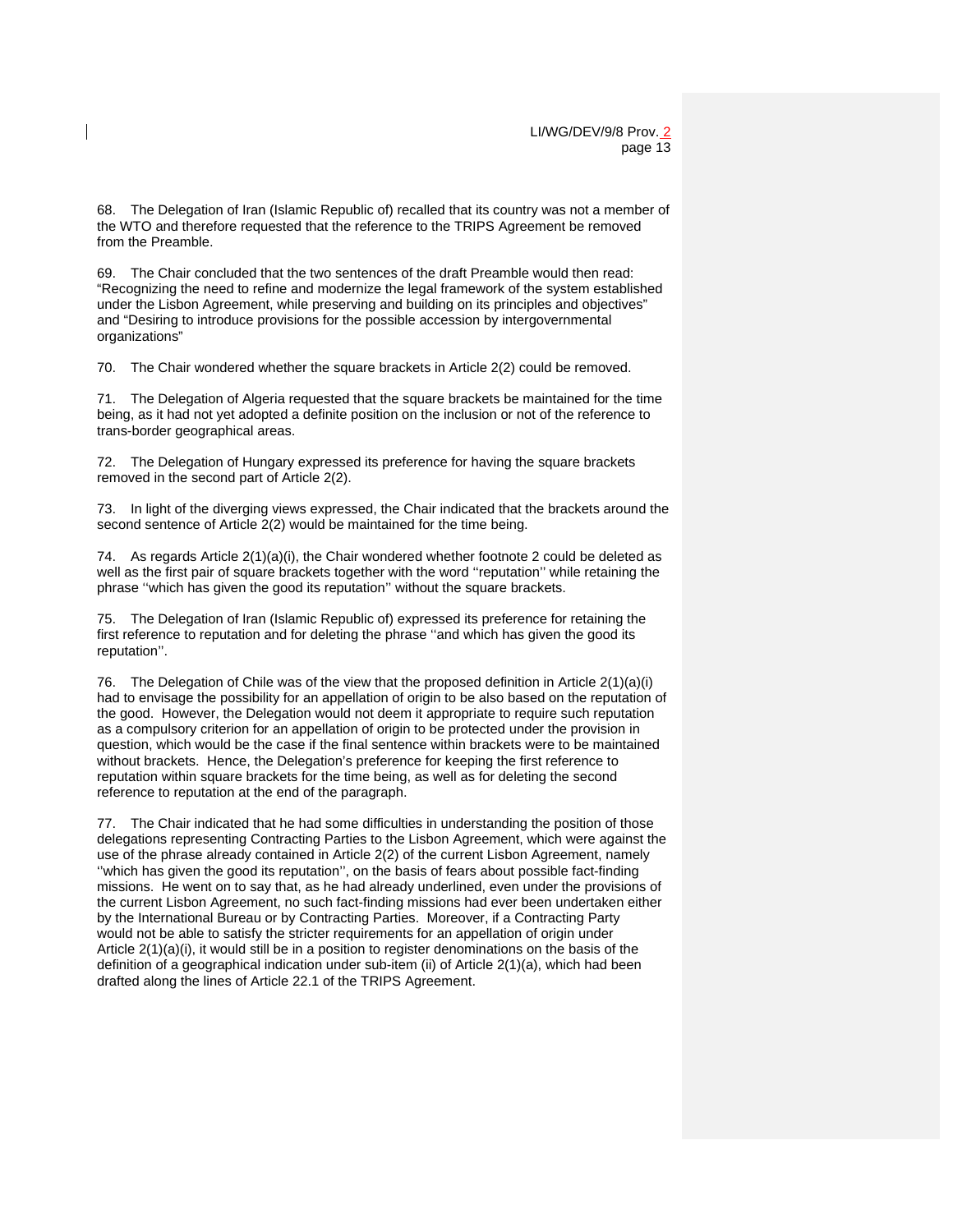68. The Delegation of Iran (Islamic Republic of) recalled that its country was not a member of the WTO and therefore requested that the reference to the TRIPS Agreement be removed from the Preamble.

69. The Chair concluded that the two sentences of the draft Preamble would then read: "Recognizing the need to refine and modernize the legal framework of the system established under the Lisbon Agreement, while preserving and building on its principles and objectives" and "Desiring to introduce provisions for the possible accession by intergovernmental organizations"

70. The Chair wondered whether the square brackets in Article 2(2) could be removed.

71. The Delegation of Algeria requested that the square brackets be maintained for the time being, as it had not yet adopted a definite position on the inclusion or not of the reference to trans-border geographical areas.

72. The Delegation of Hungary expressed its preference for having the square brackets removed in the second part of Article 2(2).

73. In light of the diverging views expressed, the Chair indicated that the brackets around the second sentence of Article 2(2) would be maintained for the time being.

74. As regards Article 2(1)(a)(i), the Chair wondered whether footnote 2 could be deleted as well as the first pair of square brackets together with the word ''reputation'' while retaining the phrase ''which has given the good its reputation'' without the square brackets.

75. The Delegation of Iran (Islamic Republic of) expressed its preference for retaining the first reference to reputation and for deleting the phrase ''and which has given the good its reputation''.

76. The Delegation of Chile was of the view that the proposed definition in Article 2(1)(a)(i) had to envisage the possibility for an appellation of origin to be also based on the reputation of the good. However, the Delegation would not deem it appropriate to require such reputation as a compulsory criterion for an appellation of origin to be protected under the provision in question, which would be the case if the final sentence within brackets were to be maintained without brackets. Hence, the Delegation's preference for keeping the first reference to reputation within square brackets for the time being, as well as for deleting the second reference to reputation at the end of the paragraph.

77. The Chair indicated that he had some difficulties in understanding the position of those delegations representing Contracting Parties to the Lisbon Agreement, which were against the use of the phrase already contained in Article 2(2) of the current Lisbon Agreement, namely ''which has given the good its reputation'', on the basis of fears about possible fact-finding missions. He went on to say that, as he had already underlined, even under the provisions of the current Lisbon Agreement, no such fact-finding missions had ever been undertaken either by the International Bureau or by Contracting Parties. Moreover, if a Contracting Party would not be able to satisfy the stricter requirements for an appellation of origin under Article 2(1)(a)(i), it would still be in a position to register denominations on the basis of the definition of a geographical indication under sub-item (ii) of Article 2(1)(a), which had been drafted along the lines of Article 22.1 of the TRIPS Agreement.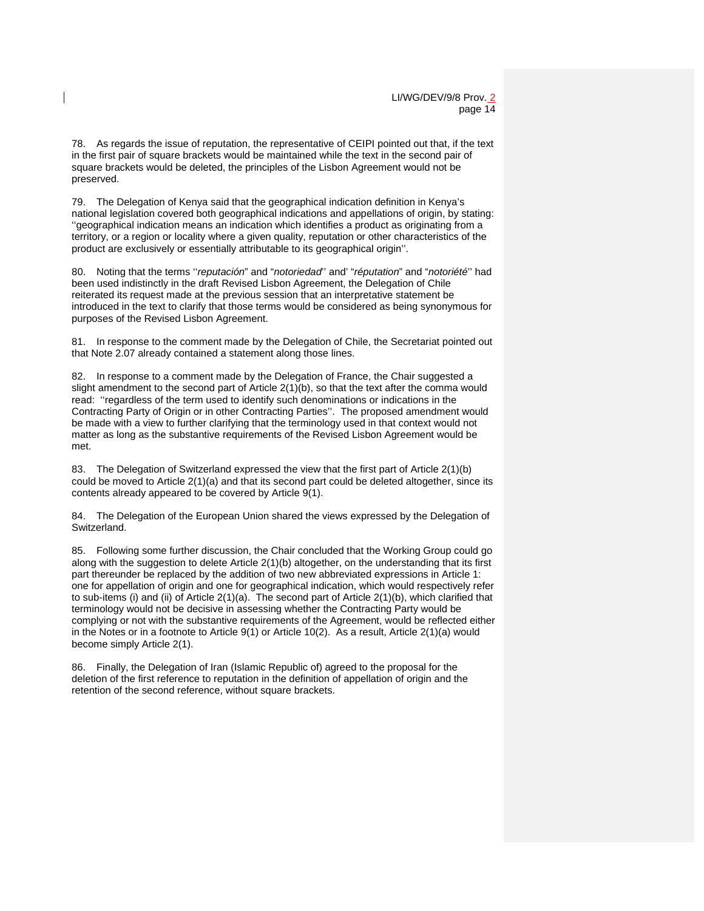78. As regards the issue of reputation, the representative of CEIPI pointed out that, if the text in the first pair of square brackets would be maintained while the text in the second pair of square brackets would be deleted, the principles of the Lisbon Agreement would not be preserved.

79. The Delegation of Kenya said that the geographical indication definition in Kenya's national legislation covered both geographical indications and appellations of origin, by stating: ''geographical indication means an indication which identifies a product as originating from a territory, or a region or locality where a given quality, reputation or other characteristics of the product are exclusively or essentially attributable to its geographical origin''.

80. Noting that the terms ''*reputación*" and "*notoriedad*'' and' "*réputation*" and "*notoriété*'' had been used indistinctly in the draft Revised Lisbon Agreement, the Delegation of Chile reiterated its request made at the previous session that an interpretative statement be introduced in the text to clarify that those terms would be considered as being synonymous for purposes of the Revised Lisbon Agreement.

81. In response to the comment made by the Delegation of Chile, the Secretariat pointed out that Note 2.07 already contained a statement along those lines.

82. In response to a comment made by the Delegation of France, the Chair suggested a slight amendment to the second part of Article 2(1)(b), so that the text after the comma would read: ''regardless of the term used to identify such denominations or indications in the Contracting Party of Origin or in other Contracting Parties''. The proposed amendment would be made with a view to further clarifying that the terminology used in that context would not matter as long as the substantive requirements of the Revised Lisbon Agreement would be met.

83. The Delegation of Switzerland expressed the view that the first part of Article 2(1)(b) could be moved to Article 2(1)(a) and that its second part could be deleted altogether, since its contents already appeared to be covered by Article 9(1).

84. The Delegation of the European Union shared the views expressed by the Delegation of Switzerland.

85. Following some further discussion, the Chair concluded that the Working Group could go along with the suggestion to delete Article 2(1)(b) altogether, on the understanding that its first part thereunder be replaced by the addition of two new abbreviated expressions in Article 1: one for appellation of origin and one for geographical indication, which would respectively refer to sub-items (i) and (ii) of Article 2(1)(a). The second part of Article 2(1)(b), which clarified that terminology would not be decisive in assessing whether the Contracting Party would be complying or not with the substantive requirements of the Agreement, would be reflected either in the Notes or in a footnote to Article 9(1) or Article 10(2). As a result, Article 2(1)(a) would become simply Article 2(1).

86. Finally, the Delegation of Iran (Islamic Republic of) agreed to the proposal for the deletion of the first reference to reputation in the definition of appellation of origin and the retention of the second reference, without square brackets.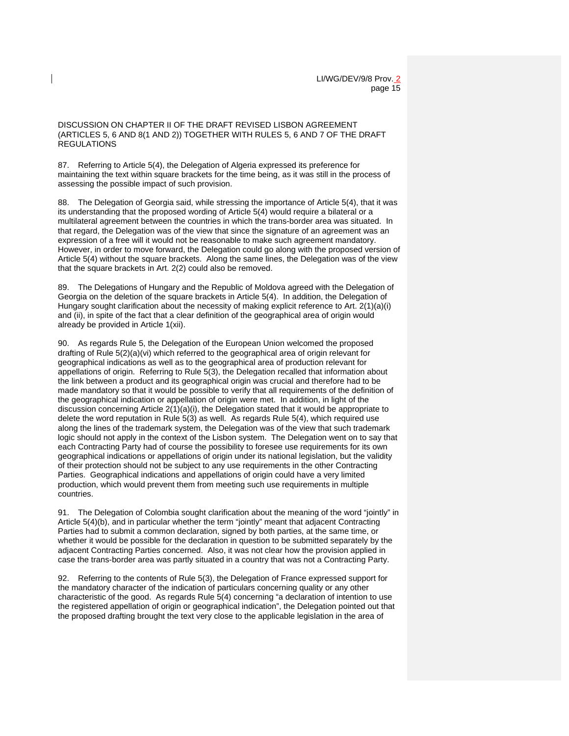DISCUSSION ON CHAPTER II OF THE DRAFT REVISED LISBON AGREEMENT (ARTICLES 5, 6 AND 8(1 AND 2)) TOGETHER WITH RULES 5, 6 AND 7 OF THE DRAFT REGULATIONS

87. Referring to Article 5(4), the Delegation of Algeria expressed its preference for maintaining the text within square brackets for the time being, as it was still in the process of assessing the possible impact of such provision.

88. The Delegation of Georgia said, while stressing the importance of Article 5(4), that it was its understanding that the proposed wording of Article 5(4) would require a bilateral or a multilateral agreement between the countries in which the trans-border area was situated. In that regard, the Delegation was of the view that since the signature of an agreement was an expression of a free will it would not be reasonable to make such agreement mandatory. However, in order to move forward, the Delegation could go along with the proposed version of Article 5(4) without the square brackets. Along the same lines, the Delegation was of the view that the square brackets in Art. 2(2) could also be removed.

89. The Delegations of Hungary and the Republic of Moldova agreed with the Delegation of Georgia on the deletion of the square brackets in Article 5(4). In addition, the Delegation of Hungary sought clarification about the necessity of making explicit reference to Art. 2(1)(a)(i) and (ii), in spite of the fact that a clear definition of the geographical area of origin would already be provided in Article 1(xii).

90. As regards Rule 5, the Delegation of the European Union welcomed the proposed drafting of Rule 5(2)(a)(vi) which referred to the geographical area of origin relevant for geographical indications as well as to the geographical area of production relevant for appellations of origin. Referring to Rule 5(3), the Delegation recalled that information about the link between a product and its geographical origin was crucial and therefore had to be made mandatory so that it would be possible to verify that all requirements of the definition of the geographical indication or appellation of origin were met. In addition, in light of the discussion concerning Article 2(1)(a)(i), the Delegation stated that it would be appropriate to delete the word reputation in Rule 5(3) as well. As regards Rule 5(4), which required use along the lines of the trademark system, the Delegation was of the view that such trademark logic should not apply in the context of the Lisbon system. The Delegation went on to say that each Contracting Party had of course the possibility to foresee use requirements for its own geographical indications or appellations of origin under its national legislation, but the validity of their protection should not be subject to any use requirements in the other Contracting Parties. Geographical indications and appellations of origin could have a very limited production, which would prevent them from meeting such use requirements in multiple countries.

91. The Delegation of Colombia sought clarification about the meaning of the word "jointly" in Article 5(4)(b), and in particular whether the term "jointly" meant that adjacent Contracting Parties had to submit a common declaration, signed by both parties, at the same time, or whether it would be possible for the declaration in question to be submitted separately by the adjacent Contracting Parties concerned. Also, it was not clear how the provision applied in case the trans-border area was partly situated in a country that was not a Contracting Party.

92. Referring to the contents of Rule 5(3), the Delegation of France expressed support for the mandatory character of the indication of particulars concerning quality or any other characteristic of the good. As regards Rule 5(4) concerning "a declaration of intention to use the registered appellation of origin or geographical indication", the Delegation pointed out that the proposed drafting brought the text very close to the applicable legislation in the area of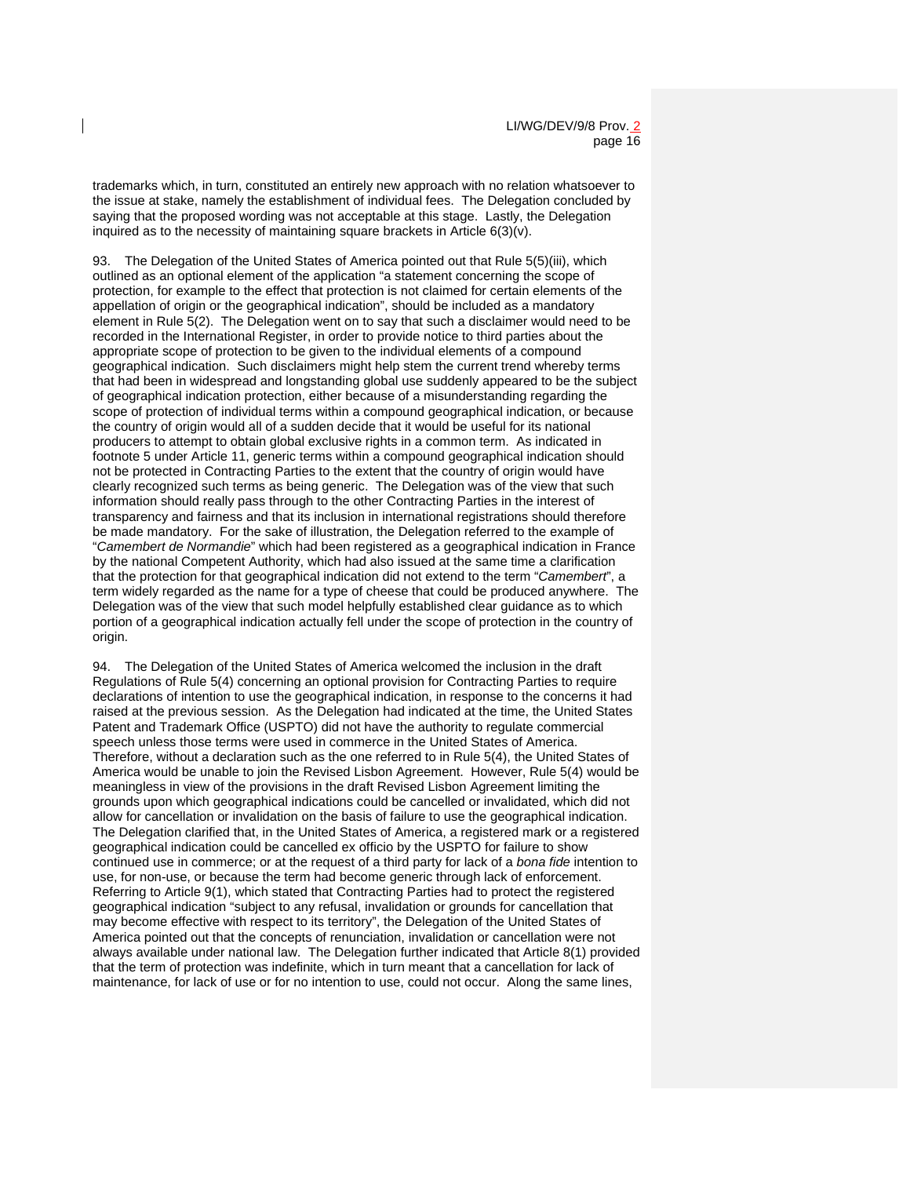trademarks which, in turn, constituted an entirely new approach with no relation whatsoever to the issue at stake, namely the establishment of individual fees. The Delegation concluded by saying that the proposed wording was not acceptable at this stage. Lastly, the Delegation inquired as to the necessity of maintaining square brackets in Article 6(3)(v).

93. The Delegation of the United States of America pointed out that Rule 5(5)(iii), which outlined as an optional element of the application "a statement concerning the scope of protection, for example to the effect that protection is not claimed for certain elements of the appellation of origin or the geographical indication", should be included as a mandatory element in Rule 5(2). The Delegation went on to say that such a disclaimer would need to be recorded in the International Register, in order to provide notice to third parties about the appropriate scope of protection to be given to the individual elements of a compound geographical indication. Such disclaimers might help stem the current trend whereby terms that had been in widespread and longstanding global use suddenly appeared to be the subject of geographical indication protection, either because of a misunderstanding regarding the scope of protection of individual terms within a compound geographical indication, or because the country of origin would all of a sudden decide that it would be useful for its national producers to attempt to obtain global exclusive rights in a common term. As indicated in footnote 5 under Article 11, generic terms within a compound geographical indication should not be protected in Contracting Parties to the extent that the country of origin would have clearly recognized such terms as being generic. The Delegation was of the view that such information should really pass through to the other Contracting Parties in the interest of transparency and fairness and that its inclusion in international registrations should therefore be made mandatory. For the sake of illustration, the Delegation referred to the example of "*Camembert de Normandie*" which had been registered as a geographical indication in France by the national Competent Authority, which had also issued at the same time a clarification that the protection for that geographical indication did not extend to the term "*Camembert*", a term widely regarded as the name for a type of cheese that could be produced anywhere. The Delegation was of the view that such model helpfully established clear guidance as to which portion of a geographical indication actually fell under the scope of protection in the country of origin.

94. The Delegation of the United States of America welcomed the inclusion in the draft Regulations of Rule 5(4) concerning an optional provision for Contracting Parties to require declarations of intention to use the geographical indication, in response to the concerns it had raised at the previous session. As the Delegation had indicated at the time, the United States Patent and Trademark Office (USPTO) did not have the authority to regulate commercial speech unless those terms were used in commerce in the United States of America. Therefore, without a declaration such as the one referred to in Rule 5(4), the United States of America would be unable to join the Revised Lisbon Agreement. However, Rule 5(4) would be meaningless in view of the provisions in the draft Revised Lisbon Agreement limiting the grounds upon which geographical indications could be cancelled or invalidated, which did not allow for cancellation or invalidation on the basis of failure to use the geographical indication. The Delegation clarified that, in the United States of America, a registered mark or a registered geographical indication could be cancelled ex officio by the USPTO for failure to show continued use in commerce; or at the request of a third party for lack of a *bona fide* intention to use, for non-use, or because the term had become generic through lack of enforcement. Referring to Article 9(1), which stated that Contracting Parties had to protect the registered geographical indication "subject to any refusal, invalidation or grounds for cancellation that may become effective with respect to its territory", the Delegation of the United States of America pointed out that the concepts of renunciation, invalidation or cancellation were not always available under national law. The Delegation further indicated that Article 8(1) provided that the term of protection was indefinite, which in turn meant that a cancellation for lack of maintenance, for lack of use or for no intention to use, could not occur. Along the same lines,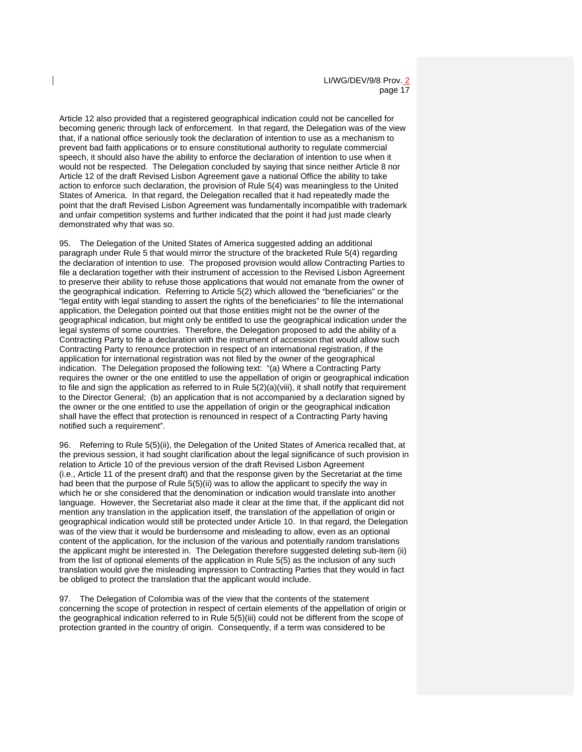Article 12 also provided that a registered geographical indication could not be cancelled for becoming generic through lack of enforcement. In that regard, the Delegation was of the view that, if a national office seriously took the declaration of intention to use as a mechanism to prevent bad faith applications or to ensure constitutional authority to regulate commercial speech, it should also have the ability to enforce the declaration of intention to use when it would not be respected. The Delegation concluded by saying that since neither Article 8 nor Article 12 of the draft Revised Lisbon Agreement gave a national Office the ability to take action to enforce such declaration, the provision of Rule 5(4) was meaningless to the United States of America. In that regard, the Delegation recalled that it had repeatedly made the point that the draft Revised Lisbon Agreement was fundamentally incompatible with trademark and unfair competition systems and further indicated that the point it had just made clearly demonstrated why that was so.

95. The Delegation of the United States of America suggested adding an additional paragraph under Rule 5 that would mirror the structure of the bracketed Rule 5(4) regarding the declaration of intention to use. The proposed provision would allow Contracting Parties to file a declaration together with their instrument of accession to the Revised Lisbon Agreement to preserve their ability to refuse those applications that would not emanate from the owner of the geographical indication. Referring to Article 5(2) which allowed the "beneficiaries" or the "legal entity with legal standing to assert the rights of the beneficiaries" to file the international application, the Delegation pointed out that those entities might not be the owner of the geographical indication, but might only be entitled to use the geographical indication under the legal systems of some countries. Therefore, the Delegation proposed to add the ability of a Contracting Party to file a declaration with the instrument of accession that would allow such Contracting Party to renounce protection in respect of an international registration, if the application for international registration was not filed by the owner of the geographical indication. The Delegation proposed the following text: "(a) Where a Contracting Party requires the owner or the one entitled to use the appellation of origin or geographical indication to file and sign the application as referred to in Rule 5(2)(a)(viii), it shall notify that requirement to the Director General; (b) an application that is not accompanied by a declaration signed by the owner or the one entitled to use the appellation of origin or the geographical indication shall have the effect that protection is renounced in respect of a Contracting Party having notified such a requirement".

96. Referring to Rule 5(5)(ii), the Delegation of the United States of America recalled that, at the previous session, it had sought clarification about the legal significance of such provision in relation to Article 10 of the previous version of the draft Revised Lisbon Agreement (i.e., Article 11 of the present draft) and that the response given by the Secretariat at the time had been that the purpose of Rule 5(5)(ii) was to allow the applicant to specify the way in which he or she considered that the denomination or indication would translate into another language. However, the Secretariat also made it clear at the time that, if the applicant did not mention any translation in the application itself, the translation of the appellation of origin or geographical indication would still be protected under Article 10. In that regard, the Delegation was of the view that it would be burdensome and misleading to allow, even as an optional content of the application, for the inclusion of the various and potentially random translations the applicant might be interested in. The Delegation therefore suggested deleting sub-item (ii) from the list of optional elements of the application in Rule 5(5) as the inclusion of any such translation would give the misleading impression to Contracting Parties that they would in fact be obliged to protect the translation that the applicant would include.

97. The Delegation of Colombia was of the view that the contents of the statement concerning the scope of protection in respect of certain elements of the appellation of origin or the geographical indication referred to in Rule 5(5)(iii) could not be different from the scope of protection granted in the country of origin. Consequently, if a term was considered to be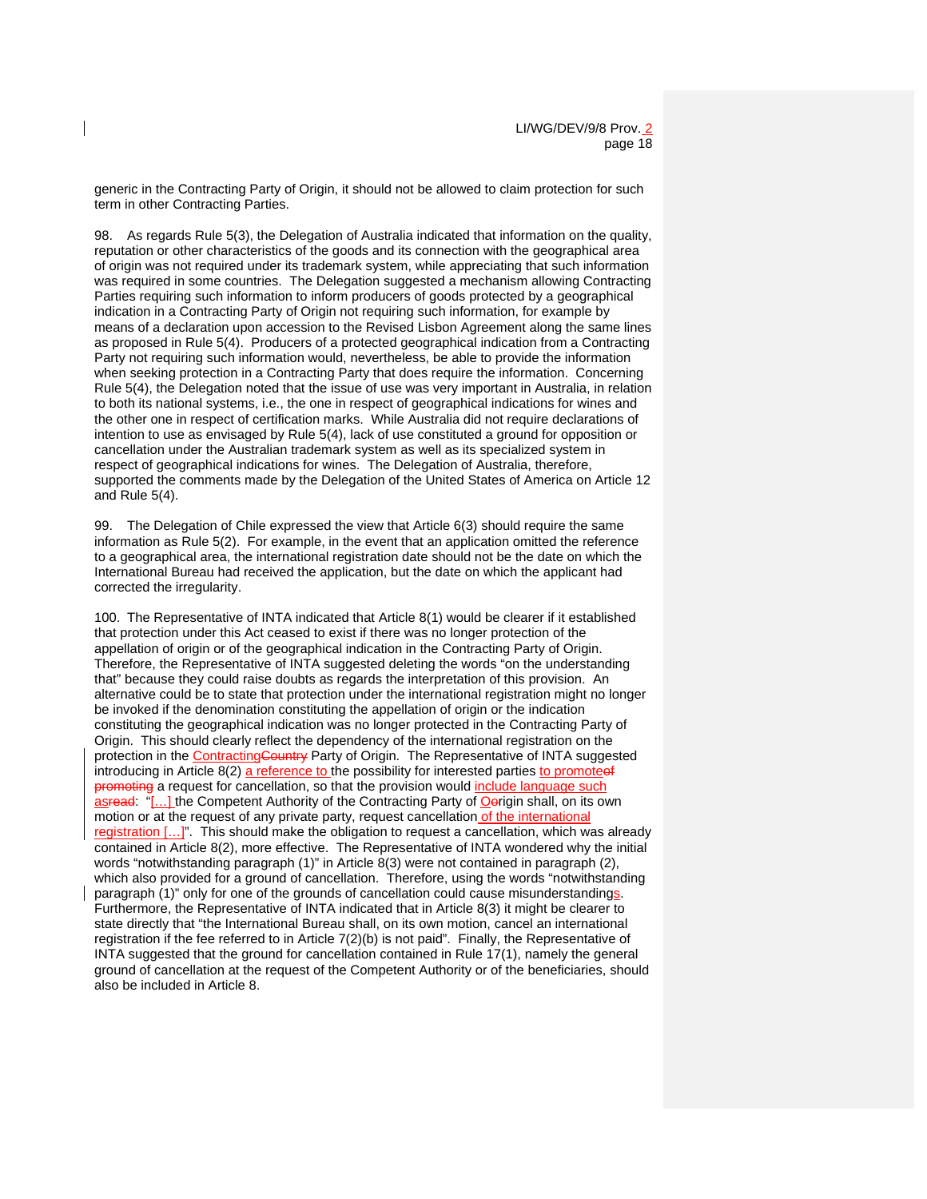generic in the Contracting Party of Origin, it should not be allowed to claim protection for such term in other Contracting Parties.

98. As regards Rule 5(3), the Delegation of Australia indicated that information on the quality, reputation or other characteristics of the goods and its connection with the geographical area of origin was not required under its trademark system, while appreciating that such information was required in some countries. The Delegation suggested a mechanism allowing Contracting Parties requiring such information to inform producers of goods protected by a geographical indication in a Contracting Party of Origin not requiring such information, for example by means of a declaration upon accession to the Revised Lisbon Agreement along the same lines as proposed in Rule 5(4). Producers of a protected geographical indication from a Contracting Party not requiring such information would, nevertheless, be able to provide the information when seeking protection in a Contracting Party that does require the information. Concerning Rule 5(4), the Delegation noted that the issue of use was very important in Australia, in relation to both its national systems, i.e., the one in respect of geographical indications for wines and the other one in respect of certification marks. While Australia did not require declarations of intention to use as envisaged by Rule 5(4), lack of use constituted a ground for opposition or cancellation under the Australian trademark system as well as its specialized system in respect of geographical indications for wines. The Delegation of Australia, therefore, supported the comments made by the Delegation of the United States of America on Article 12 and Rule 5(4).

99. The Delegation of Chile expressed the view that Article 6(3) should require the same information as Rule 5(2). For example, in the event that an application omitted the reference to a geographical area, the international registration date should not be the date on which the International Bureau had received the application, but the date on which the applicant had corrected the irregularity.

100. The Representative of INTA indicated that Article 8(1) would be clearer if it established that protection under this Act ceased to exist if there was no longer protection of the appellation of origin or of the geographical indication in the Contracting Party of Origin. Therefore, the Representative of INTA suggested deleting the words "on the understanding that" because they could raise doubts as regards the interpretation of this provision. An alternative could be to state that protection under the international registration might no longer be invoked if the denomination constituting the appellation of origin or the indication constituting the geographical indication was no longer protected in the Contracting Party of Origin. This should clearly reflect the dependency of the international registration on the protection in the Contracting~~Country~~ Party of Origin. The Representative of INTA suggested introducing in Article 8(2) a reference to the possibility for interested parties to promote~~of promoting~~ a request for cancellation, so that the provision would include language such as~~read~~: "[…] the Competent Authority of the Contracting Party of O~~o~~rigin shall, on its own motion or at the request of any private party, request cancellation of the international registration […]". This should make the obligation to request a cancellation, which was already contained in Article 8(2), more effective. The Representative of INTA wondered why the initial words "notwithstanding paragraph (1)" in Article 8(3) were not contained in paragraph (2), which also provided for a ground of cancellation. Therefore, using the words "notwithstanding paragraph (1)" only for one of the grounds of cancellation could cause misunderstandings. Furthermore, the Representative of INTA indicated that in Article 8(3) it might be clearer to state directly that "the International Bureau shall, on its own motion, cancel an international registration if the fee referred to in Article 7(2)(b) is not paid". Finally, the Representative of INTA suggested that the ground for cancellation contained in Rule 17(1), namely the general ground of cancellation at the request of the Competent Authority or of the beneficiaries, should also be included in Article 8.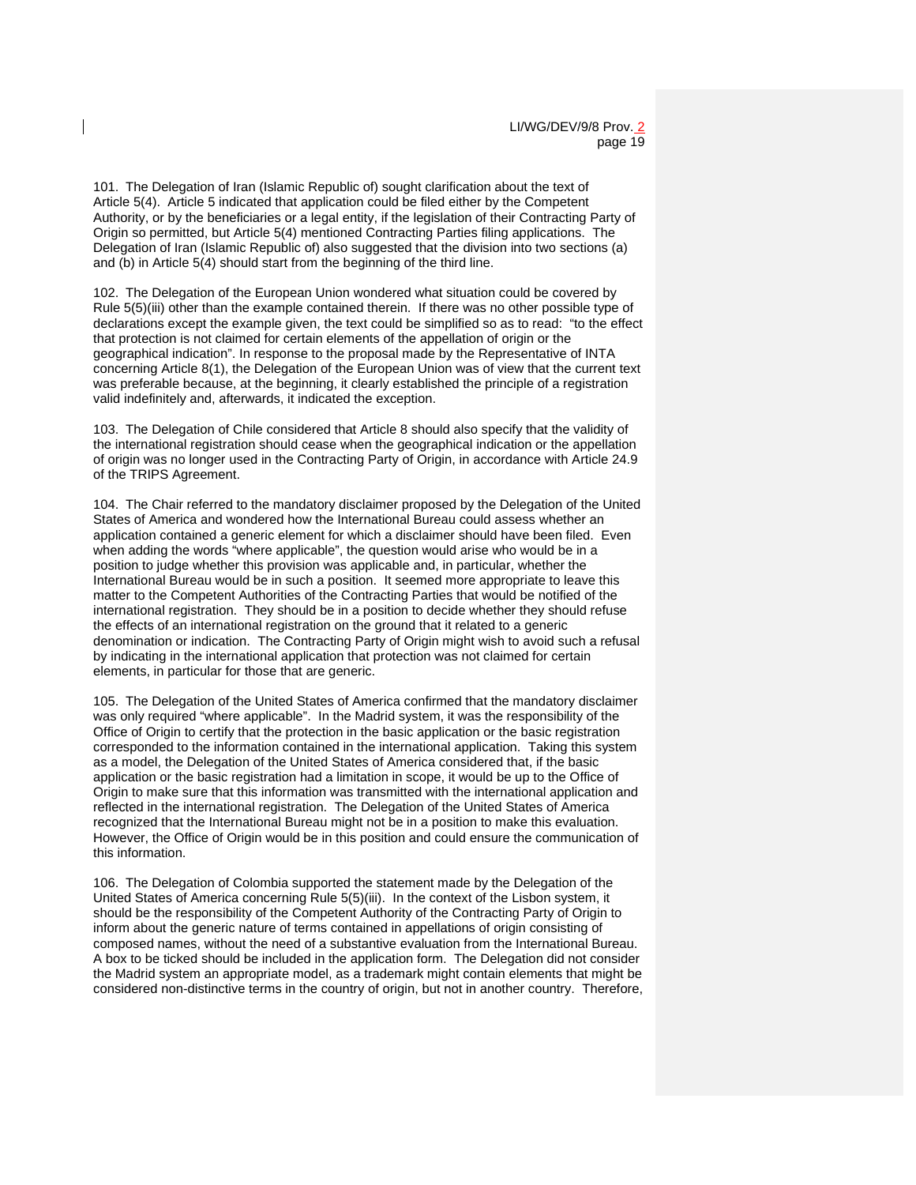101. The Delegation of Iran (Islamic Republic of) sought clarification about the text of Article 5(4). Article 5 indicated that application could be filed either by the Competent Authority, or by the beneficiaries or a legal entity, if the legislation of their Contracting Party of Origin so permitted, but Article 5(4) mentioned Contracting Parties filing applications. The Delegation of Iran (Islamic Republic of) also suggested that the division into two sections (a) and (b) in Article 5(4) should start from the beginning of the third line.

102. The Delegation of the European Union wondered what situation could be covered by Rule 5(5)(iii) other than the example contained therein. If there was no other possible type of declarations except the example given, the text could be simplified so as to read: "to the effect that protection is not claimed for certain elements of the appellation of origin or the geographical indication". In response to the proposal made by the Representative of INTA concerning Article 8(1), the Delegation of the European Union was of view that the current text was preferable because, at the beginning, it clearly established the principle of a registration valid indefinitely and, afterwards, it indicated the exception.

103. The Delegation of Chile considered that Article 8 should also specify that the validity of the international registration should cease when the geographical indication or the appellation of origin was no longer used in the Contracting Party of Origin, in accordance with Article 24.9 of the TRIPS Agreement.

104. The Chair referred to the mandatory disclaimer proposed by the Delegation of the United States of America and wondered how the International Bureau could assess whether an application contained a generic element for which a disclaimer should have been filed. Even when adding the words "where applicable", the question would arise who would be in a position to judge whether this provision was applicable and, in particular, whether the International Bureau would be in such a position. It seemed more appropriate to leave this matter to the Competent Authorities of the Contracting Parties that would be notified of the international registration. They should be in a position to decide whether they should refuse the effects of an international registration on the ground that it related to a generic denomination or indication. The Contracting Party of Origin might wish to avoid such a refusal by indicating in the international application that protection was not claimed for certain elements, in particular for those that are generic.

105. The Delegation of the United States of America confirmed that the mandatory disclaimer was only required "where applicable". In the Madrid system, it was the responsibility of the Office of Origin to certify that the protection in the basic application or the basic registration corresponded to the information contained in the international application. Taking this system as a model, the Delegation of the United States of America considered that, if the basic application or the basic registration had a limitation in scope, it would be up to the Office of Origin to make sure that this information was transmitted with the international application and reflected in the international registration. The Delegation of the United States of America recognized that the International Bureau might not be in a position to make this evaluation. However, the Office of Origin would be in this position and could ensure the communication of this information.

106. The Delegation of Colombia supported the statement made by the Delegation of the United States of America concerning Rule 5(5)(iii). In the context of the Lisbon system, it should be the responsibility of the Competent Authority of the Contracting Party of Origin to inform about the generic nature of terms contained in appellations of origin consisting of composed names, without the need of a substantive evaluation from the International Bureau. A box to be ticked should be included in the application form. The Delegation did not consider the Madrid system an appropriate model, as a trademark might contain elements that might be considered non-distinctive terms in the country of origin, but not in another country. Therefore,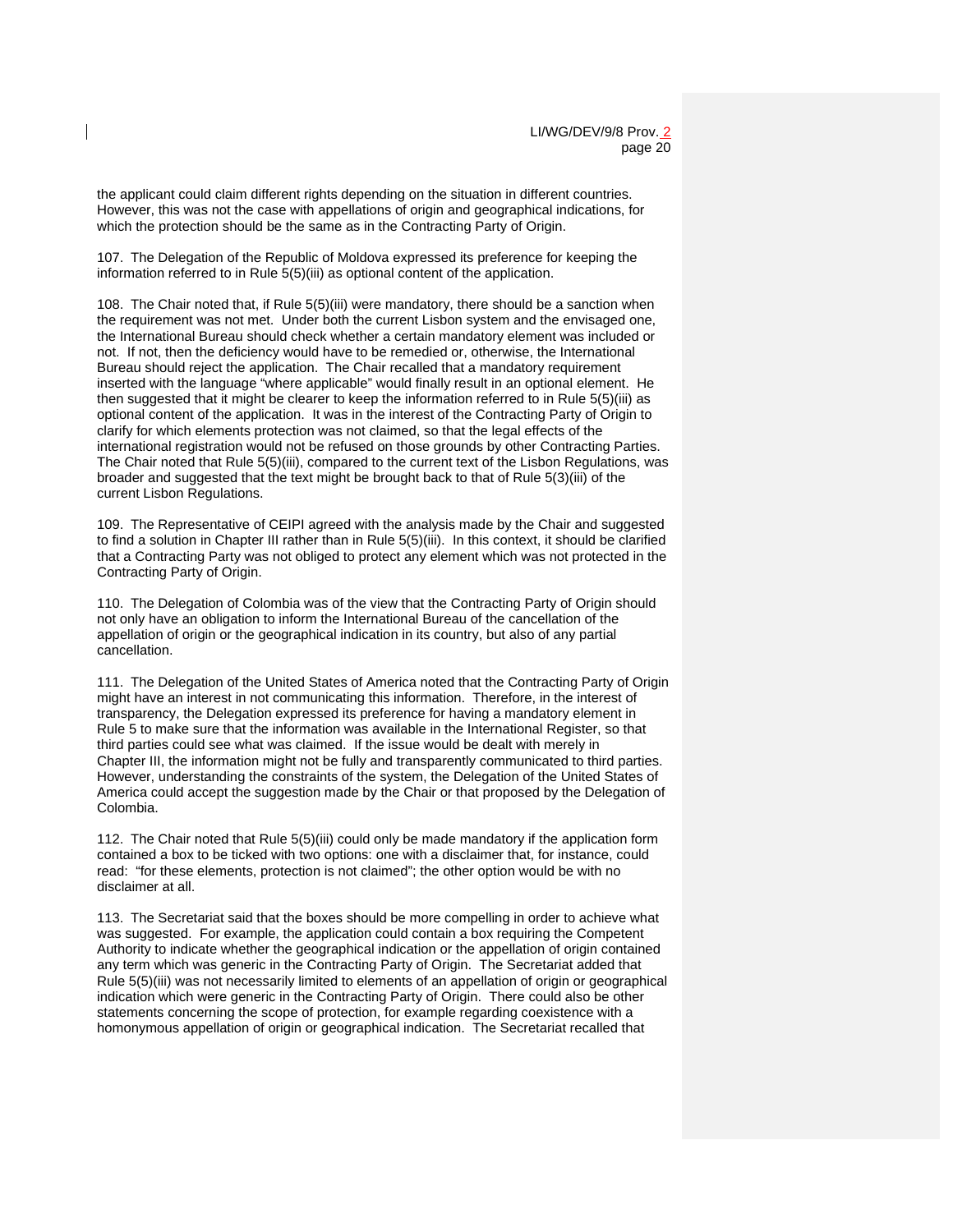the applicant could claim different rights depending on the situation in different countries. However, this was not the case with appellations of origin and geographical indications, for which the protection should be the same as in the Contracting Party of Origin.

107. The Delegation of the Republic of Moldova expressed its preference for keeping the information referred to in Rule 5(5)(iii) as optional content of the application.

108. The Chair noted that, if Rule 5(5)(iii) were mandatory, there should be a sanction when the requirement was not met. Under both the current Lisbon system and the envisaged one, the International Bureau should check whether a certain mandatory element was included or not. If not, then the deficiency would have to be remedied or, otherwise, the International Bureau should reject the application. The Chair recalled that a mandatory requirement inserted with the language "where applicable" would finally result in an optional element. He then suggested that it might be clearer to keep the information referred to in Rule 5(5)(iii) as optional content of the application. It was in the interest of the Contracting Party of Origin to clarify for which elements protection was not claimed, so that the legal effects of the international registration would not be refused on those grounds by other Contracting Parties. The Chair noted that Rule 5(5)(iii), compared to the current text of the Lisbon Regulations, was broader and suggested that the text might be brought back to that of Rule 5(3)(iii) of the current Lisbon Regulations.

109. The Representative of CEIPI agreed with the analysis made by the Chair and suggested to find a solution in Chapter III rather than in Rule 5(5)(iii). In this context, it should be clarified that a Contracting Party was not obliged to protect any element which was not protected in the Contracting Party of Origin.

110. The Delegation of Colombia was of the view that the Contracting Party of Origin should not only have an obligation to inform the International Bureau of the cancellation of the appellation of origin or the geographical indication in its country, but also of any partial cancellation.

111. The Delegation of the United States of America noted that the Contracting Party of Origin might have an interest in not communicating this information. Therefore, in the interest of transparency, the Delegation expressed its preference for having a mandatory element in Rule 5 to make sure that the information was available in the International Register, so that third parties could see what was claimed. If the issue would be dealt with merely in Chapter III, the information might not be fully and transparently communicated to third parties. However, understanding the constraints of the system, the Delegation of the United States of America could accept the suggestion made by the Chair or that proposed by the Delegation of Colombia.

112. The Chair noted that Rule 5(5)(iii) could only be made mandatory if the application form contained a box to be ticked with two options: one with a disclaimer that, for instance, could read: "for these elements, protection is not claimed"; the other option would be with no disclaimer at all.

113. The Secretariat said that the boxes should be more compelling in order to achieve what was suggested. For example, the application could contain a box requiring the Competent Authority to indicate whether the geographical indication or the appellation of origin contained any term which was generic in the Contracting Party of Origin. The Secretariat added that Rule 5(5)(iii) was not necessarily limited to elements of an appellation of origin or geographical indication which were generic in the Contracting Party of Origin. There could also be other statements concerning the scope of protection, for example regarding coexistence with a homonymous appellation of origin or geographical indication. The Secretariat recalled that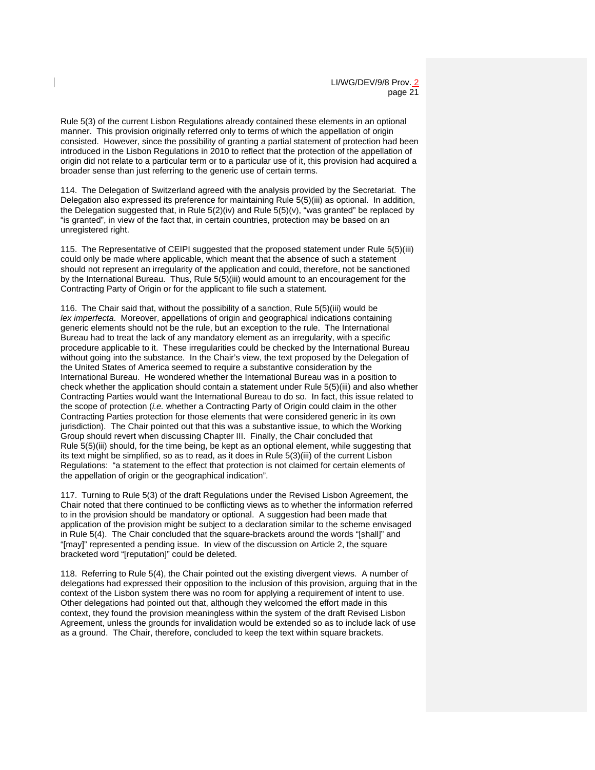Rule 5(3) of the current Lisbon Regulations already contained these elements in an optional manner. This provision originally referred only to terms of which the appellation of origin consisted. However, since the possibility of granting a partial statement of protection had been introduced in the Lisbon Regulations in 2010 to reflect that the protection of the appellation of origin did not relate to a particular term or to a particular use of it, this provision had acquired a broader sense than just referring to the generic use of certain terms.

114. The Delegation of Switzerland agreed with the analysis provided by the Secretariat. The Delegation also expressed its preference for maintaining Rule 5(5)(iii) as optional. In addition, the Delegation suggested that, in Rule 5(2)(iv) and Rule 5(5)(v), "was granted" be replaced by "is granted", in view of the fact that, in certain countries, protection may be based on an unregistered right.

115. The Representative of CEIPI suggested that the proposed statement under Rule 5(5)(iii) could only be made where applicable, which meant that the absence of such a statement should not represent an irregularity of the application and could, therefore, not be sanctioned by the International Bureau. Thus, Rule 5(5)(iii) would amount to an encouragement for the Contracting Party of Origin or for the applicant to file such a statement.

116. The Chair said that, without the possibility of a sanction, Rule 5(5)(iii) would be *lex imperfecta*. Moreover, appellations of origin and geographical indications containing generic elements should not be the rule, but an exception to the rule. The International Bureau had to treat the lack of any mandatory element as an irregularity, with a specific procedure applicable to it. These irregularities could be checked by the International Bureau without going into the substance. In the Chair's view, the text proposed by the Delegation of the United States of America seemed to require a substantive consideration by the International Bureau. He wondered whether the International Bureau was in a position to check whether the application should contain a statement under Rule 5(5)(iii) and also whether Contracting Parties would want the International Bureau to do so. In fact, this issue related to the scope of protection (*i.e.* whether a Contracting Party of Origin could claim in the other Contracting Parties protection for those elements that were considered generic in its own jurisdiction). The Chair pointed out that this was a substantive issue, to which the Working Group should revert when discussing Chapter III. Finally, the Chair concluded that Rule 5(5)(iii) should, for the time being, be kept as an optional element, while suggesting that its text might be simplified, so as to read, as it does in Rule 5(3)(iii) of the current Lisbon Regulations: "a statement to the effect that protection is not claimed for certain elements of the appellation of origin or the geographical indication".

117. Turning to Rule 5(3) of the draft Regulations under the Revised Lisbon Agreement, the Chair noted that there continued to be conflicting views as to whether the information referred to in the provision should be mandatory or optional. A suggestion had been made that application of the provision might be subject to a declaration similar to the scheme envisaged in Rule 5(4). The Chair concluded that the square-brackets around the words "[shall]" and "[may]" represented a pending issue. In view of the discussion on Article 2, the square bracketed word "[reputation]" could be deleted.

118. Referring to Rule 5(4), the Chair pointed out the existing divergent views. A number of delegations had expressed their opposition to the inclusion of this provision, arguing that in the context of the Lisbon system there was no room for applying a requirement of intent to use. Other delegations had pointed out that, although they welcomed the effort made in this context, they found the provision meaningless within the system of the draft Revised Lisbon Agreement, unless the grounds for invalidation would be extended so as to include lack of use as a ground. The Chair, therefore, concluded to keep the text within square brackets.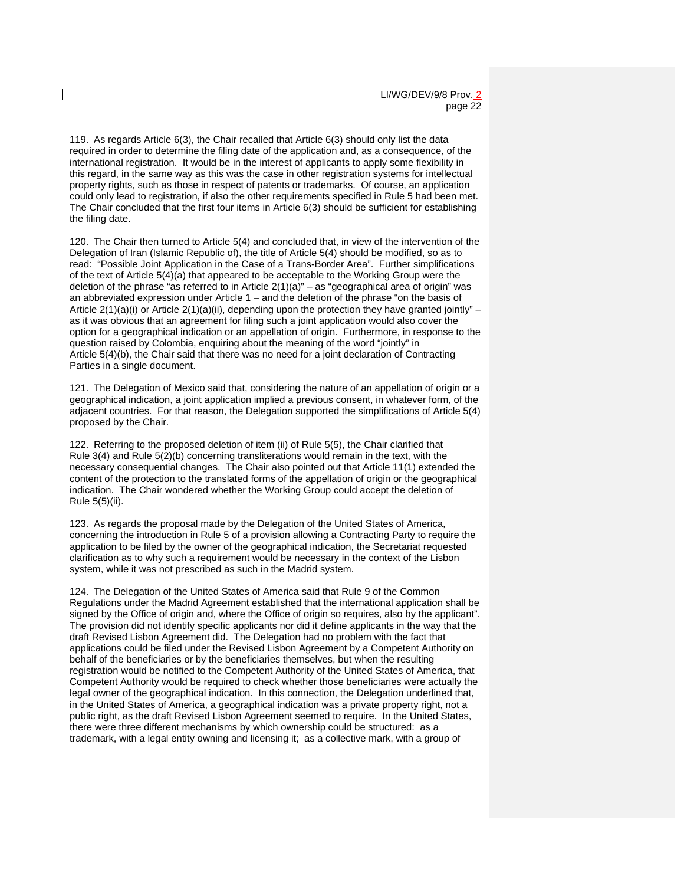119. As regards Article 6(3), the Chair recalled that Article 6(3) should only list the data required in order to determine the filing date of the application and, as a consequence, of the international registration. It would be in the interest of applicants to apply some flexibility in this regard, in the same way as this was the case in other registration systems for intellectual property rights, such as those in respect of patents or trademarks. Of course, an application could only lead to registration, if also the other requirements specified in Rule 5 had been met. The Chair concluded that the first four items in Article 6(3) should be sufficient for establishing the filing date.

120. The Chair then turned to Article 5(4) and concluded that, in view of the intervention of the Delegation of Iran (Islamic Republic of), the title of Article 5(4) should be modified, so as to read: "Possible Joint Application in the Case of a Trans-Border Area". Further simplifications of the text of Article 5(4)(a) that appeared to be acceptable to the Working Group were the deletion of the phrase "as referred to in Article 2(1)(a)" – as "geographical area of origin" was an abbreviated expression under Article 1 – and the deletion of the phrase "on the basis of Article 2(1)(a)(i) or Article 2(1)(a)(ii), depending upon the protection they have granted jointly" – as it was obvious that an agreement for filing such a joint application would also cover the option for a geographical indication or an appellation of origin. Furthermore, in response to the question raised by Colombia, enquiring about the meaning of the word "jointly" in Article 5(4)(b), the Chair said that there was no need for a joint declaration of Contracting Parties in a single document.

121. The Delegation of Mexico said that, considering the nature of an appellation of origin or a geographical indication, a joint application implied a previous consent, in whatever form, of the adjacent countries. For that reason, the Delegation supported the simplifications of Article 5(4) proposed by the Chair.

122. Referring to the proposed deletion of item (ii) of Rule 5(5), the Chair clarified that Rule 3(4) and Rule 5(2)(b) concerning transliterations would remain in the text, with the necessary consequential changes. The Chair also pointed out that Article 11(1) extended the content of the protection to the translated forms of the appellation of origin or the geographical indication. The Chair wondered whether the Working Group could accept the deletion of Rule 5(5)(ii).

123. As regards the proposal made by the Delegation of the United States of America, concerning the introduction in Rule 5 of a provision allowing a Contracting Party to require the application to be filed by the owner of the geographical indication, the Secretariat requested clarification as to why such a requirement would be necessary in the context of the Lisbon system, while it was not prescribed as such in the Madrid system.

124. The Delegation of the United States of America said that Rule 9 of the Common Regulations under the Madrid Agreement established that the international application shall be signed by the Office of origin and, where the Office of origin so requires, also by the applicant". The provision did not identify specific applicants nor did it define applicants in the way that the draft Revised Lisbon Agreement did. The Delegation had no problem with the fact that applications could be filed under the Revised Lisbon Agreement by a Competent Authority on behalf of the beneficiaries or by the beneficiaries themselves, but when the resulting registration would be notified to the Competent Authority of the United States of America, that Competent Authority would be required to check whether those beneficiaries were actually the legal owner of the geographical indication. In this connection, the Delegation underlined that, in the United States of America, a geographical indication was a private property right, not a public right, as the draft Revised Lisbon Agreement seemed to require. In the United States, there were three different mechanisms by which ownership could be structured: as a trademark, with a legal entity owning and licensing it; as a collective mark, with a group of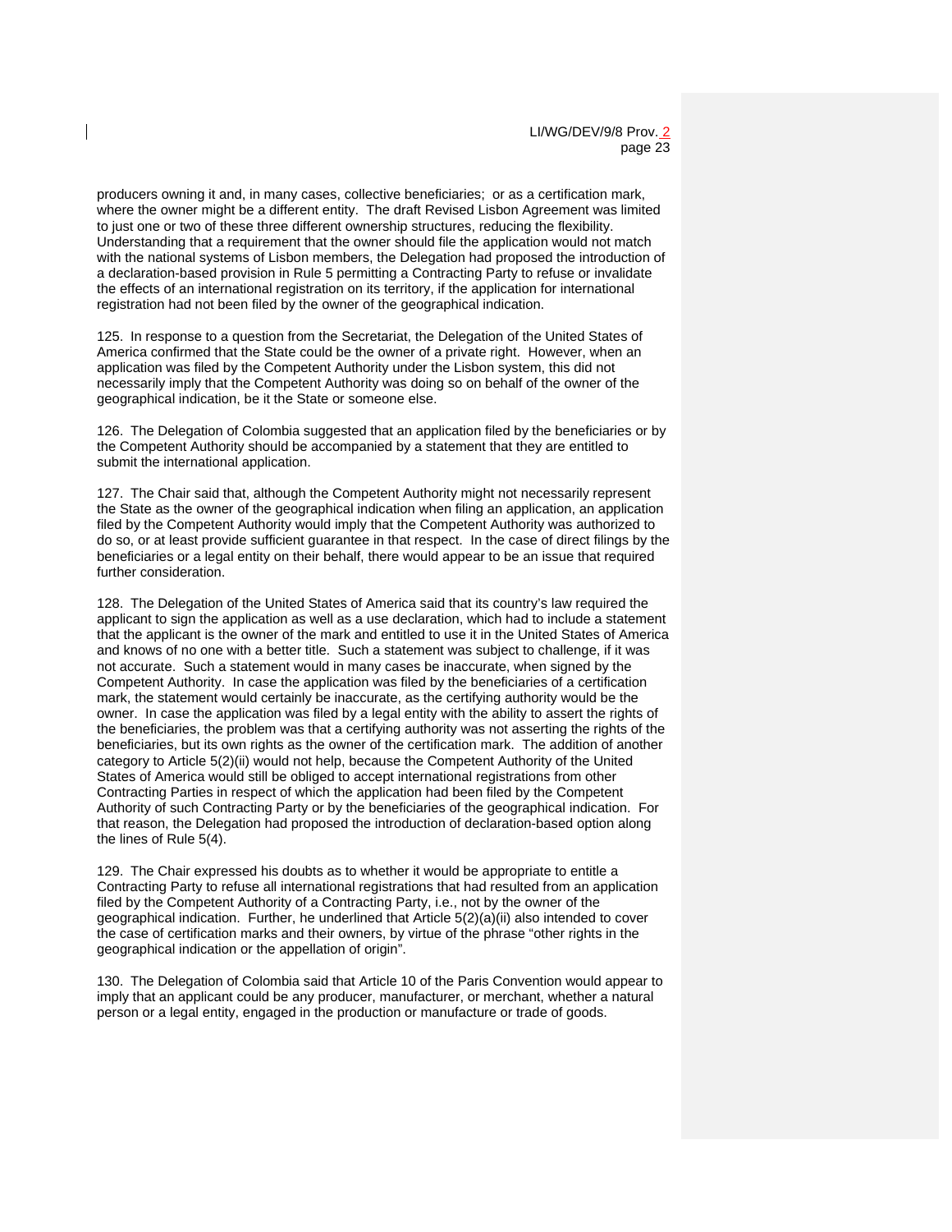producers owning it and, in many cases, collective beneficiaries; or as a certification mark, where the owner might be a different entity. The draft Revised Lisbon Agreement was limited to just one or two of these three different ownership structures, reducing the flexibility. Understanding that a requirement that the owner should file the application would not match with the national systems of Lisbon members, the Delegation had proposed the introduction of a declaration-based provision in Rule 5 permitting a Contracting Party to refuse or invalidate the effects of an international registration on its territory, if the application for international registration had not been filed by the owner of the geographical indication.

125. In response to a question from the Secretariat, the Delegation of the United States of America confirmed that the State could be the owner of a private right. However, when an application was filed by the Competent Authority under the Lisbon system, this did not necessarily imply that the Competent Authority was doing so on behalf of the owner of the geographical indication, be it the State or someone else.

126. The Delegation of Colombia suggested that an application filed by the beneficiaries or by the Competent Authority should be accompanied by a statement that they are entitled to submit the international application.

127. The Chair said that, although the Competent Authority might not necessarily represent the State as the owner of the geographical indication when filing an application, an application filed by the Competent Authority would imply that the Competent Authority was authorized to do so, or at least provide sufficient guarantee in that respect. In the case of direct filings by the beneficiaries or a legal entity on their behalf, there would appear to be an issue that required further consideration.

128. The Delegation of the United States of America said that its country's law required the applicant to sign the application as well as a use declaration, which had to include a statement that the applicant is the owner of the mark and entitled to use it in the United States of America and knows of no one with a better title. Such a statement was subject to challenge, if it was not accurate. Such a statement would in many cases be inaccurate, when signed by the Competent Authority. In case the application was filed by the beneficiaries of a certification mark, the statement would certainly be inaccurate, as the certifying authority would be the owner. In case the application was filed by a legal entity with the ability to assert the rights of the beneficiaries, the problem was that a certifying authority was not asserting the rights of the beneficiaries, but its own rights as the owner of the certification mark. The addition of another category to Article 5(2)(ii) would not help, because the Competent Authority of the United States of America would still be obliged to accept international registrations from other Contracting Parties in respect of which the application had been filed by the Competent Authority of such Contracting Party or by the beneficiaries of the geographical indication. For that reason, the Delegation had proposed the introduction of declaration-based option along the lines of Rule 5(4).

129. The Chair expressed his doubts as to whether it would be appropriate to entitle a Contracting Party to refuse all international registrations that had resulted from an application filed by the Competent Authority of a Contracting Party, i.e., not by the owner of the geographical indication. Further, he underlined that Article 5(2)(a)(ii) also intended to cover the case of certification marks and their owners, by virtue of the phrase "other rights in the geographical indication or the appellation of origin".

130. The Delegation of Colombia said that Article 10 of the Paris Convention would appear to imply that an applicant could be any producer, manufacturer, or merchant, whether a natural person or a legal entity, engaged in the production or manufacture or trade of goods.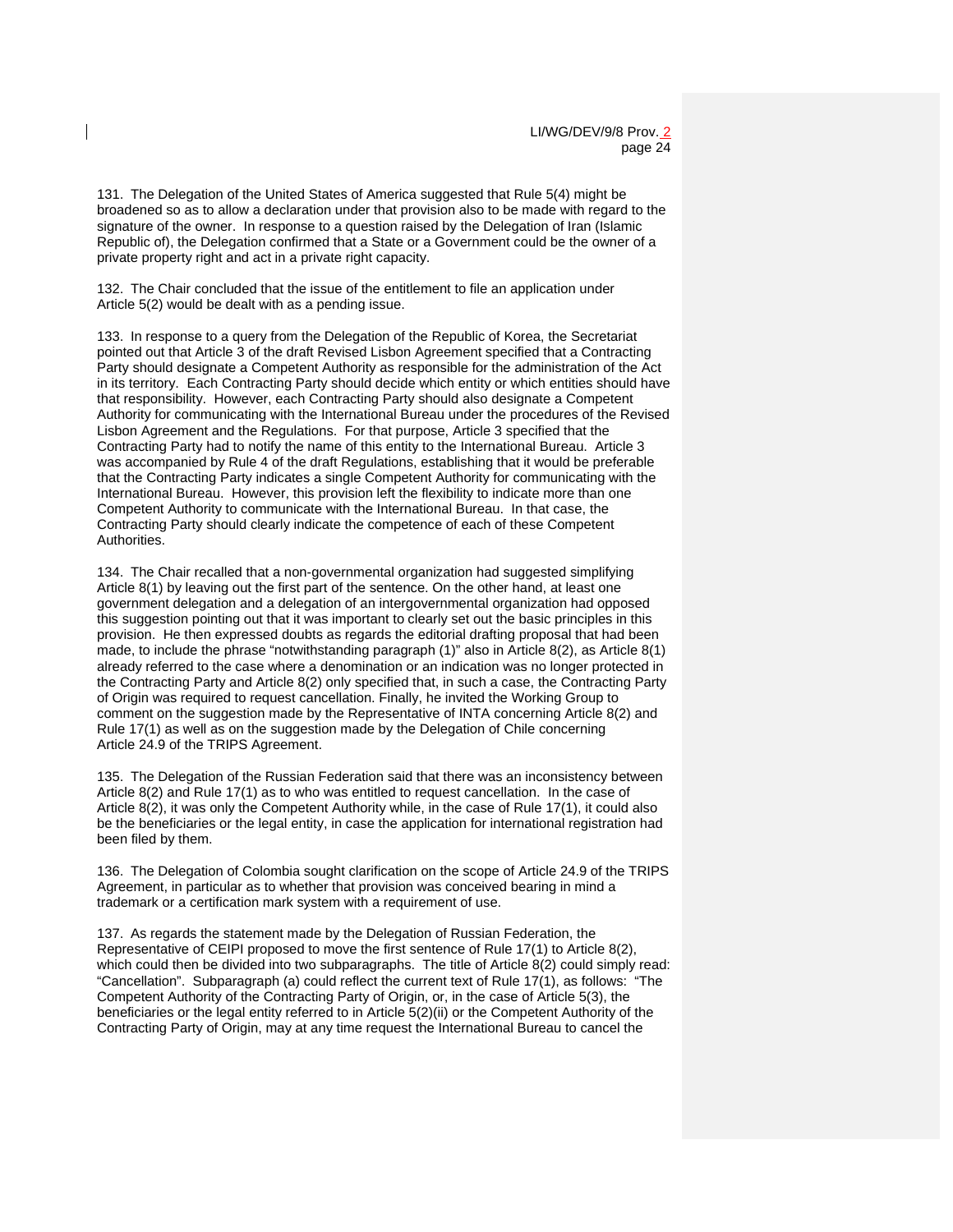131. The Delegation of the United States of America suggested that Rule 5(4) might be broadened so as to allow a declaration under that provision also to be made with regard to the signature of the owner. In response to a question raised by the Delegation of Iran (Islamic Republic of), the Delegation confirmed that a State or a Government could be the owner of a private property right and act in a private right capacity.

132. The Chair concluded that the issue of the entitlement to file an application under Article 5(2) would be dealt with as a pending issue.

133. In response to a query from the Delegation of the Republic of Korea, the Secretariat pointed out that Article 3 of the draft Revised Lisbon Agreement specified that a Contracting Party should designate a Competent Authority as responsible for the administration of the Act in its territory. Each Contracting Party should decide which entity or which entities should have that responsibility. However, each Contracting Party should also designate a Competent Authority for communicating with the International Bureau under the procedures of the Revised Lisbon Agreement and the Regulations. For that purpose, Article 3 specified that the Contracting Party had to notify the name of this entity to the International Bureau. Article 3 was accompanied by Rule 4 of the draft Regulations, establishing that it would be preferable that the Contracting Party indicates a single Competent Authority for communicating with the International Bureau. However, this provision left the flexibility to indicate more than one Competent Authority to communicate with the International Bureau. In that case, the Contracting Party should clearly indicate the competence of each of these Competent Authorities.

134. The Chair recalled that a non-governmental organization had suggested simplifying Article 8(1) by leaving out the first part of the sentence. On the other hand, at least one government delegation and a delegation of an intergovernmental organization had opposed this suggestion pointing out that it was important to clearly set out the basic principles in this provision. He then expressed doubts as regards the editorial drafting proposal that had been made, to include the phrase "notwithstanding paragraph (1)" also in Article 8(2), as Article 8(1) already referred to the case where a denomination or an indication was no longer protected in the Contracting Party and Article 8(2) only specified that, in such a case, the Contracting Party of Origin was required to request cancellation. Finally, he invited the Working Group to comment on the suggestion made by the Representative of INTA concerning Article 8(2) and Rule 17(1) as well as on the suggestion made by the Delegation of Chile concerning Article 24.9 of the TRIPS Agreement.

135. The Delegation of the Russian Federation said that there was an inconsistency between Article 8(2) and Rule 17(1) as to who was entitled to request cancellation. In the case of Article 8(2), it was only the Competent Authority while, in the case of Rule 17(1), it could also be the beneficiaries or the legal entity, in case the application for international registration had been filed by them.

136. The Delegation of Colombia sought clarification on the scope of Article 24.9 of the TRIPS Agreement, in particular as to whether that provision was conceived bearing in mind a trademark or a certification mark system with a requirement of use.

137. As regards the statement made by the Delegation of Russian Federation, the Representative of CEIPI proposed to move the first sentence of Rule 17(1) to Article 8(2), which could then be divided into two subparagraphs. The title of Article 8(2) could simply read: "Cancellation". Subparagraph (a) could reflect the current text of Rule 17(1), as follows: "The Competent Authority of the Contracting Party of Origin, or, in the case of Article 5(3), the beneficiaries or the legal entity referred to in Article 5(2)(ii) or the Competent Authority of the Contracting Party of Origin, may at any time request the International Bureau to cancel the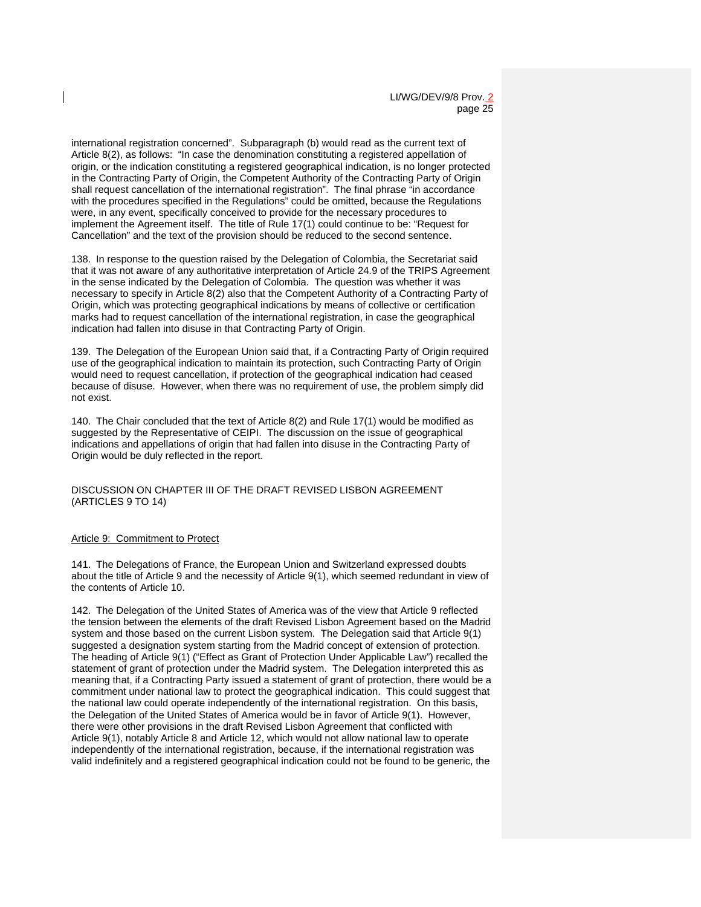international registration concerned". Subparagraph (b) would read as the current text of Article 8(2), as follows: "In case the denomination constituting a registered appellation of origin, or the indication constituting a registered geographical indication, is no longer protected in the Contracting Party of Origin, the Competent Authority of the Contracting Party of Origin shall request cancellation of the international registration". The final phrase "in accordance with the procedures specified in the Regulations" could be omitted, because the Regulations were, in any event, specifically conceived to provide for the necessary procedures to implement the Agreement itself. The title of Rule 17(1) could continue to be: "Request for Cancellation" and the text of the provision should be reduced to the second sentence.

138. In response to the question raised by the Delegation of Colombia, the Secretariat said that it was not aware of any authoritative interpretation of Article 24.9 of the TRIPS Agreement in the sense indicated by the Delegation of Colombia. The question was whether it was necessary to specify in Article 8(2) also that the Competent Authority of a Contracting Party of Origin, which was protecting geographical indications by means of collective or certification marks had to request cancellation of the international registration, in case the geographical indication had fallen into disuse in that Contracting Party of Origin.

139. The Delegation of the European Union said that, if a Contracting Party of Origin required use of the geographical indication to maintain its protection, such Contracting Party of Origin would need to request cancellation, if protection of the geographical indication had ceased because of disuse. However, when there was no requirement of use, the problem simply did not exist.

140. The Chair concluded that the text of Article 8(2) and Rule 17(1) would be modified as suggested by the Representative of CEIPI. The discussion on the issue of geographical indications and appellations of origin that had fallen into disuse in the Contracting Party of Origin would be duly reflected in the report.

## DISCUSSION ON CHAPTER III OF THE DRAFT REVISED LISBON AGREEMENT (ARTICLES 9 TO 14)

### Article 9: Commitment to Protect

141. The Delegations of France, the European Union and Switzerland expressed doubts about the title of Article 9 and the necessity of Article 9(1), which seemed redundant in view of the contents of Article 10.

142. The Delegation of the United States of America was of the view that Article 9 reflected the tension between the elements of the draft Revised Lisbon Agreement based on the Madrid system and those based on the current Lisbon system. The Delegation said that Article 9(1) suggested a designation system starting from the Madrid concept of extension of protection. The heading of Article 9(1) ("Effect as Grant of Protection Under Applicable Law") recalled the statement of grant of protection under the Madrid system. The Delegation interpreted this as meaning that, if a Contracting Party issued a statement of grant of protection, there would be a commitment under national law to protect the geographical indication. This could suggest that the national law could operate independently of the international registration. On this basis, the Delegation of the United States of America would be in favor of Article 9(1). However, there were other provisions in the draft Revised Lisbon Agreement that conflicted with Article 9(1), notably Article 8 and Article 12, which would not allow national law to operate independently of the international registration, because, if the international registration was valid indefinitely and a registered geographical indication could not be found to be generic, the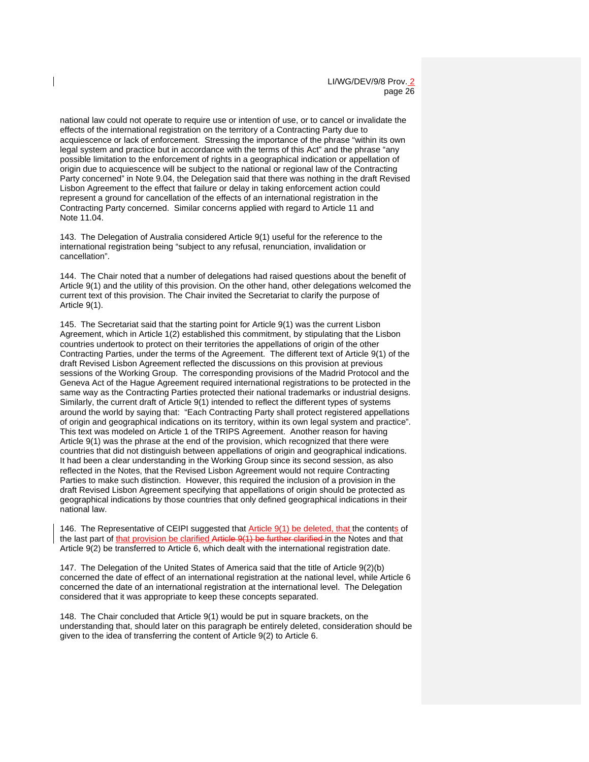national law could not operate to require use or intention of use, or to cancel or invalidate the effects of the international registration on the territory of a Contracting Party due to acquiescence or lack of enforcement. Stressing the importance of the phrase "within its own legal system and practice but in accordance with the terms of this Act" and the phrase "any possible limitation to the enforcement of rights in a geographical indication or appellation of origin due to acquiescence will be subject to the national or regional law of the Contracting Party concerned" in Note 9.04, the Delegation said that there was nothing in the draft Revised Lisbon Agreement to the effect that failure or delay in taking enforcement action could represent a ground for cancellation of the effects of an international registration in the Contracting Party concerned. Similar concerns applied with regard to Article 11 and Note 11.04.

143. The Delegation of Australia considered Article 9(1) useful for the reference to the international registration being "subject to any refusal, renunciation, invalidation or cancellation".

144. The Chair noted that a number of delegations had raised questions about the benefit of Article 9(1) and the utility of this provision. On the other hand, other delegations welcomed the current text of this provision. The Chair invited the Secretariat to clarify the purpose of Article 9(1).

145. The Secretariat said that the starting point for Article 9(1) was the current Lisbon Agreement, which in Article 1(2) established this commitment, by stipulating that the Lisbon countries undertook to protect on their territories the appellations of origin of the other Contracting Parties, under the terms of the Agreement. The different text of Article 9(1) of the draft Revised Lisbon Agreement reflected the discussions on this provision at previous sessions of the Working Group. The corresponding provisions of the Madrid Protocol and the Geneva Act of the Hague Agreement required international registrations to be protected in the same way as the Contracting Parties protected their national trademarks or industrial designs. Similarly, the current draft of Article 9(1) intended to reflect the different types of systems around the world by saying that: "Each Contracting Party shall protect registered appellations of origin and geographical indications on its territory, within its own legal system and practice". This text was modeled on Article 1 of the TRIPS Agreement. Another reason for having Article 9(1) was the phrase at the end of the provision, which recognized that there were countries that did not distinguish between appellations of origin and geographical indications. It had been a clear understanding in the Working Group since its second session, as also reflected in the Notes, that the Revised Lisbon Agreement would not require Contracting Parties to make such distinction. However, this required the inclusion of a provision in the draft Revised Lisbon Agreement specifying that appellations of origin should be protected as geographical indications by those countries that only defined geographical indications in their national law.

146. The Representative of CEIPI suggested that Article 9(1) be deleted, that the contents of the last part of that provision be clarified ~~Article 9(1) be further clarified~~ in the Notes and that Article 9(2) be transferred to Article 6, which dealt with the international registration date.

147. The Delegation of the United States of America said that the title of Article 9(2)(b) concerned the date of effect of an international registration at the national level, while Article 6 concerned the date of an international registration at the international level. The Delegation considered that it was appropriate to keep these concepts separated.

148. The Chair concluded that Article 9(1) would be put in square brackets, on the understanding that, should later on this paragraph be entirely deleted, consideration should be given to the idea of transferring the content of Article 9(2) to Article 6.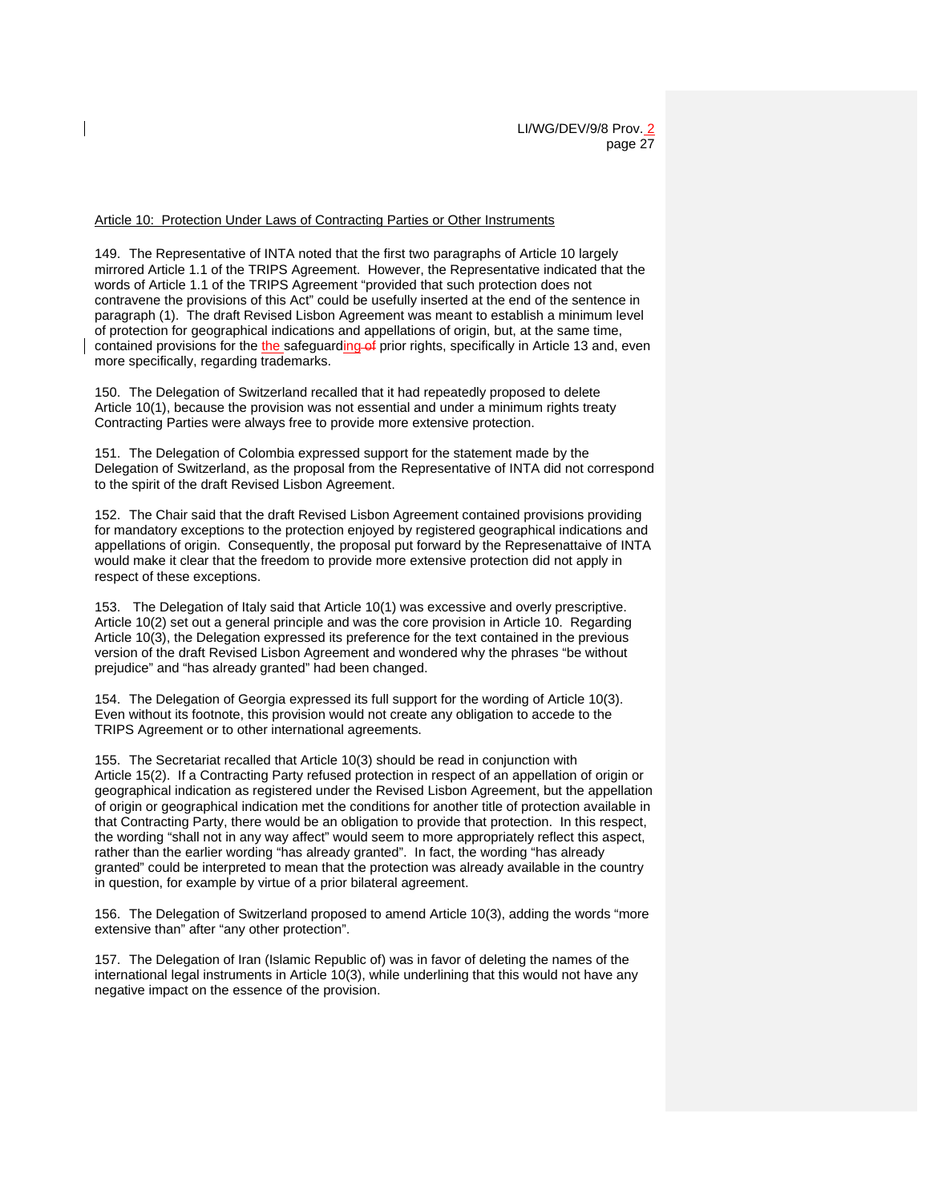Article 10: Protection Under Laws of Contracting Parties or Other Instruments

149. The Representative of INTA noted that the first two paragraphs of Article 10 largely mirrored Article 1.1 of the TRIPS Agreement. However, the Representative indicated that the words of Article 1.1 of the TRIPS Agreement "provided that such protection does not contravene the provisions of this Act" could be usefully inserted at the end of the sentence in paragraph (1). The draft Revised Lisbon Agreement was meant to establish a minimum level of protection for geographical indications and appellations of origin, but, at the same time, contained provisions for the the safeguarding of prior rights, specifically in Article 13 and, even more specifically, regarding trademarks.

150. The Delegation of Switzerland recalled that it had repeatedly proposed to delete Article 10(1), because the provision was not essential and under a minimum rights treaty Contracting Parties were always free to provide more extensive protection.

151. The Delegation of Colombia expressed support for the statement made by the Delegation of Switzerland, as the proposal from the Representative of INTA did not correspond to the spirit of the draft Revised Lisbon Agreement.

152. The Chair said that the draft Revised Lisbon Agreement contained provisions providing for mandatory exceptions to the protection enjoyed by registered geographical indications and appellations of origin. Consequently, the proposal put forward by the Represenattaive of INTA would make it clear that the freedom to provide more extensive protection did not apply in respect of these exceptions.

153. The Delegation of Italy said that Article 10(1) was excessive and overly prescriptive. Article 10(2) set out a general principle and was the core provision in Article 10. Regarding Article 10(3), the Delegation expressed its preference for the text contained in the previous version of the draft Revised Lisbon Agreement and wondered why the phrases "be without prejudice" and "has already granted" had been changed.

154. The Delegation of Georgia expressed its full support for the wording of Article 10(3). Even without its footnote, this provision would not create any obligation to accede to the TRIPS Agreement or to other international agreements.

155. The Secretariat recalled that Article 10(3) should be read in conjunction with Article 15(2). If a Contracting Party refused protection in respect of an appellation of origin or geographical indication as registered under the Revised Lisbon Agreement, but the appellation of origin or geographical indication met the conditions for another title of protection available in that Contracting Party, there would be an obligation to provide that protection. In this respect, the wording "shall not in any way affect" would seem to more appropriately reflect this aspect, rather than the earlier wording "has already granted". In fact, the wording "has already granted" could be interpreted to mean that the protection was already available in the country in question, for example by virtue of a prior bilateral agreement.

156. The Delegation of Switzerland proposed to amend Article 10(3), adding the words "more extensive than" after "any other protection".

157. The Delegation of Iran (Islamic Republic of) was in favor of deleting the names of the international legal instruments in Article 10(3), while underlining that this would not have any negative impact on the essence of the provision.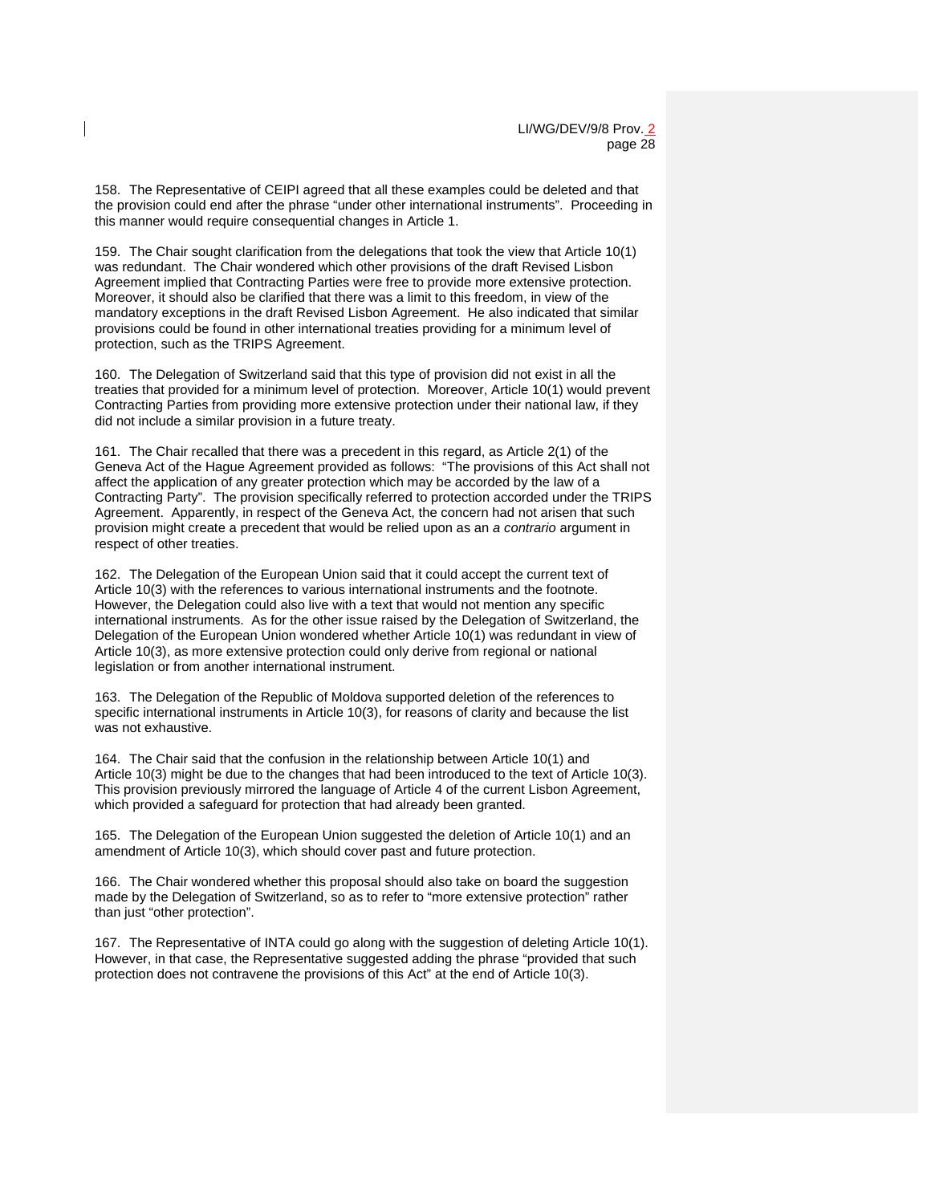158. The Representative of CEIPI agreed that all these examples could be deleted and that the provision could end after the phrase "under other international instruments". Proceeding in this manner would require consequential changes in Article 1.

159. The Chair sought clarification from the delegations that took the view that Article 10(1) was redundant. The Chair wondered which other provisions of the draft Revised Lisbon Agreement implied that Contracting Parties were free to provide more extensive protection. Moreover, it should also be clarified that there was a limit to this freedom, in view of the mandatory exceptions in the draft Revised Lisbon Agreement. He also indicated that similar provisions could be found in other international treaties providing for a minimum level of protection, such as the TRIPS Agreement.

160. The Delegation of Switzerland said that this type of provision did not exist in all the treaties that provided for a minimum level of protection. Moreover, Article 10(1) would prevent Contracting Parties from providing more extensive protection under their national law, if they did not include a similar provision in a future treaty.

161. The Chair recalled that there was a precedent in this regard, as Article 2(1) of the Geneva Act of the Hague Agreement provided as follows: "The provisions of this Act shall not affect the application of any greater protection which may be accorded by the law of a Contracting Party". The provision specifically referred to protection accorded under the TRIPS Agreement. Apparently, in respect of the Geneva Act, the concern had not arisen that such provision might create a precedent that would be relied upon as an *a contrario* argument in respect of other treaties.

162. The Delegation of the European Union said that it could accept the current text of Article 10(3) with the references to various international instruments and the footnote. However, the Delegation could also live with a text that would not mention any specific international instruments. As for the other issue raised by the Delegation of Switzerland, the Delegation of the European Union wondered whether Article 10(1) was redundant in view of Article 10(3), as more extensive protection could only derive from regional or national legislation or from another international instrument.

163. The Delegation of the Republic of Moldova supported deletion of the references to specific international instruments in Article 10(3), for reasons of clarity and because the list was not exhaustive.

164. The Chair said that the confusion in the relationship between Article 10(1) and Article 10(3) might be due to the changes that had been introduced to the text of Article 10(3). This provision previously mirrored the language of Article 4 of the current Lisbon Agreement, which provided a safeguard for protection that had already been granted.

165. The Delegation of the European Union suggested the deletion of Article 10(1) and an amendment of Article 10(3), which should cover past and future protection.

166. The Chair wondered whether this proposal should also take on board the suggestion made by the Delegation of Switzerland, so as to refer to "more extensive protection" rather than just "other protection".

167. The Representative of INTA could go along with the suggestion of deleting Article 10(1). However, in that case, the Representative suggested adding the phrase "provided that such protection does not contravene the provisions of this Act" at the end of Article 10(3).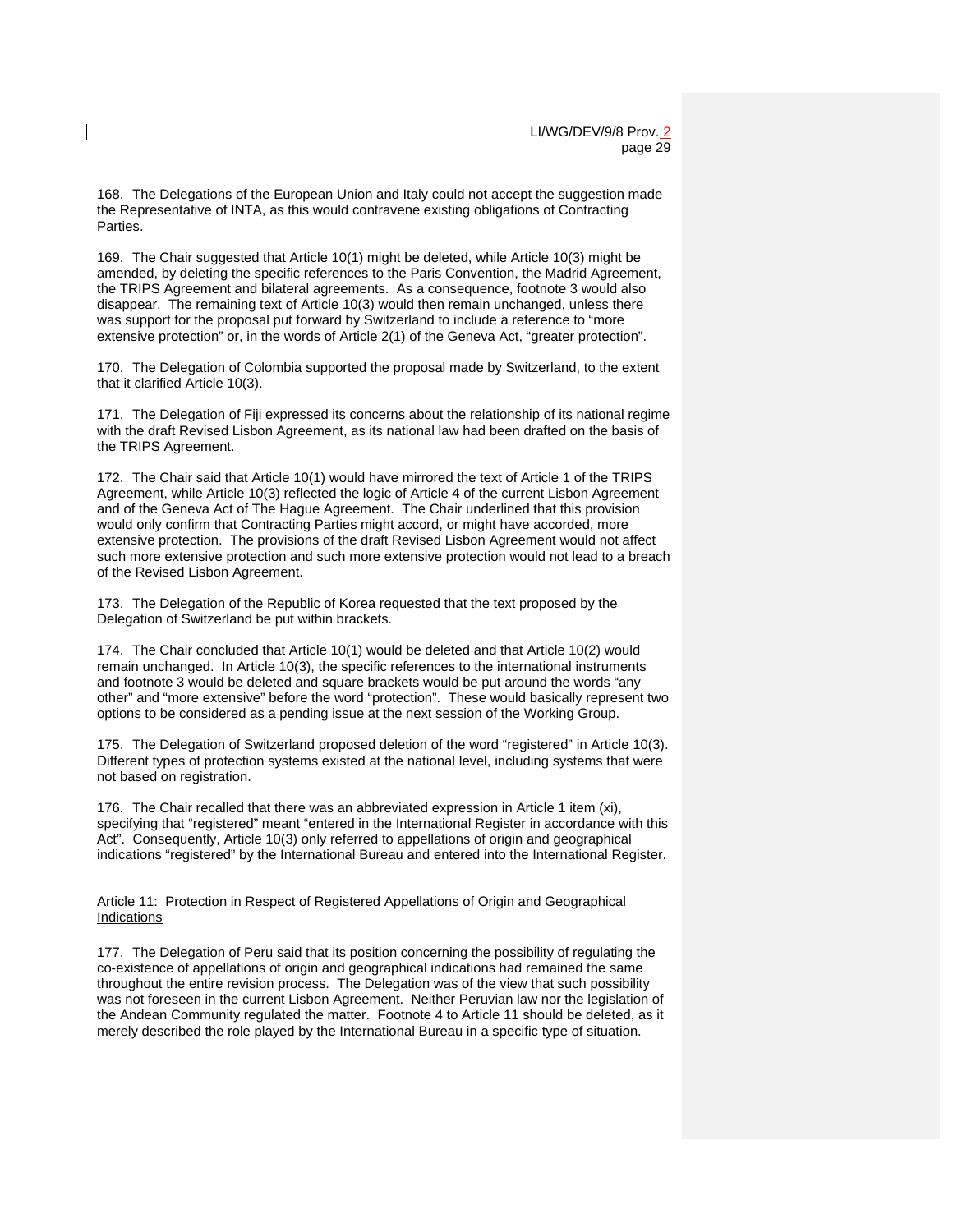168. The Delegations of the European Union and Italy could not accept the suggestion made the Representative of INTA, as this would contravene existing obligations of Contracting Parties.

169. The Chair suggested that Article 10(1) might be deleted, while Article 10(3) might be amended, by deleting the specific references to the Paris Convention, the Madrid Agreement, the TRIPS Agreement and bilateral agreements. As a consequence, footnote 3 would also disappear. The remaining text of Article 10(3) would then remain unchanged, unless there was support for the proposal put forward by Switzerland to include a reference to "more extensive protection" or, in the words of Article 2(1) of the Geneva Act, "greater protection".

170. The Delegation of Colombia supported the proposal made by Switzerland, to the extent that it clarified Article 10(3).

171. The Delegation of Fiji expressed its concerns about the relationship of its national regime with the draft Revised Lisbon Agreement, as its national law had been drafted on the basis of the TRIPS Agreement.

172. The Chair said that Article 10(1) would have mirrored the text of Article 1 of the TRIPS Agreement, while Article 10(3) reflected the logic of Article 4 of the current Lisbon Agreement and of the Geneva Act of The Hague Agreement. The Chair underlined that this provision would only confirm that Contracting Parties might accord, or might have accorded, more extensive protection. The provisions of the draft Revised Lisbon Agreement would not affect such more extensive protection and such more extensive protection would not lead to a breach of the Revised Lisbon Agreement.

173. The Delegation of the Republic of Korea requested that the text proposed by the Delegation of Switzerland be put within brackets.

174. The Chair concluded that Article 10(1) would be deleted and that Article 10(2) would remain unchanged. In Article 10(3), the specific references to the international instruments and footnote 3 would be deleted and square brackets would be put around the words "any other" and "more extensive" before the word "protection". These would basically represent two options to be considered as a pending issue at the next session of the Working Group.

175. The Delegation of Switzerland proposed deletion of the word "registered" in Article 10(3). Different types of protection systems existed at the national level, including systems that were not based on registration.

176. The Chair recalled that there was an abbreviated expression in Article 1 item (xi), specifying that "registered" meant "entered in the International Register in accordance with this Act". Consequently, Article 10(3) only referred to appellations of origin and geographical indications "registered" by the International Bureau and entered into the International Register.

<u>Article 11: Protection in Respect of Registered Appellations of Origin and Geographical Indications</u>

177. The Delegation of Peru said that its position concerning the possibility of regulating the co-existence of appellations of origin and geographical indications had remained the same throughout the entire revision process. The Delegation was of the view that such possibility was not foreseen in the current Lisbon Agreement. Neither Peruvian law nor the legislation of the Andean Community regulated the matter. Footnote 4 to Article 11 should be deleted, as it merely described the role played by the International Bureau in a specific type of situation.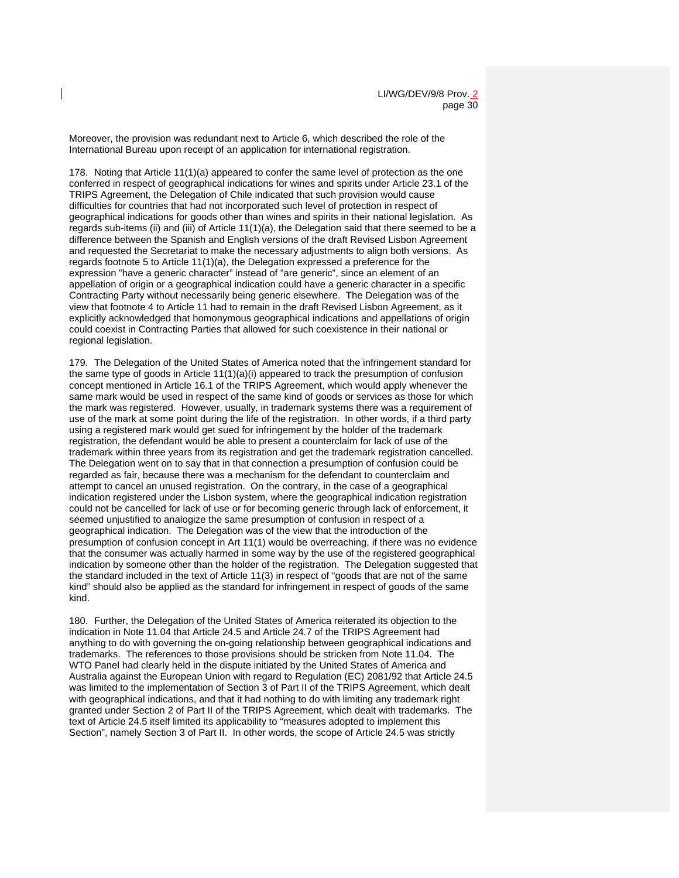Moreover, the provision was redundant next to Article 6, which described the role of the International Bureau upon receipt of an application for international registration.

178. Noting that Article 11(1)(a) appeared to confer the same level of protection as the one conferred in respect of geographical indications for wines and spirits under Article 23.1 of the TRIPS Agreement, the Delegation of Chile indicated that such provision would cause difficulties for countries that had not incorporated such level of protection in respect of geographical indications for goods other than wines and spirits in their national legislation. As regards sub-items (ii) and (iii) of Article 11(1)(a), the Delegation said that there seemed to be a difference between the Spanish and English versions of the draft Revised Lisbon Agreement and requested the Secretariat to make the necessary adjustments to align both versions. As regards footnote 5 to Article 11(1)(a), the Delegation expressed a preference for the expression "have a generic character" instead of "are generic", since an element of an appellation of origin or a geographical indication could have a generic character in a specific Contracting Party without necessarily being generic elsewhere. The Delegation was of the view that footnote 4 to Article 11 had to remain in the draft Revised Lisbon Agreement, as it explicitly acknowledged that homonymous geographical indications and appellations of origin could coexist in Contracting Parties that allowed for such coexistence in their national or regional legislation.

179. The Delegation of the United States of America noted that the infringement standard for the same type of goods in Article 11(1)(a)(i) appeared to track the presumption of confusion concept mentioned in Article 16.1 of the TRIPS Agreement, which would apply whenever the same mark would be used in respect of the same kind of goods or services as those for which the mark was registered. However, usually, in trademark systems there was a requirement of use of the mark at some point during the life of the registration. In other words, if a third party using a registered mark would get sued for infringement by the holder of the trademark registration, the defendant would be able to present a counterclaim for lack of use of the trademark within three years from its registration and get the trademark registration cancelled. The Delegation went on to say that in that connection a presumption of confusion could be regarded as fair, because there was a mechanism for the defendant to counterclaim and attempt to cancel an unused registration. On the contrary, in the case of a geographical indication registered under the Lisbon system, where the geographical indication registration could not be cancelled for lack of use or for becoming generic through lack of enforcement, it seemed unjustified to analogize the same presumption of confusion in respect of a geographical indication. The Delegation was of the view that the introduction of the presumption of confusion concept in Art 11(1) would be overreaching, if there was no evidence that the consumer was actually harmed in some way by the use of the registered geographical indication by someone other than the holder of the registration. The Delegation suggested that the standard included in the text of Article 11(3) in respect of "goods that are not of the same kind" should also be applied as the standard for infringement in respect of goods of the same kind.

180. Further, the Delegation of the United States of America reiterated its objection to the indication in Note 11.04 that Article 24.5 and Article 24.7 of the TRIPS Agreement had anything to do with governing the on-going relationship between geographical indications and trademarks. The references to those provisions should be stricken from Note 11.04. The WTO Panel had clearly held in the dispute initiated by the United States of America and Australia against the European Union with regard to Regulation (EC) 2081/92 that Article 24.5 was limited to the implementation of Section 3 of Part II of the TRIPS Agreement, which dealt with geographical indications, and that it had nothing to do with limiting any trademark right granted under Section 2 of Part II of the TRIPS Agreement, which dealt with trademarks. The text of Article 24.5 itself limited its applicability to "measures adopted to implement this Section", namely Section 3 of Part II. In other words, the scope of Article 24.5 was strictly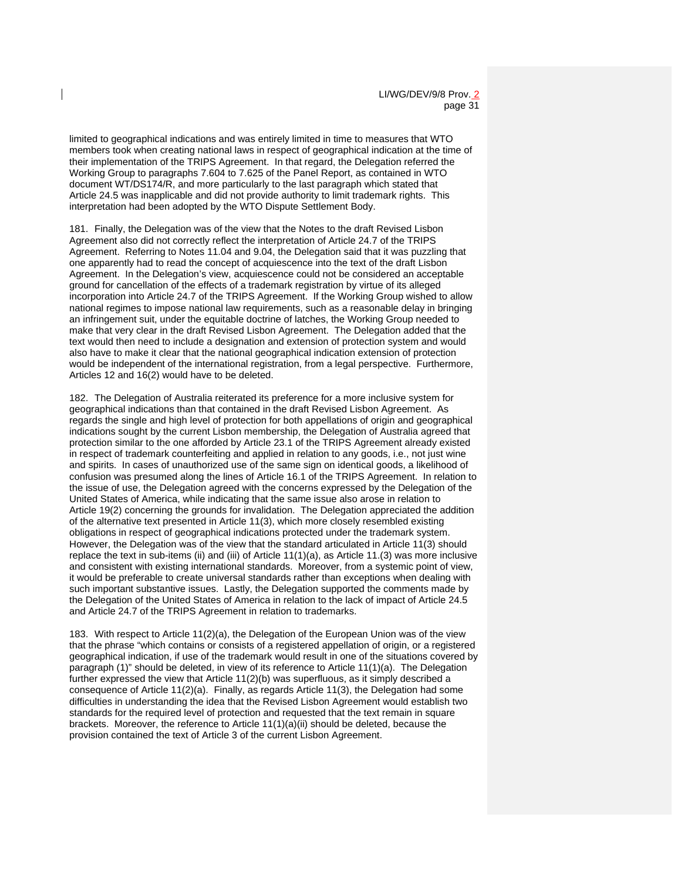limited to geographical indications and was entirely limited in time to measures that WTO members took when creating national laws in respect of geographical indication at the time of their implementation of the TRIPS Agreement. In that regard, the Delegation referred the Working Group to paragraphs 7.604 to 7.625 of the Panel Report, as contained in WTO document WT/DS174/R, and more particularly to the last paragraph which stated that Article 24.5 was inapplicable and did not provide authority to limit trademark rights. This interpretation had been adopted by the WTO Dispute Settlement Body.

181. Finally, the Delegation was of the view that the Notes to the draft Revised Lisbon Agreement also did not correctly reflect the interpretation of Article 24.7 of the TRIPS Agreement. Referring to Notes 11.04 and 9.04, the Delegation said that it was puzzling that one apparently had to read the concept of acquiescence into the text of the draft Lisbon Agreement. In the Delegation's view, acquiescence could not be considered an acceptable ground for cancellation of the effects of a trademark registration by virtue of its alleged incorporation into Article 24.7 of the TRIPS Agreement. If the Working Group wished to allow national regimes to impose national law requirements, such as a reasonable delay in bringing an infringement suit, under the equitable doctrine of latches, the Working Group needed to make that very clear in the draft Revised Lisbon Agreement. The Delegation added that the text would then need to include a designation and extension of protection system and would also have to make it clear that the national geographical indication extension of protection would be independent of the international registration, from a legal perspective. Furthermore, Articles 12 and 16(2) would have to be deleted.

182. The Delegation of Australia reiterated its preference for a more inclusive system for geographical indications than that contained in the draft Revised Lisbon Agreement. As regards the single and high level of protection for both appellations of origin and geographical indications sought by the current Lisbon membership, the Delegation of Australia agreed that protection similar to the one afforded by Article 23.1 of the TRIPS Agreement already existed in respect of trademark counterfeiting and applied in relation to any goods, i.e., not just wine and spirits. In cases of unauthorized use of the same sign on identical goods, a likelihood of confusion was presumed along the lines of Article 16.1 of the TRIPS Agreement. In relation to the issue of use, the Delegation agreed with the concerns expressed by the Delegation of the United States of America, while indicating that the same issue also arose in relation to Article 19(2) concerning the grounds for invalidation. The Delegation appreciated the addition of the alternative text presented in Article 11(3), which more closely resembled existing obligations in respect of geographical indications protected under the trademark system. However, the Delegation was of the view that the standard articulated in Article 11(3) should replace the text in sub-items (ii) and (iii) of Article 11(1)(a), as Article 11.(3) was more inclusive and consistent with existing international standards. Moreover, from a systemic point of view, it would be preferable to create universal standards rather than exceptions when dealing with such important substantive issues. Lastly, the Delegation supported the comments made by the Delegation of the United States of America in relation to the lack of impact of Article 24.5 and Article 24.7 of the TRIPS Agreement in relation to trademarks.

183. With respect to Article 11(2)(a), the Delegation of the European Union was of the view that the phrase "which contains or consists of a registered appellation of origin, or a registered geographical indication, if use of the trademark would result in one of the situations covered by paragraph (1)" should be deleted, in view of its reference to Article 11(1)(a). The Delegation further expressed the view that Article 11(2)(b) was superfluous, as it simply described a consequence of Article 11(2)(a). Finally, as regards Article 11(3), the Delegation had some difficulties in understanding the idea that the Revised Lisbon Agreement would establish two standards for the required level of protection and requested that the text remain in square brackets. Moreover, the reference to Article 11(1)(a)(ii) should be deleted, because the provision contained the text of Article 3 of the current Lisbon Agreement.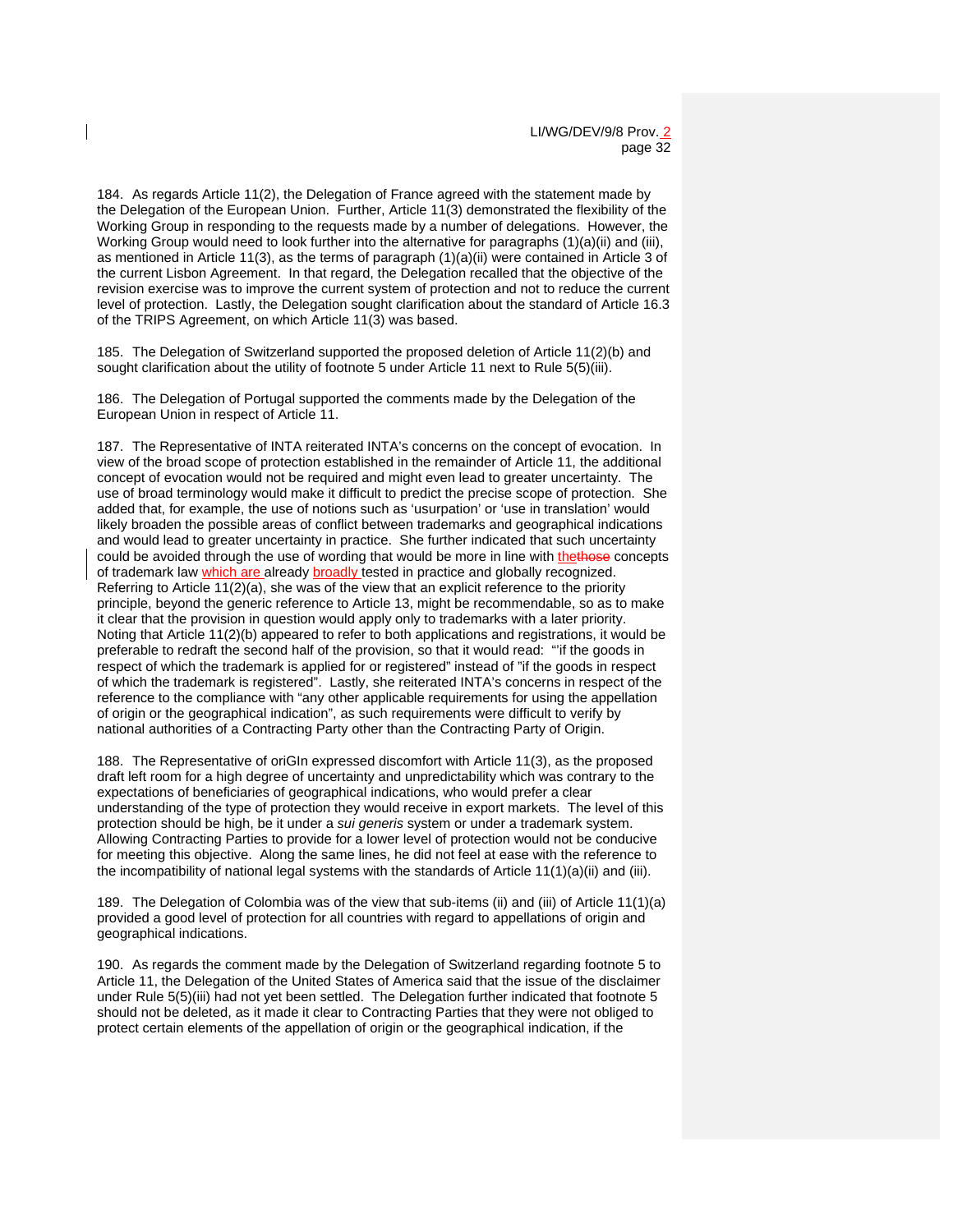184. As regards Article 11(2), the Delegation of France agreed with the statement made by the Delegation of the European Union. Further, Article 11(3) demonstrated the flexibility of the Working Group in responding to the requests made by a number of delegations. However, the Working Group would need to look further into the alternative for paragraphs (1)(a)(ii) and (iii), as mentioned in Article 11(3), as the terms of paragraph (1)(a)(ii) were contained in Article 3 of the current Lisbon Agreement. In that regard, the Delegation recalled that the objective of the revision exercise was to improve the current system of protection and not to reduce the current level of protection. Lastly, the Delegation sought clarification about the standard of Article 16.3 of the TRIPS Agreement, on which Article 11(3) was based.

185. The Delegation of Switzerland supported the proposed deletion of Article 11(2)(b) and sought clarification about the utility of footnote 5 under Article 11 next to Rule 5(5)(iii).

186. The Delegation of Portugal supported the comments made by the Delegation of the European Union in respect of Article 11.

187. The Representative of INTA reiterated INTA's concerns on the concept of evocation. In view of the broad scope of protection established in the remainder of Article 11, the additional concept of evocation would not be required and might even lead to greater uncertainty. The use of broad terminology would make it difficult to predict the precise scope of protection. She added that, for example, the use of notions such as 'usurpation' or 'use in translation' would likely broaden the possible areas of conflict between trademarks and geographical indications and would lead to greater uncertainty in practice. She further indicated that such uncertainty could be avoided through the use of wording that would be more in line with the~~those~~ concepts of trademark law which are already broadly tested in practice and globally recognized. Referring to Article 11(2)(a), she was of the view that an explicit reference to the priority principle, beyond the generic reference to Article 13, might be recommendable, so as to make it clear that the provision in question would apply only to trademarks with a later priority. Noting that Article 11(2)(b) appeared to refer to both applications and registrations, it would be preferable to redraft the second half of the provision, so that it would read: "'if the goods in respect of which the trademark is applied for or registered" instead of "if the goods in respect of which the trademark is registered". Lastly, she reiterated INTA's concerns in respect of the reference to the compliance with "any other applicable requirements for using the appellation of origin or the geographical indication", as such requirements were difficult to verify by national authorities of a Contracting Party other than the Contracting Party of Origin.

188. The Representative of oriGIn expressed discomfort with Article 11(3), as the proposed draft left room for a high degree of uncertainty and unpredictability which was contrary to the expectations of beneficiaries of geographical indications, who would prefer a clear understanding of the type of protection they would receive in export markets. The level of this protection should be high, be it under a *sui generis* system or under a trademark system. Allowing Contracting Parties to provide for a lower level of protection would not be conducive for meeting this objective. Along the same lines, he did not feel at ease with the reference to the incompatibility of national legal systems with the standards of Article 11(1)(a)(ii) and (iii).

189. The Delegation of Colombia was of the view that sub-items (ii) and (iii) of Article 11(1)(a) provided a good level of protection for all countries with regard to appellations of origin and geographical indications.

190. As regards the comment made by the Delegation of Switzerland regarding footnote 5 to Article 11, the Delegation of the United States of America said that the issue of the disclaimer under Rule 5(5)(iii) had not yet been settled. The Delegation further indicated that footnote 5 should not be deleted, as it made it clear to Contracting Parties that they were not obliged to protect certain elements of the appellation of origin or the geographical indication, if the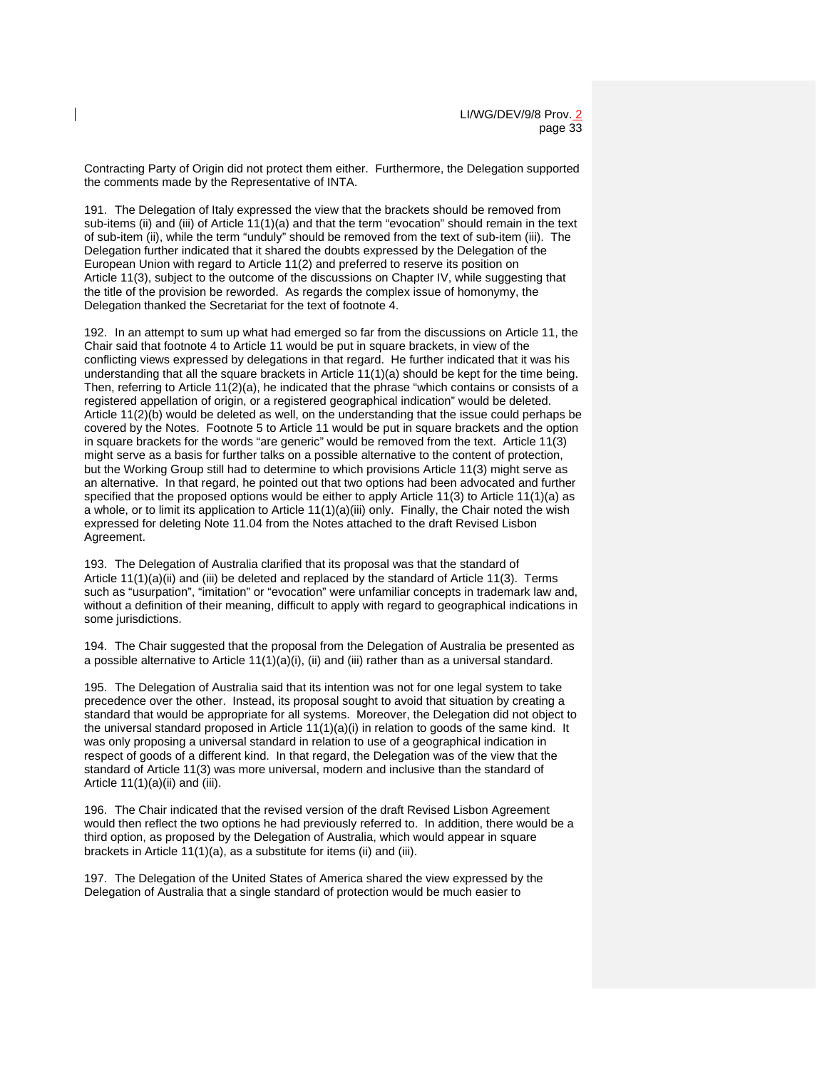Contracting Party of Origin did not protect them either. Furthermore, the Delegation supported the comments made by the Representative of INTA.

191. The Delegation of Italy expressed the view that the brackets should be removed from sub-items (ii) and (iii) of Article 11(1)(a) and that the term "evocation" should remain in the text of sub-item (ii), while the term "unduly" should be removed from the text of sub-item (iii). The Delegation further indicated that it shared the doubts expressed by the Delegation of the European Union with regard to Article 11(2) and preferred to reserve its position on Article 11(3), subject to the outcome of the discussions on Chapter IV, while suggesting that the title of the provision be reworded. As regards the complex issue of homonymy, the Delegation thanked the Secretariat for the text of footnote 4.

192. In an attempt to sum up what had emerged so far from the discussions on Article 11, the Chair said that footnote 4 to Article 11 would be put in square brackets, in view of the conflicting views expressed by delegations in that regard. He further indicated that it was his understanding that all the square brackets in Article 11(1)(a) should be kept for the time being. Then, referring to Article 11(2)(a), he indicated that the phrase "which contains or consists of a registered appellation of origin, or a registered geographical indication" would be deleted. Article 11(2)(b) would be deleted as well, on the understanding that the issue could perhaps be covered by the Notes. Footnote 5 to Article 11 would be put in square brackets and the option in square brackets for the words "are generic" would be removed from the text. Article 11(3) might serve as a basis for further talks on a possible alternative to the content of protection, but the Working Group still had to determine to which provisions Article 11(3) might serve as an alternative. In that regard, he pointed out that two options had been advocated and further specified that the proposed options would be either to apply Article 11(3) to Article 11(1)(a) as a whole, or to limit its application to Article 11(1)(a)(iii) only. Finally, the Chair noted the wish expressed for deleting Note 11.04 from the Notes attached to the draft Revised Lisbon Agreement.

193. The Delegation of Australia clarified that its proposal was that the standard of Article 11(1)(a)(ii) and (iii) be deleted and replaced by the standard of Article 11(3). Terms such as "usurpation", "imitation" or "evocation" were unfamiliar concepts in trademark law and, without a definition of their meaning, difficult to apply with regard to geographical indications in some jurisdictions.

194. The Chair suggested that the proposal from the Delegation of Australia be presented as a possible alternative to Article 11(1)(a)(i), (ii) and (iii) rather than as a universal standard.

195. The Delegation of Australia said that its intention was not for one legal system to take precedence over the other. Instead, its proposal sought to avoid that situation by creating a standard that would be appropriate for all systems. Moreover, the Delegation did not object to the universal standard proposed in Article 11(1)(a)(i) in relation to goods of the same kind. It was only proposing a universal standard in relation to use of a geographical indication in respect of goods of a different kind. In that regard, the Delegation was of the view that the standard of Article 11(3) was more universal, modern and inclusive than the standard of Article 11(1)(a)(ii) and (iii).

196. The Chair indicated that the revised version of the draft Revised Lisbon Agreement would then reflect the two options he had previously referred to. In addition, there would be a third option, as proposed by the Delegation of Australia, which would appear in square brackets in Article 11(1)(a), as a substitute for items (ii) and (iii).

197. The Delegation of the United States of America shared the view expressed by the Delegation of Australia that a single standard of protection would be much easier to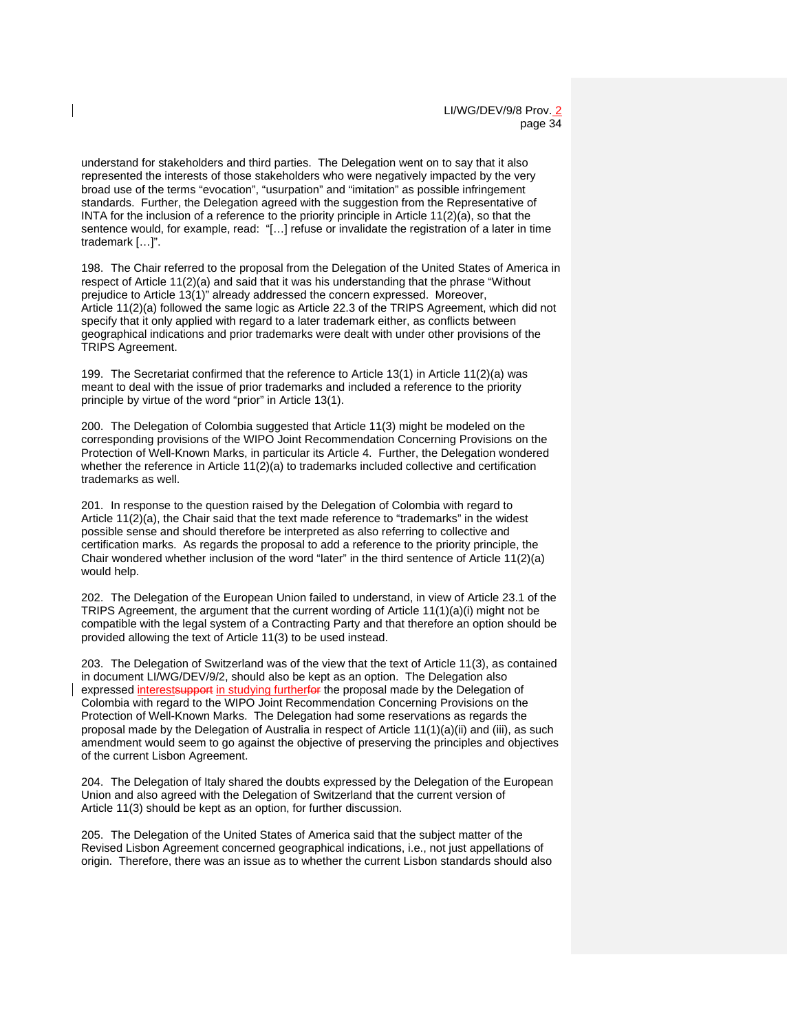understand for stakeholders and third parties. The Delegation went on to say that it also represented the interests of those stakeholders who were negatively impacted by the very broad use of the terms "evocation", "usurpation" and "imitation" as possible infringement standards. Further, the Delegation agreed with the suggestion from the Representative of INTA for the inclusion of a reference to the priority principle in Article 11(2)(a), so that the sentence would, for example, read: "[…] refuse or invalidate the registration of a later in time trademark […]".

198. The Chair referred to the proposal from the Delegation of the United States of America in respect of Article 11(2)(a) and said that it was his understanding that the phrase "Without prejudice to Article 13(1)" already addressed the concern expressed. Moreover, Article 11(2)(a) followed the same logic as Article 22.3 of the TRIPS Agreement, which did not specify that it only applied with regard to a later trademark either, as conflicts between geographical indications and prior trademarks were dealt with under other provisions of the TRIPS Agreement.

199. The Secretariat confirmed that the reference to Article 13(1) in Article 11(2)(a) was meant to deal with the issue of prior trademarks and included a reference to the priority principle by virtue of the word "prior" in Article 13(1).

200. The Delegation of Colombia suggested that Article 11(3) might be modeled on the corresponding provisions of the WIPO Joint Recommendation Concerning Provisions on the Protection of Well-Known Marks, in particular its Article 4. Further, the Delegation wondered whether the reference in Article 11(2)(a) to trademarks included collective and certification trademarks as well.

201. In response to the question raised by the Delegation of Colombia with regard to Article 11(2)(a), the Chair said that the text made reference to "trademarks" in the widest possible sense and should therefore be interpreted as also referring to collective and certification marks. As regards the proposal to add a reference to the priority principle, the Chair wondered whether inclusion of the word "later" in the third sentence of Article 11(2)(a) would help.

202. The Delegation of the European Union failed to understand, in view of Article 23.1 of the TRIPS Agreement, the argument that the current wording of Article 11(1)(a)(i) might not be compatible with the legal system of a Contracting Party and that therefore an option should be provided allowing the text of Article 11(3) to be used instead.

203. The Delegation of Switzerland was of the view that the text of Article 11(3), as contained in document LI/WG/DEV/9/2, should also be kept as an option. The Delegation also expressed interest in studying further the proposal made by the Delegation of Colombia with regard to the WIPO Joint Recommendation Concerning Provisions on the Protection of Well-Known Marks. The Delegation had some reservations as regards the proposal made by the Delegation of Australia in respect of Article 11(1)(a)(ii) and (iii), as such amendment would seem to go against the objective of preserving the principles and objectives of the current Lisbon Agreement.

204. The Delegation of Italy shared the doubts expressed by the Delegation of the European Union and also agreed with the Delegation of Switzerland that the current version of Article 11(3) should be kept as an option, for further discussion.

205. The Delegation of the United States of America said that the subject matter of the Revised Lisbon Agreement concerned geographical indications, i.e., not just appellations of origin. Therefore, there was an issue as to whether the current Lisbon standards should also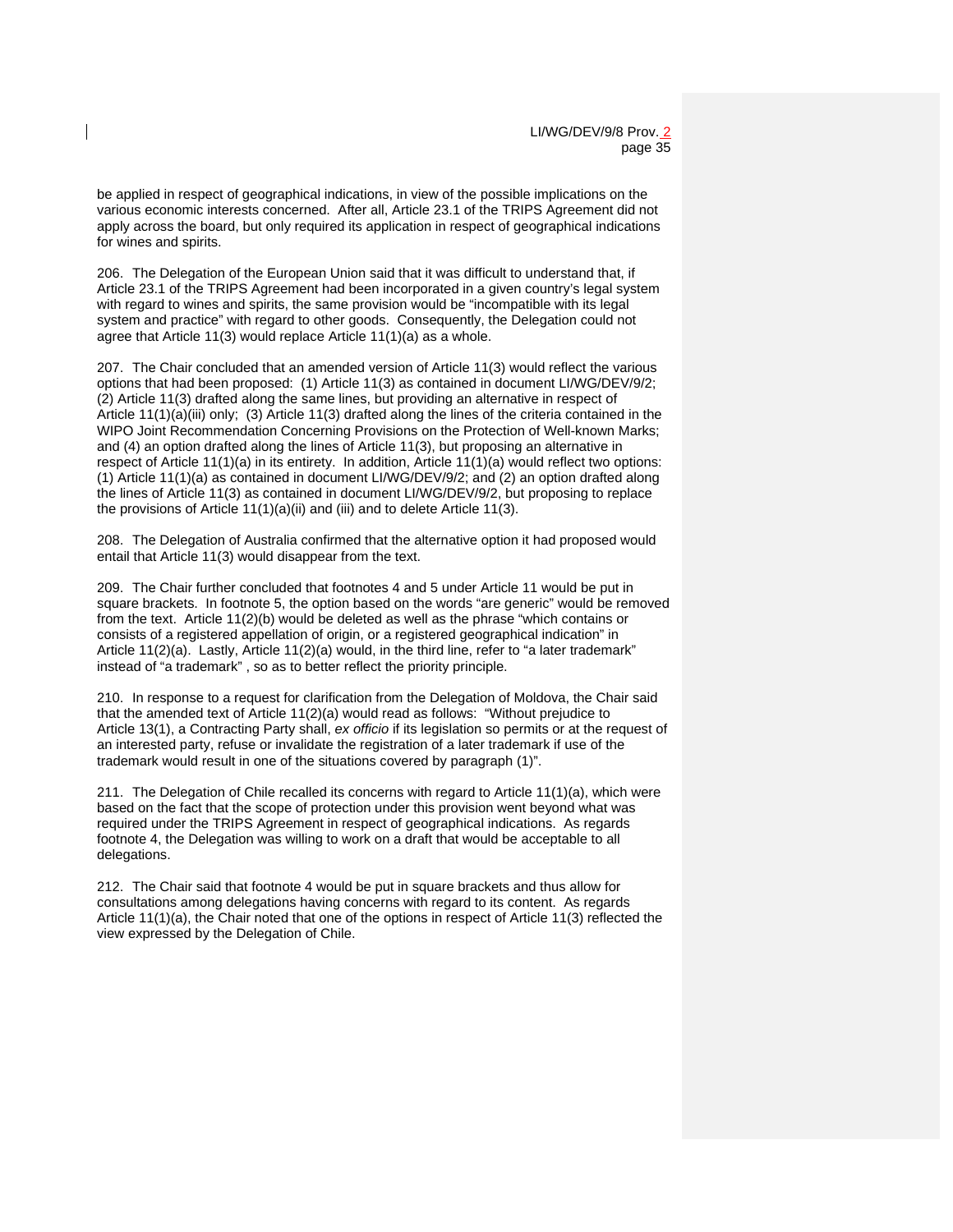be applied in respect of geographical indications, in view of the possible implications on the various economic interests concerned. After all, Article 23.1 of the TRIPS Agreement did not apply across the board, but only required its application in respect of geographical indications for wines and spirits.

206. The Delegation of the European Union said that it was difficult to understand that, if Article 23.1 of the TRIPS Agreement had been incorporated in a given country's legal system with regard to wines and spirits, the same provision would be "incompatible with its legal system and practice" with regard to other goods. Consequently, the Delegation could not agree that Article 11(3) would replace Article 11(1)(a) as a whole.

207. The Chair concluded that an amended version of Article 11(3) would reflect the various options that had been proposed: (1) Article 11(3) as contained in document LI/WG/DEV/9/2; (2) Article 11(3) drafted along the same lines, but providing an alternative in respect of Article 11(1)(a)(iii) only; (3) Article 11(3) drafted along the lines of the criteria contained in the WIPO Joint Recommendation Concerning Provisions on the Protection of Well-known Marks; and (4) an option drafted along the lines of Article 11(3), but proposing an alternative in respect of Article 11(1)(a) in its entirety. In addition, Article 11(1)(a) would reflect two options: (1) Article 11(1)(a) as contained in document LI/WG/DEV/9/2; and (2) an option drafted along the lines of Article 11(3) as contained in document LI/WG/DEV/9/2, but proposing to replace the provisions of Article 11(1)(a)(ii) and (iii) and to delete Article 11(3).

208. The Delegation of Australia confirmed that the alternative option it had proposed would entail that Article 11(3) would disappear from the text.

209. The Chair further concluded that footnotes 4 and 5 under Article 11 would be put in square brackets. In footnote 5, the option based on the words "are generic" would be removed from the text. Article 11(2)(b) would be deleted as well as the phrase "which contains or consists of a registered appellation of origin, or a registered geographical indication" in Article 11(2)(a). Lastly, Article 11(2)(a) would, in the third line, refer to "a later trademark" instead of "a trademark" , so as to better reflect the priority principle.

210. In response to a request for clarification from the Delegation of Moldova, the Chair said that the amended text of Article 11(2)(a) would read as follows: "Without prejudice to Article 13(1), a Contracting Party shall, *ex officio* if its legislation so permits or at the request of an interested party, refuse or invalidate the registration of a later trademark if use of the trademark would result in one of the situations covered by paragraph (1)".

211. The Delegation of Chile recalled its concerns with regard to Article 11(1)(a), which were based on the fact that the scope of protection under this provision went beyond what was required under the TRIPS Agreement in respect of geographical indications. As regards footnote 4, the Delegation was willing to work on a draft that would be acceptable to all delegations.

212. The Chair said that footnote 4 would be put in square brackets and thus allow for consultations among delegations having concerns with regard to its content. As regards Article 11(1)(a), the Chair noted that one of the options in respect of Article 11(3) reflected the view expressed by the Delegation of Chile.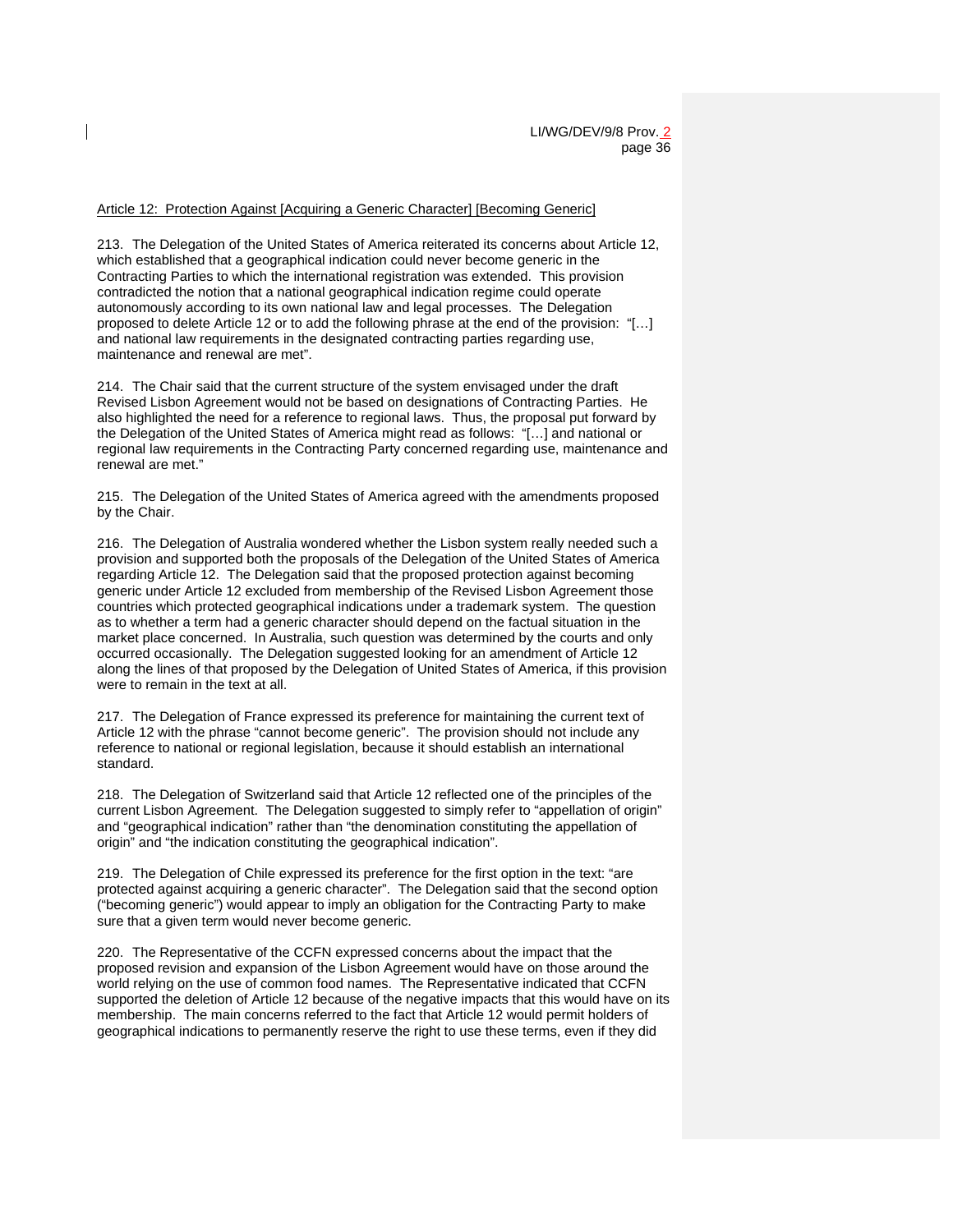Article 12: Protection Against [Acquiring a Generic Character] [Becoming Generic]

213. The Delegation of the United States of America reiterated its concerns about Article 12, which established that a geographical indication could never become generic in the Contracting Parties to which the international registration was extended. This provision contradicted the notion that a national geographical indication regime could operate autonomously according to its own national law and legal processes. The Delegation proposed to delete Article 12 or to add the following phrase at the end of the provision: "[…] and national law requirements in the designated contracting parties regarding use, maintenance and renewal are met".

214. The Chair said that the current structure of the system envisaged under the draft Revised Lisbon Agreement would not be based on designations of Contracting Parties. He also highlighted the need for a reference to regional laws. Thus, the proposal put forward by the Delegation of the United States of America might read as follows: "[…] and national or regional law requirements in the Contracting Party concerned regarding use, maintenance and renewal are met."

215. The Delegation of the United States of America agreed with the amendments proposed by the Chair.

216. The Delegation of Australia wondered whether the Lisbon system really needed such a provision and supported both the proposals of the Delegation of the United States of America regarding Article 12. The Delegation said that the proposed protection against becoming generic under Article 12 excluded from membership of the Revised Lisbon Agreement those countries which protected geographical indications under a trademark system. The question as to whether a term had a generic character should depend on the factual situation in the market place concerned. In Australia, such question was determined by the courts and only occurred occasionally. The Delegation suggested looking for an amendment of Article 12 along the lines of that proposed by the Delegation of United States of America, if this provision were to remain in the text at all.

217. The Delegation of France expressed its preference for maintaining the current text of Article 12 with the phrase "cannot become generic". The provision should not include any reference to national or regional legislation, because it should establish an international standard.

218. The Delegation of Switzerland said that Article 12 reflected one of the principles of the current Lisbon Agreement. The Delegation suggested to simply refer to "appellation of origin" and "geographical indication" rather than "the denomination constituting the appellation of origin" and "the indication constituting the geographical indication".

219. The Delegation of Chile expressed its preference for the first option in the text: "are protected against acquiring a generic character". The Delegation said that the second option ("becoming generic") would appear to imply an obligation for the Contracting Party to make sure that a given term would never become generic.

220. The Representative of the CCFN expressed concerns about the impact that the proposed revision and expansion of the Lisbon Agreement would have on those around the world relying on the use of common food names. The Representative indicated that CCFN supported the deletion of Article 12 because of the negative impacts that this would have on its membership. The main concerns referred to the fact that Article 12 would permit holders of geographical indications to permanently reserve the right to use these terms, even if they did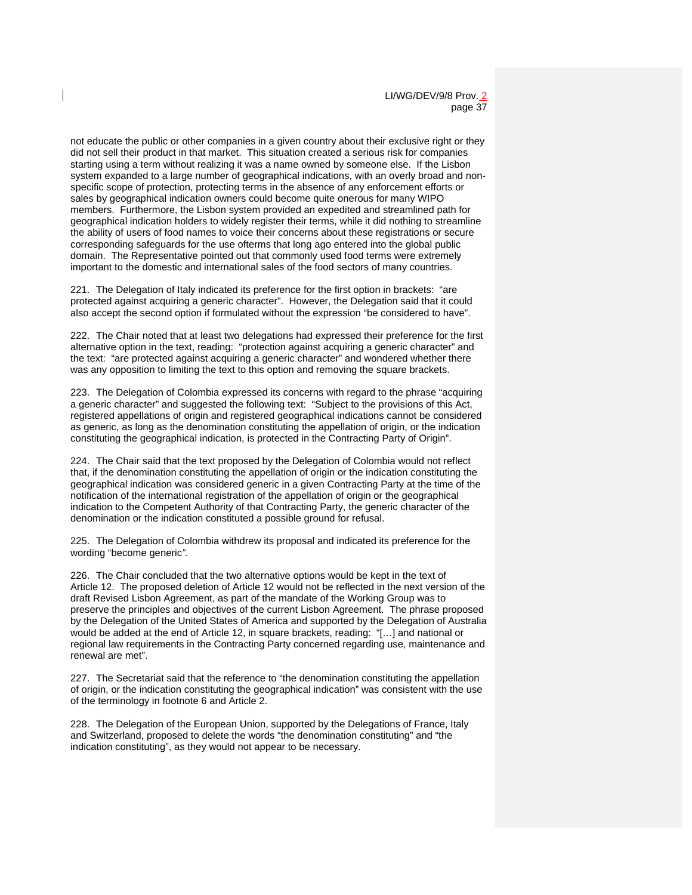not educate the public or other companies in a given country about their exclusive right or they did not sell their product in that market. This situation created a serious risk for companies starting using a term without realizing it was a name owned by someone else. If the Lisbon system expanded to a large number of geographical indications, with an overly broad and non-specific scope of protection, protecting terms in the absence of any enforcement efforts or sales by geographical indication owners could become quite onerous for many WIPO members. Furthermore, the Lisbon system provided an expedited and streamlined path for geographical indication holders to widely register their terms, while it did nothing to streamline the ability of users of food names to voice their concerns about these registrations or secure corresponding safeguards for the use ofterms that long ago entered into the global public domain. The Representative pointed out that commonly used food terms were extremely important to the domestic and international sales of the food sectors of many countries.

221. The Delegation of Italy indicated its preference for the first option in brackets: "are protected against acquiring a generic character". However, the Delegation said that it could also accept the second option if formulated without the expression "be considered to have".

222. The Chair noted that at least two delegations had expressed their preference for the first alternative option in the text, reading: "protection against acquiring a generic character" and the text: "are protected against acquiring a generic character" and wondered whether there was any opposition to limiting the text to this option and removing the square brackets.

223. The Delegation of Colombia expressed its concerns with regard to the phrase "acquiring a generic character" and suggested the following text: "Subject to the provisions of this Act, registered appellations of origin and registered geographical indications cannot be considered as generic, as long as the denomination constituting the appellation of origin, or the indication constituting the geographical indication, is protected in the Contracting Party of Origin".

224. The Chair said that the text proposed by the Delegation of Colombia would not reflect that, if the denomination constituting the appellation of origin or the indication constituting the geographical indication was considered generic in a given Contracting Party at the time of the notification of the international registration of the appellation of origin or the geographical indication to the Competent Authority of that Contracting Party, the generic character of the denomination or the indication constituted a possible ground for refusal.

225. The Delegation of Colombia withdrew its proposal and indicated its preference for the wording "become generic".

226. The Chair concluded that the two alternative options would be kept in the text of Article 12. The proposed deletion of Article 12 would not be reflected in the next version of the draft Revised Lisbon Agreement, as part of the mandate of the Working Group was to preserve the principles and objectives of the current Lisbon Agreement. The phrase proposed by the Delegation of the United States of America and supported by the Delegation of Australia would be added at the end of Article 12, in square brackets, reading: "[…] and national or regional law requirements in the Contracting Party concerned regarding use, maintenance and renewal are met".

227. The Secretariat said that the reference to "the denomination constituting the appellation of origin, or the indication constituting the geographical indication" was consistent with the use of the terminology in footnote 6 and Article 2.

228. The Delegation of the European Union, supported by the Delegations of France, Italy and Switzerland, proposed to delete the words "the denomination constituting" and "the indication constituting", as they would not appear to be necessary.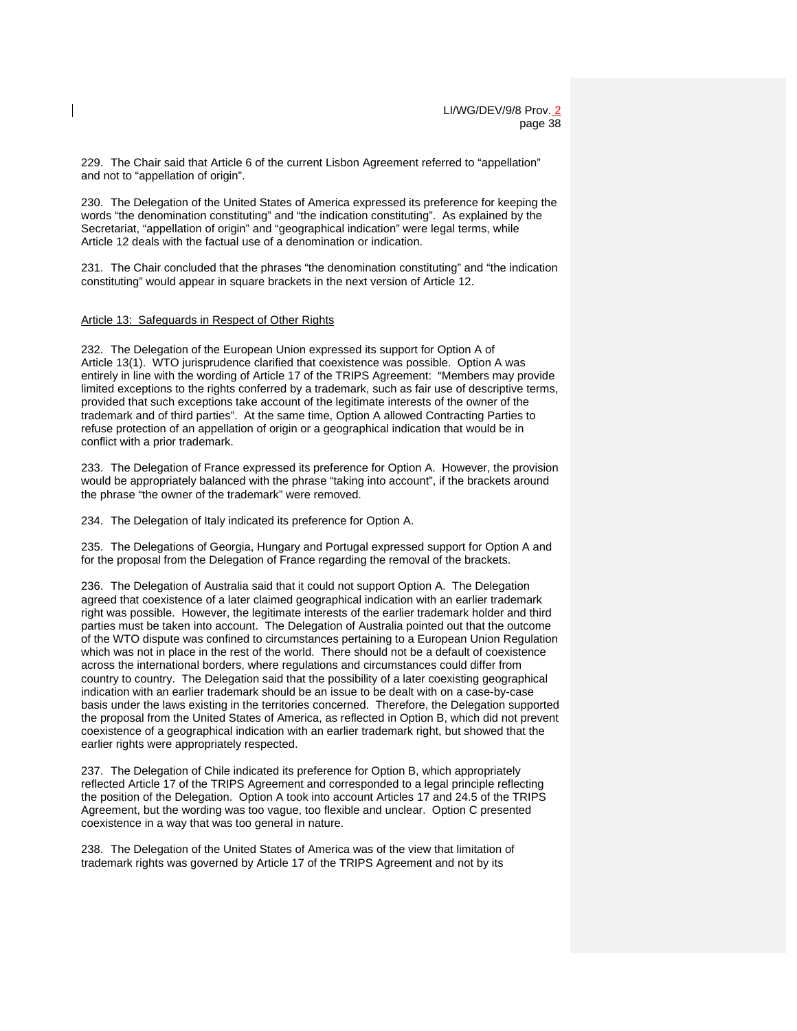229. The Chair said that Article 6 of the current Lisbon Agreement referred to “appellation” and not to “appellation of origin”.

230. The Delegation of the United States of America expressed its preference for keeping the words “the denomination constituting” and “the indication constituting”. As explained by the Secretariat, “appellation of origin” and “geographical indication” were legal terms, while Article 12 deals with the factual use of a denomination or indication.

231. The Chair concluded that the phrases “the denomination constituting” and “the indication constituting” would appear in square brackets in the next version of Article 12.

Article 13: Safeguards in Respect of Other Rights

232. The Delegation of the European Union expressed its support for Option A of Article 13(1). WTO jurisprudence clarified that coexistence was possible. Option A was entirely in line with the wording of Article 17 of the TRIPS Agreement: “Members may provide limited exceptions to the rights conferred by a trademark, such as fair use of descriptive terms, provided that such exceptions take account of the legitimate interests of the owner of the trademark and of third parties”. At the same time, Option A allowed Contracting Parties to refuse protection of an appellation of origin or a geographical indication that would be in conflict with a prior trademark.

233. The Delegation of France expressed its preference for Option A. However, the provision would be appropriately balanced with the phrase “taking into account”, if the brackets around the phrase “the owner of the trademark” were removed.

234. The Delegation of Italy indicated its preference for Option A.

235. The Delegations of Georgia, Hungary and Portugal expressed support for Option A and for the proposal from the Delegation of France regarding the removal of the brackets.

236. The Delegation of Australia said that it could not support Option A. The Delegation agreed that coexistence of a later claimed geographical indication with an earlier trademark right was possible. However, the legitimate interests of the earlier trademark holder and third parties must be taken into account. The Delegation of Australia pointed out that the outcome of the WTO dispute was confined to circumstances pertaining to a European Union Regulation which was not in place in the rest of the world. There should not be a default of coexistence across the international borders, where regulations and circumstances could differ from country to country. The Delegation said that the possibility of a later coexisting geographical indication with an earlier trademark should be an issue to be dealt with on a case-by-case basis under the laws existing in the territories concerned. Therefore, the Delegation supported the proposal from the United States of America, as reflected in Option B, which did not prevent coexistence of a geographical indication with an earlier trademark right, but showed that the earlier rights were appropriately respected.

237. The Delegation of Chile indicated its preference for Option B, which appropriately reflected Article 17 of the TRIPS Agreement and corresponded to a legal principle reflecting the position of the Delegation. Option A took into account Articles 17 and 24.5 of the TRIPS Agreement, but the wording was too vague, too flexible and unclear. Option C presented coexistence in a way that was too general in nature.

238. The Delegation of the United States of America was of the view that limitation of trademark rights was governed by Article 17 of the TRIPS Agreement and not by its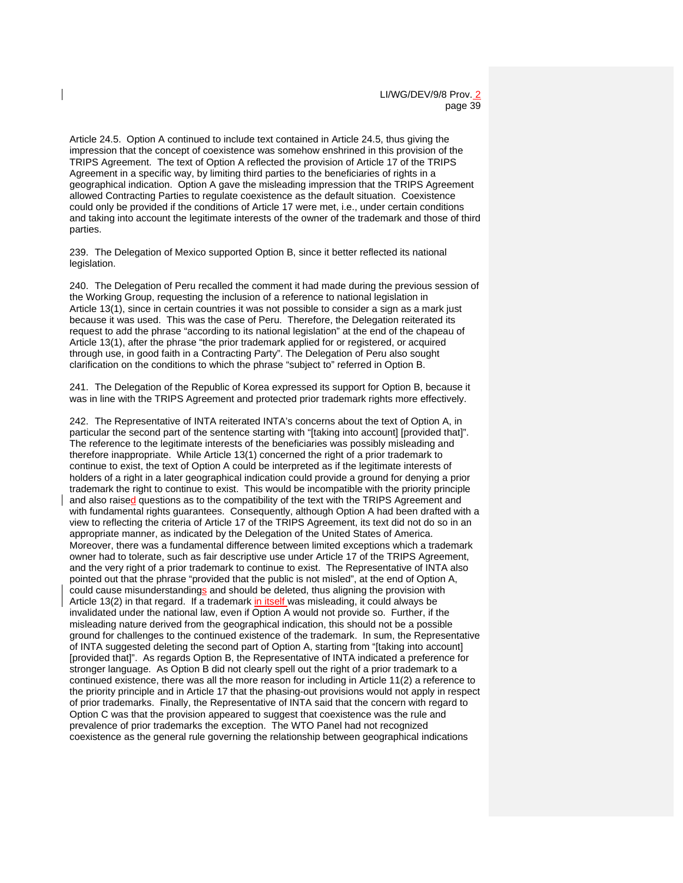Article 24.5. Option A continued to include text contained in Article 24.5, thus giving the impression that the concept of coexistence was somehow enshrined in this provision of the TRIPS Agreement. The text of Option A reflected the provision of Article 17 of the TRIPS Agreement in a specific way, by limiting third parties to the beneficiaries of rights in a geographical indication. Option A gave the misleading impression that the TRIPS Agreement allowed Contracting Parties to regulate coexistence as the default situation. Coexistence could only be provided if the conditions of Article 17 were met, i.e., under certain conditions and taking into account the legitimate interests of the owner of the trademark and those of third parties.

239. The Delegation of Mexico supported Option B, since it better reflected its national legislation.

240. The Delegation of Peru recalled the comment it had made during the previous session of the Working Group, requesting the inclusion of a reference to national legislation in Article 13(1), since in certain countries it was not possible to consider a sign as a mark just because it was used. This was the case of Peru. Therefore, the Delegation reiterated its request to add the phrase "according to its national legislation" at the end of the chapeau of Article 13(1), after the phrase "the prior trademark applied for or registered, or acquired through use, in good faith in a Contracting Party". The Delegation of Peru also sought clarification on the conditions to which the phrase "subject to" referred in Option B.

241. The Delegation of the Republic of Korea expressed its support for Option B, because it was in line with the TRIPS Agreement and protected prior trademark rights more effectively.

242. The Representative of INTA reiterated INTA's concerns about the text of Option A, in particular the second part of the sentence starting with "[taking into account] [provided that]". The reference to the legitimate interests of the beneficiaries was possibly misleading and therefore inappropriate. While Article 13(1) concerned the right of a prior trademark to continue to exist, the text of Option A could be interpreted as if the legitimate interests of holders of a right in a later geographical indication could provide a ground for denying a prior trademark the right to continue to exist. This would be incompatible with the priority principle and also raised questions as to the compatibility of the text with the TRIPS Agreement and with fundamental rights guarantees. Consequently, although Option A had been drafted with a view to reflecting the criteria of Article 17 of the TRIPS Agreement, its text did not do so in an appropriate manner, as indicated by the Delegation of the United States of America. Moreover, there was a fundamental difference between limited exceptions which a trademark owner had to tolerate, such as fair descriptive use under Article 17 of the TRIPS Agreement, and the very right of a prior trademark to continue to exist. The Representative of INTA also pointed out that the phrase "provided that the public is not misled", at the end of Option A, could cause misunderstandings and should be deleted, thus aligning the provision with Article 13(2) in that regard. If a trademark in itself was misleading, it could always be invalidated under the national law, even if Option A would not provide so. Further, if the misleading nature derived from the geographical indication, this should not be a possible ground for challenges to the continued existence of the trademark. In sum, the Representative of INTA suggested deleting the second part of Option A, starting from "[taking into account] [provided that]". As regards Option B, the Representative of INTA indicated a preference for stronger language. As Option B did not clearly spell out the right of a prior trademark to a continued existence, there was all the more reason for including in Article 11(2) a reference to the priority principle and in Article 17 that the phasing-out provisions would not apply in respect of prior trademarks. Finally, the Representative of INTA said that the concern with regard to Option C was that the provision appeared to suggest that coexistence was the rule and prevalence of prior trademarks the exception. The WTO Panel had not recognized coexistence as the general rule governing the relationship between geographical indications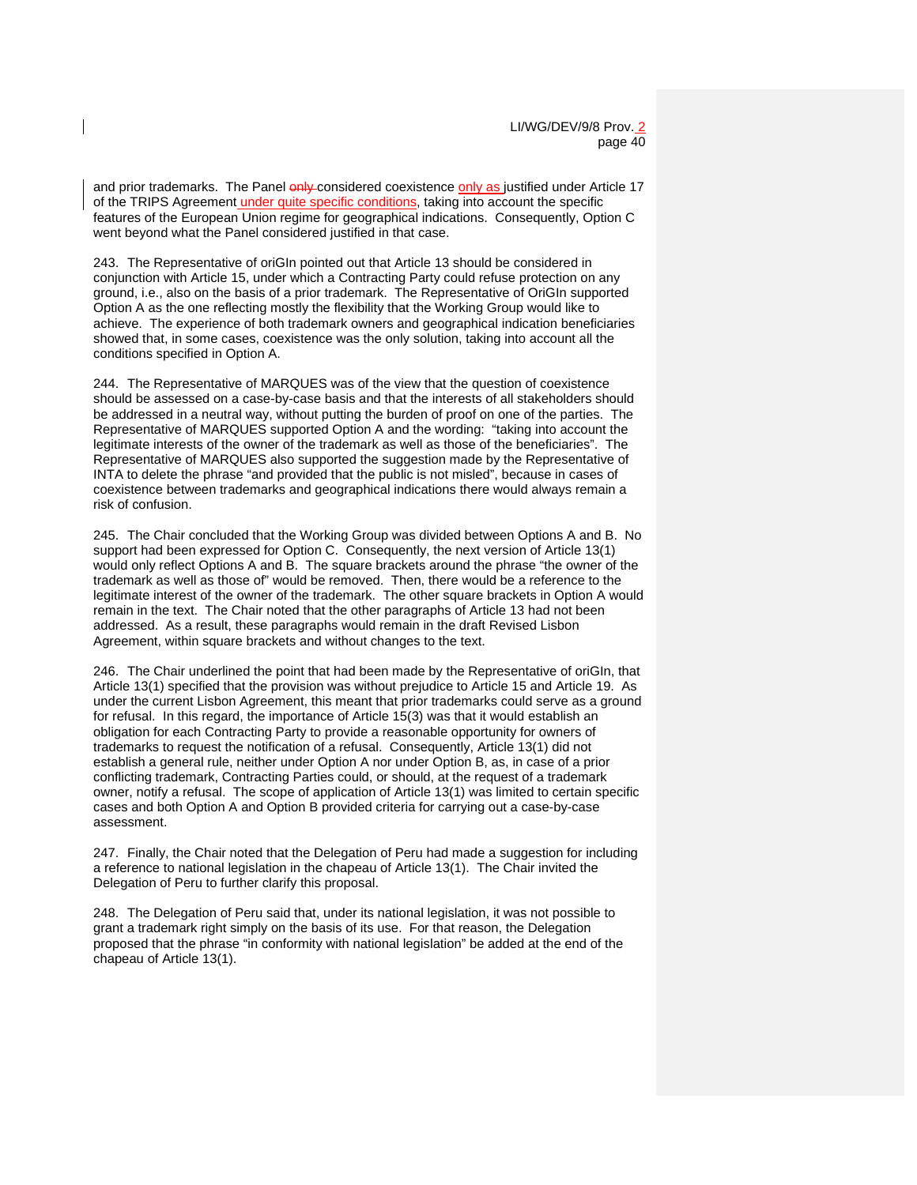and prior trademarks. The Panel ~~only~~ considered coexistence only as justified under Article 17 of the TRIPS Agreement under quite specific conditions, taking into account the specific features of the European Union regime for geographical indications. Consequently, Option C went beyond what the Panel considered justified in that case.

243. The Representative of oriGIn pointed out that Article 13 should be considered in conjunction with Article 15, under which a Contracting Party could refuse protection on any ground, i.e., also on the basis of a prior trademark. The Representative of OriGIn supported Option A as the one reflecting mostly the flexibility that the Working Group would like to achieve. The experience of both trademark owners and geographical indication beneficiaries showed that, in some cases, coexistence was the only solution, taking into account all the conditions specified in Option A.

244. The Representative of MARQUES was of the view that the question of coexistence should be assessed on a case-by-case basis and that the interests of all stakeholders should be addressed in a neutral way, without putting the burden of proof on one of the parties. The Representative of MARQUES supported Option A and the wording: "taking into account the legitimate interests of the owner of the trademark as well as those of the beneficiaries". The Representative of MARQUES also supported the suggestion made by the Representative of INTA to delete the phrase "and provided that the public is not misled", because in cases of coexistence between trademarks and geographical indications there would always remain a risk of confusion.

245. The Chair concluded that the Working Group was divided between Options A and B. No support had been expressed for Option C. Consequently, the next version of Article 13(1) would only reflect Options A and B. The square brackets around the phrase "the owner of the trademark as well as those of" would be removed. Then, there would be a reference to the legitimate interest of the owner of the trademark. The other square brackets in Option A would remain in the text. The Chair noted that the other paragraphs of Article 13 had not been addressed. As a result, these paragraphs would remain in the draft Revised Lisbon Agreement, within square brackets and without changes to the text.

246. The Chair underlined the point that had been made by the Representative of oriGIn, that Article 13(1) specified that the provision was without prejudice to Article 15 and Article 19. As under the current Lisbon Agreement, this meant that prior trademarks could serve as a ground for refusal. In this regard, the importance of Article 15(3) was that it would establish an obligation for each Contracting Party to provide a reasonable opportunity for owners of trademarks to request the notification of a refusal. Consequently, Article 13(1) did not establish a general rule, neither under Option A nor under Option B, as, in case of a prior conflicting trademark, Contracting Parties could, or should, at the request of a trademark owner, notify a refusal. The scope of application of Article 13(1) was limited to certain specific cases and both Option A and Option B provided criteria for carrying out a case-by-case assessment.

247. Finally, the Chair noted that the Delegation of Peru had made a suggestion for including a reference to national legislation in the chapeau of Article 13(1). The Chair invited the Delegation of Peru to further clarify this proposal.

248. The Delegation of Peru said that, under its national legislation, it was not possible to grant a trademark right simply on the basis of its use. For that reason, the Delegation proposed that the phrase "in conformity with national legislation" be added at the end of the chapeau of Article 13(1).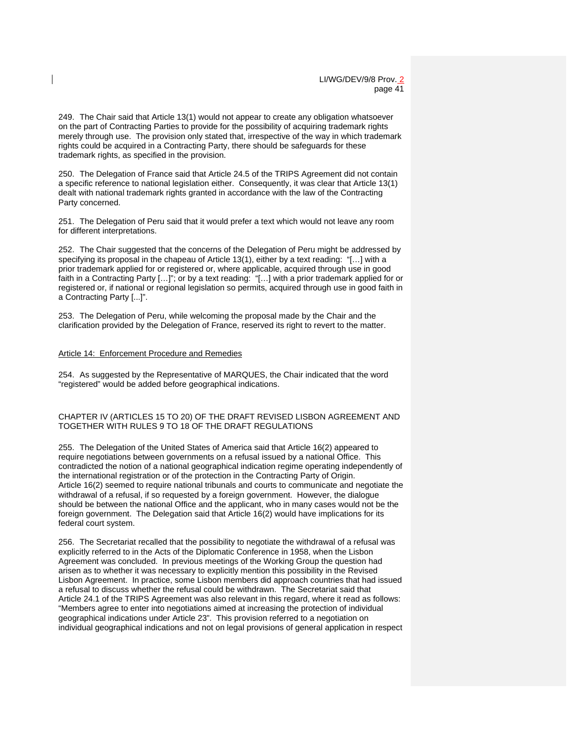249. The Chair said that Article 13(1) would not appear to create any obligation whatsoever on the part of Contracting Parties to provide for the possibility of acquiring trademark rights merely through use. The provision only stated that, irrespective of the way in which trademark rights could be acquired in a Contracting Party, there should be safeguards for these trademark rights, as specified in the provision.

250. The Delegation of France said that Article 24.5 of the TRIPS Agreement did not contain a specific reference to national legislation either. Consequently, it was clear that Article 13(1) dealt with national trademark rights granted in accordance with the law of the Contracting Party concerned.

251. The Delegation of Peru said that it would prefer a text which would not leave any room for different interpretations.

252. The Chair suggested that the concerns of the Delegation of Peru might be addressed by specifying its proposal in the chapeau of Article 13(1), either by a text reading: "[…] with a prior trademark applied for or registered or, where applicable, acquired through use in good faith in a Contracting Party […]"; or by a text reading: "[…] with a prior trademark applied for or registered or, if national or regional legislation so permits, acquired through use in good faith in a Contracting Party [...]".

253. The Delegation of Peru, while welcoming the proposal made by the Chair and the clarification provided by the Delegation of France, reserved its right to revert to the matter.

Article 14: Enforcement Procedure and Remedies

254. As suggested by the Representative of MARQUES, the Chair indicated that the word "registered" would be added before geographical indications.

## CHAPTER IV (ARTICLES 15 TO 20) OF THE DRAFT REVISED LISBON AGREEMENT AND TOGETHER WITH RULES 9 TO 18 OF THE DRAFT REGULATIONS

255. The Delegation of the United States of America said that Article 16(2) appeared to require negotiations between governments on a refusal issued by a national Office. This contradicted the notion of a national geographical indication regime operating independently of the international registration or of the protection in the Contracting Party of Origin. Article 16(2) seemed to require national tribunals and courts to communicate and negotiate the withdrawal of a refusal, if so requested by a foreign government. However, the dialogue should be between the national Office and the applicant, who in many cases would not be the foreign government. The Delegation said that Article 16(2) would have implications for its federal court system.

256. The Secretariat recalled that the possibility to negotiate the withdrawal of a refusal was explicitly referred to in the Acts of the Diplomatic Conference in 1958, when the Lisbon Agreement was concluded. In previous meetings of the Working Group the question had arisen as to whether it was necessary to explicitly mention this possibility in the Revised Lisbon Agreement. In practice, some Lisbon members did approach countries that had issued a refusal to discuss whether the refusal could be withdrawn. The Secretariat said that Article 24.1 of the TRIPS Agreement was also relevant in this regard, where it read as follows: "Members agree to enter into negotiations aimed at increasing the protection of individual geographical indications under Article 23". This provision referred to a negotiation on individual geographical indications and not on legal provisions of general application in respect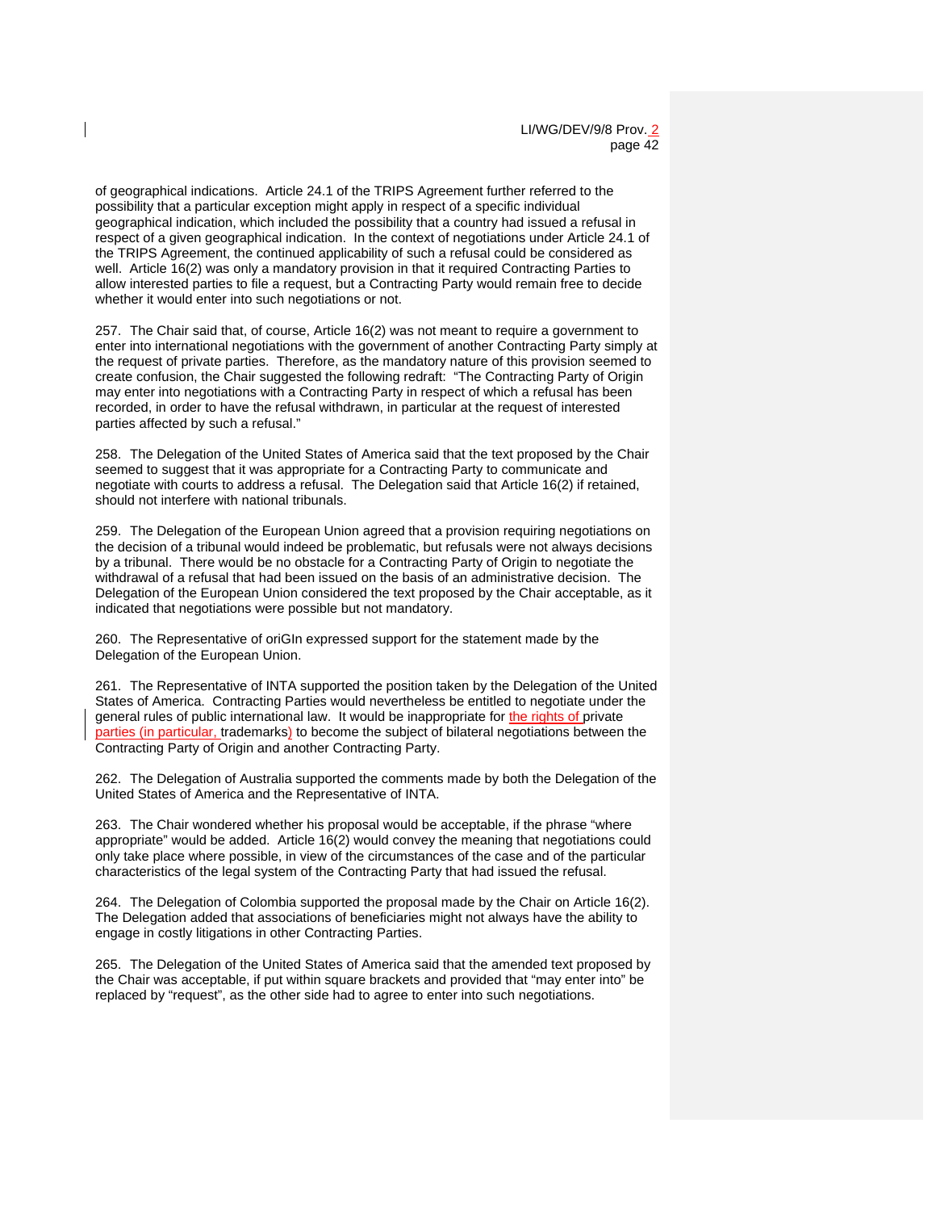of geographical indications. Article 24.1 of the TRIPS Agreement further referred to the possibility that a particular exception might apply in respect of a specific individual geographical indication, which included the possibility that a country had issued a refusal in respect of a given geographical indication. In the context of negotiations under Article 24.1 of the TRIPS Agreement, the continued applicability of such a refusal could be considered as well. Article 16(2) was only a mandatory provision in that it required Contracting Parties to allow interested parties to file a request, but a Contracting Party would remain free to decide whether it would enter into such negotiations or not.

257. The Chair said that, of course, Article 16(2) was not meant to require a government to enter into international negotiations with the government of another Contracting Party simply at the request of private parties. Therefore, as the mandatory nature of this provision seemed to create confusion, the Chair suggested the following redraft: "The Contracting Party of Origin may enter into negotiations with a Contracting Party in respect of which a refusal has been recorded, in order to have the refusal withdrawn, in particular at the request of interested parties affected by such a refusal."

258. The Delegation of the United States of America said that the text proposed by the Chair seemed to suggest that it was appropriate for a Contracting Party to communicate and negotiate with courts to address a refusal. The Delegation said that Article 16(2) if retained, should not interfere with national tribunals.

259. The Delegation of the European Union agreed that a provision requiring negotiations on the decision of a tribunal would indeed be problematic, but refusals were not always decisions by a tribunal. There would be no obstacle for a Contracting Party of Origin to negotiate the withdrawal of a refusal that had been issued on the basis of an administrative decision. The Delegation of the European Union considered the text proposed by the Chair acceptable, as it indicated that negotiations were possible but not mandatory.

260. The Representative of oriGIn expressed support for the statement made by the Delegation of the European Union.

261. The Representative of INTA supported the position taken by the Delegation of the United States of America. Contracting Parties would nevertheless be entitled to negotiate under the general rules of public international law. It would be inappropriate for the rights of private parties (in particular, trademarks) to become the subject of bilateral negotiations between the Contracting Party of Origin and another Contracting Party.

262. The Delegation of Australia supported the comments made by both the Delegation of the United States of America and the Representative of INTA.

263. The Chair wondered whether his proposal would be acceptable, if the phrase "where appropriate" would be added. Article 16(2) would convey the meaning that negotiations could only take place where possible, in view of the circumstances of the case and of the particular characteristics of the legal system of the Contracting Party that had issued the refusal.

264. The Delegation of Colombia supported the proposal made by the Chair on Article 16(2). The Delegation added that associations of beneficiaries might not always have the ability to engage in costly litigations in other Contracting Parties.

265. The Delegation of the United States of America said that the amended text proposed by the Chair was acceptable, if put within square brackets and provided that "may enter into" be replaced by "request", as the other side had to agree to enter into such negotiations.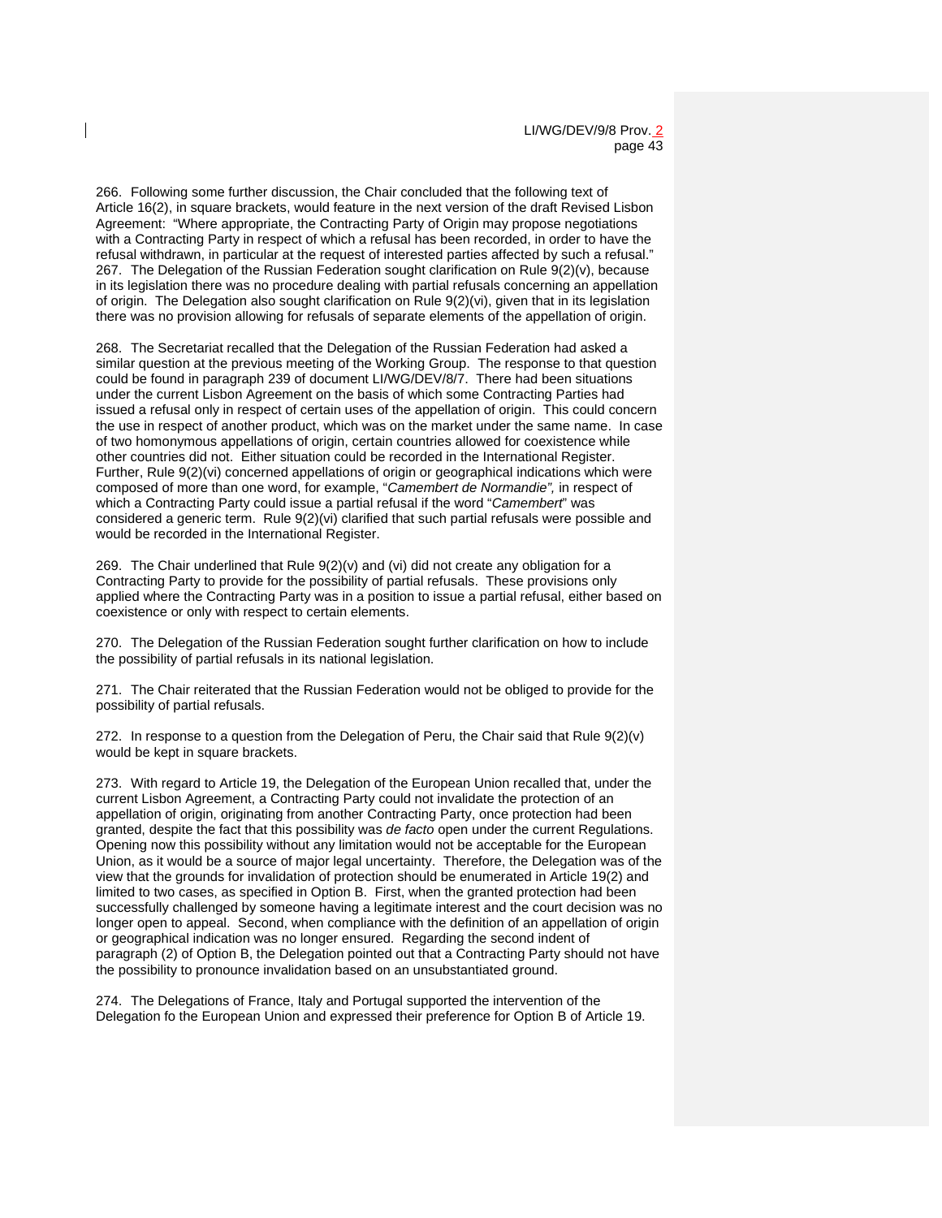266. Following some further discussion, the Chair concluded that the following text of Article 16(2), in square brackets, would feature in the next version of the draft Revised Lisbon Agreement: "Where appropriate, the Contracting Party of Origin may propose negotiations with a Contracting Party in respect of which a refusal has been recorded, in order to have the refusal withdrawn, in particular at the request of interested parties affected by such a refusal."

267. The Delegation of the Russian Federation sought clarification on Rule 9(2)(v), because in its legislation there was no procedure dealing with partial refusals concerning an appellation of origin. The Delegation also sought clarification on Rule 9(2)(vi), given that in its legislation there was no provision allowing for refusals of separate elements of the appellation of origin.

268. The Secretariat recalled that the Delegation of the Russian Federation had asked a similar question at the previous meeting of the Working Group. The response to that question could be found in paragraph 239 of document LI/WG/DEV/8/7. There had been situations under the current Lisbon Agreement on the basis of which some Contracting Parties had issued a refusal only in respect of certain uses of the appellation of origin. This could concern the use in respect of another product, which was on the market under the same name. In case of two homonymous appellations of origin, certain countries allowed for coexistence while other countries did not. Either situation could be recorded in the International Register. Further, Rule 9(2)(vi) concerned appellations of origin or geographical indications which were composed of more than one word, for example, "*Camembert de Normandie",* in respect of which a Contracting Party could issue a partial refusal if the word "*Camembert*" was considered a generic term. Rule 9(2)(vi) clarified that such partial refusals were possible and would be recorded in the International Register.

269. The Chair underlined that Rule 9(2)(v) and (vi) did not create any obligation for a Contracting Party to provide for the possibility of partial refusals. These provisions only applied where the Contracting Party was in a position to issue a partial refusal, either based on coexistence or only with respect to certain elements.

270. The Delegation of the Russian Federation sought further clarification on how to include the possibility of partial refusals in its national legislation.

271. The Chair reiterated that the Russian Federation would not be obliged to provide for the possibility of partial refusals.

272. In response to a question from the Delegation of Peru, the Chair said that Rule 9(2)(v) would be kept in square brackets.

273. With regard to Article 19, the Delegation of the European Union recalled that, under the current Lisbon Agreement, a Contracting Party could not invalidate the protection of an appellation of origin, originating from another Contracting Party, once protection had been granted, despite the fact that this possibility was *de facto* open under the current Regulations. Opening now this possibility without any limitation would not be acceptable for the European Union, as it would be a source of major legal uncertainty. Therefore, the Delegation was of the view that the grounds for invalidation of protection should be enumerated in Article 19(2) and limited to two cases, as specified in Option B. First, when the granted protection had been successfully challenged by someone having a legitimate interest and the court decision was no longer open to appeal. Second, when compliance with the definition of an appellation of origin or geographical indication was no longer ensured. Regarding the second indent of paragraph (2) of Option B, the Delegation pointed out that a Contracting Party should not have the possibility to pronounce invalidation based on an unsubstantiated ground.

274. The Delegations of France, Italy and Portugal supported the intervention of the Delegation fo the European Union and expressed their preference for Option B of Article 19.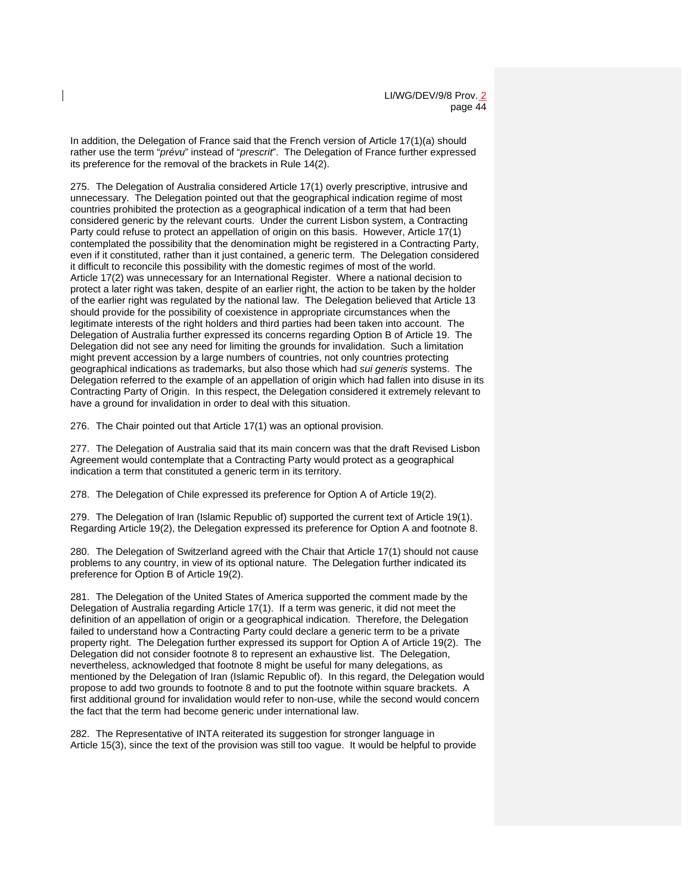In addition, the Delegation of France said that the French version of Article 17(1)(a) should rather use the term "*prévu*" instead of "*prescrit*". The Delegation of France further expressed its preference for the removal of the brackets in Rule 14(2).

275. The Delegation of Australia considered Article 17(1) overly prescriptive, intrusive and unnecessary. The Delegation pointed out that the geographical indication regime of most countries prohibited the protection as a geographical indication of a term that had been considered generic by the relevant courts. Under the current Lisbon system, a Contracting Party could refuse to protect an appellation of origin on this basis. However, Article 17(1) contemplated the possibility that the denomination might be registered in a Contracting Party, even if it constituted, rather than it just contained, a generic term. The Delegation considered it difficult to reconcile this possibility with the domestic regimes of most of the world. Article 17(2) was unnecessary for an International Register. Where a national decision to protect a later right was taken, despite of an earlier right, the action to be taken by the holder of the earlier right was regulated by the national law. The Delegation believed that Article 13 should provide for the possibility of coexistence in appropriate circumstances when the legitimate interests of the right holders and third parties had been taken into account. The Delegation of Australia further expressed its concerns regarding Option B of Article 19. The Delegation did not see any need for limiting the grounds for invalidation. Such a limitation might prevent accession by a large numbers of countries, not only countries protecting geographical indications as trademarks, but also those which had *sui generis* systems. The Delegation referred to the example of an appellation of origin which had fallen into disuse in its Contracting Party of Origin. In this respect, the Delegation considered it extremely relevant to have a ground for invalidation in order to deal with this situation.

276. The Chair pointed out that Article 17(1) was an optional provision.

277. The Delegation of Australia said that its main concern was that the draft Revised Lisbon Agreement would contemplate that a Contracting Party would protect as a geographical indication a term that constituted a generic term in its territory.

278. The Delegation of Chile expressed its preference for Option A of Article 19(2).

279. The Delegation of Iran (Islamic Republic of) supported the current text of Article 19(1). Regarding Article 19(2), the Delegation expressed its preference for Option A and footnote 8.

280. The Delegation of Switzerland agreed with the Chair that Article 17(1) should not cause problems to any country, in view of its optional nature. The Delegation further indicated its preference for Option B of Article 19(2).

281. The Delegation of the United States of America supported the comment made by the Delegation of Australia regarding Article 17(1). If a term was generic, it did not meet the definition of an appellation of origin or a geographical indication. Therefore, the Delegation failed to understand how a Contracting Party could declare a generic term to be a private property right. The Delegation further expressed its support for Option A of Article 19(2). The Delegation did not consider footnote 8 to represent an exhaustive list. The Delegation, nevertheless, acknowledged that footnote 8 might be useful for many delegations, as mentioned by the Delegation of Iran (Islamic Republic of). In this regard, the Delegation would propose to add two grounds to footnote 8 and to put the footnote within square brackets. A first additional ground for invalidation would refer to non-use, while the second would concern the fact that the term had become generic under international law.

282. The Representative of INTA reiterated its suggestion for stronger language in Article 15(3), since the text of the provision was still too vague. It would be helpful to provide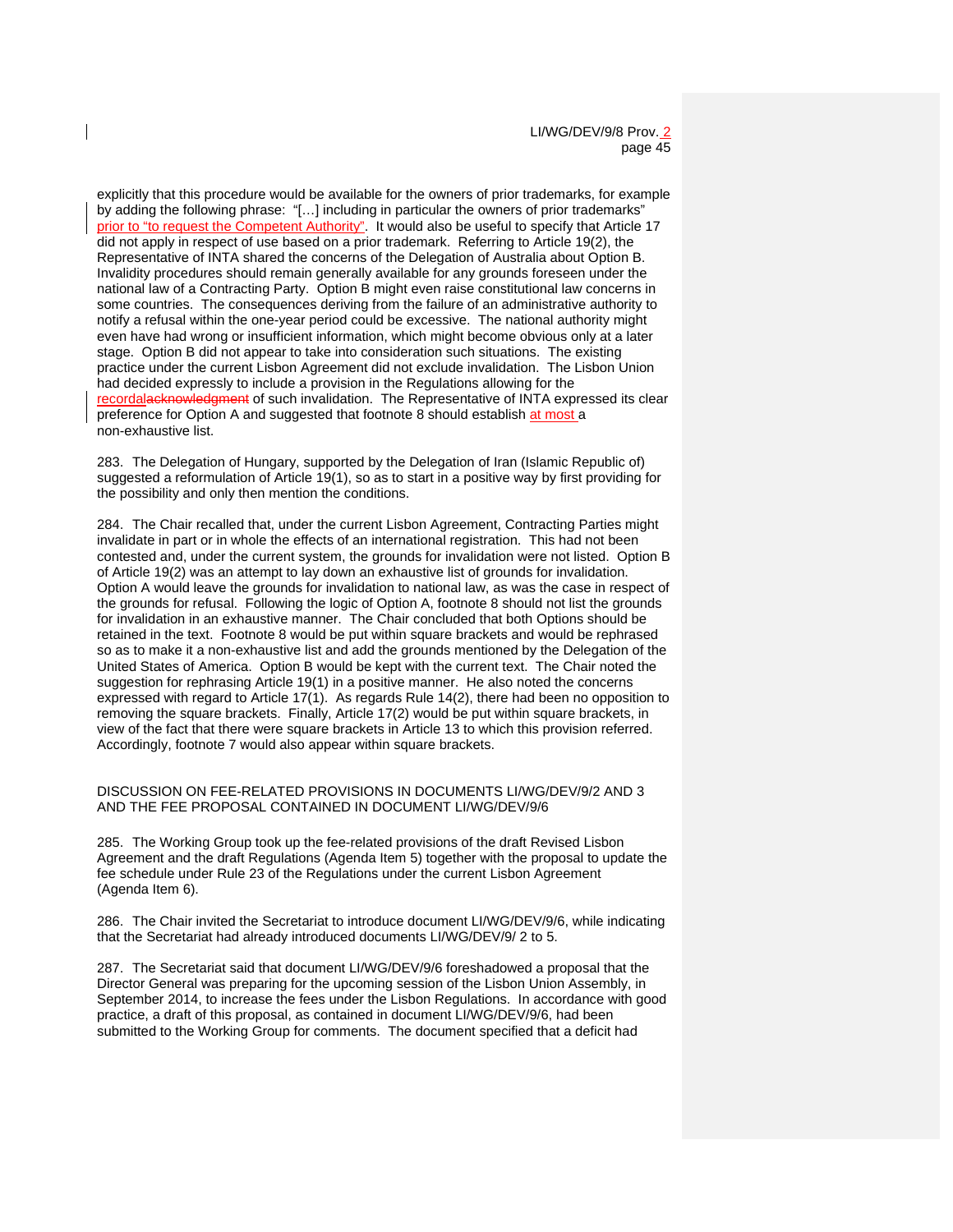explicitly that this procedure would be available for the owners of prior trademarks, for example by adding the following phrase: "[…] including in particular the owners of prior trademarks" prior to "to request the Competent Authority". It would also be useful to specify that Article 17 did not apply in respect of use based on a prior trademark. Referring to Article 19(2), the Representative of INTA shared the concerns of the Delegation of Australia about Option B. Invalidity procedures should remain generally available for any grounds foreseen under the national law of a Contracting Party. Option B might even raise constitutional law concerns in some countries. The consequences deriving from the failure of an administrative authority to notify a refusal within the one-year period could be excessive. The national authority might even have had wrong or insufficient information, which might become obvious only at a later stage. Option B did not appear to take into consideration such situations. The existing practice under the current Lisbon Agreement did not exclude invalidation. The Lisbon Union had decided expressly to include a provision in the Regulations allowing for the recordal~~acknowledgment~~ of such invalidation. The Representative of INTA expressed its clear preference for Option A and suggested that footnote 8 should establish at most a non-exhaustive list.

283. The Delegation of Hungary, supported by the Delegation of Iran (Islamic Republic of) suggested a reformulation of Article 19(1), so as to start in a positive way by first providing for the possibility and only then mention the conditions.

284. The Chair recalled that, under the current Lisbon Agreement, Contracting Parties might invalidate in part or in whole the effects of an international registration. This had not been contested and, under the current system, the grounds for invalidation were not listed. Option B of Article 19(2) was an attempt to lay down an exhaustive list of grounds for invalidation. Option A would leave the grounds for invalidation to national law, as was the case in respect of the grounds for refusal. Following the logic of Option A, footnote 8 should not list the grounds for invalidation in an exhaustive manner. The Chair concluded that both Options should be retained in the text. Footnote 8 would be put within square brackets and would be rephrased so as to make it a non-exhaustive list and add the grounds mentioned by the Delegation of the United States of America. Option B would be kept with the current text. The Chair noted the suggestion for rephrasing Article 19(1) in a positive manner. He also noted the concerns expressed with regard to Article 17(1). As regards Rule 14(2), there had been no opposition to removing the square brackets. Finally, Article 17(2) would be put within square brackets, in view of the fact that there were square brackets in Article 13 to which this provision referred. Accordingly, footnote 7 would also appear within square brackets.

DISCUSSION ON FEE-RELATED PROVISIONS IN DOCUMENTS LI/WG/DEV/9/2 AND 3 AND THE FEE PROPOSAL CONTAINED IN DOCUMENT LI/WG/DEV/9/6

285. The Working Group took up the fee-related provisions of the draft Revised Lisbon Agreement and the draft Regulations (Agenda Item 5) together with the proposal to update the fee schedule under Rule 23 of the Regulations under the current Lisbon Agreement (Agenda Item 6).

286. The Chair invited the Secretariat to introduce document LI/WG/DEV/9/6, while indicating that the Secretariat had already introduced documents LI/WG/DEV/9/ 2 to 5.

287. The Secretariat said that document LI/WG/DEV/9/6 foreshadowed a proposal that the Director General was preparing for the upcoming session of the Lisbon Union Assembly, in September 2014, to increase the fees under the Lisbon Regulations. In accordance with good practice, a draft of this proposal, as contained in document LI/WG/DEV/9/6, had been submitted to the Working Group for comments. The document specified that a deficit had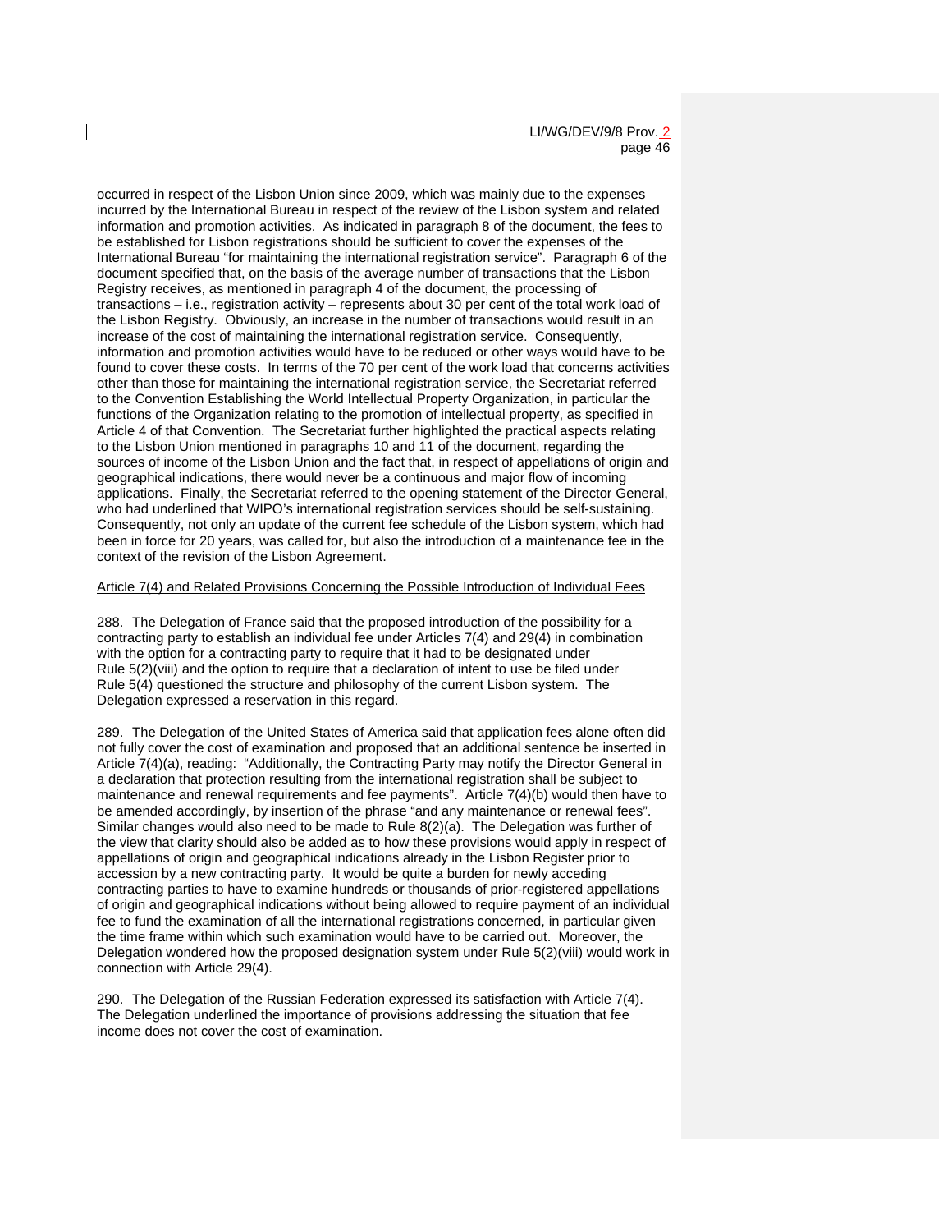occurred in respect of the Lisbon Union since 2009, which was mainly due to the expenses incurred by the International Bureau in respect of the review of the Lisbon system and related information and promotion activities. As indicated in paragraph 8 of the document, the fees to be established for Lisbon registrations should be sufficient to cover the expenses of the International Bureau "for maintaining the international registration service". Paragraph 6 of the document specified that, on the basis of the average number of transactions that the Lisbon Registry receives, as mentioned in paragraph 4 of the document, the processing of transactions – i.e., registration activity – represents about 30 per cent of the total work load of the Lisbon Registry. Obviously, an increase in the number of transactions would result in an increase of the cost of maintaining the international registration service. Consequently, information and promotion activities would have to be reduced or other ways would have to be found to cover these costs. In terms of the 70 per cent of the work load that concerns activities other than those for maintaining the international registration service, the Secretariat referred to the Convention Establishing the World Intellectual Property Organization, in particular the functions of the Organization relating to the promotion of intellectual property, as specified in Article 4 of that Convention. The Secretariat further highlighted the practical aspects relating to the Lisbon Union mentioned in paragraphs 10 and 11 of the document, regarding the sources of income of the Lisbon Union and the fact that, in respect of appellations of origin and geographical indications, there would never be a continuous and major flow of incoming applications. Finally, the Secretariat referred to the opening statement of the Director General, who had underlined that WIPO's international registration services should be self-sustaining. Consequently, not only an update of the current fee schedule of the Lisbon system, which had been in force for 20 years, was called for, but also the introduction of a maintenance fee in the context of the revision of the Lisbon Agreement.

Article 7(4) and Related Provisions Concerning the Possible Introduction of Individual Fees

288. The Delegation of France said that the proposed introduction of the possibility for a contracting party to establish an individual fee under Articles 7(4) and 29(4) in combination with the option for a contracting party to require that it had to be designated under Rule 5(2)(viii) and the option to require that a declaration of intent to use be filed under Rule 5(4) questioned the structure and philosophy of the current Lisbon system. The Delegation expressed a reservation in this regard.

289. The Delegation of the United States of America said that application fees alone often did not fully cover the cost of examination and proposed that an additional sentence be inserted in Article 7(4)(a), reading: "Additionally, the Contracting Party may notify the Director General in a declaration that protection resulting from the international registration shall be subject to maintenance and renewal requirements and fee payments". Article 7(4)(b) would then have to be amended accordingly, by insertion of the phrase "and any maintenance or renewal fees". Similar changes would also need to be made to Rule 8(2)(a). The Delegation was further of the view that clarity should also be added as to how these provisions would apply in respect of appellations of origin and geographical indications already in the Lisbon Register prior to accession by a new contracting party. It would be quite a burden for newly acceding contracting parties to have to examine hundreds or thousands of prior-registered appellations of origin and geographical indications without being allowed to require payment of an individual fee to fund the examination of all the international registrations concerned, in particular given the time frame within which such examination would have to be carried out. Moreover, the Delegation wondered how the proposed designation system under Rule 5(2)(viii) would work in connection with Article 29(4).

290. The Delegation of the Russian Federation expressed its satisfaction with Article 7(4). The Delegation underlined the importance of provisions addressing the situation that fee income does not cover the cost of examination.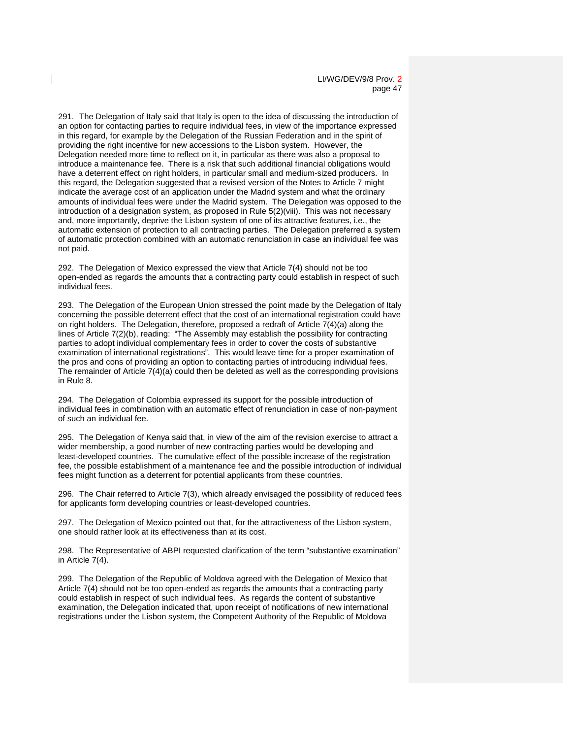291. The Delegation of Italy said that Italy is open to the idea of discussing the introduction of an option for contacting parties to require individual fees, in view of the importance expressed in this regard, for example by the Delegation of the Russian Federation and in the spirit of providing the right incentive for new accessions to the Lisbon system. However, the Delegation needed more time to reflect on it, in particular as there was also a proposal to introduce a maintenance fee. There is a risk that such additional financial obligations would have a deterrent effect on right holders, in particular small and medium-sized producers. In this regard, the Delegation suggested that a revised version of the Notes to Article 7 might indicate the average cost of an application under the Madrid system and what the ordinary amounts of individual fees were under the Madrid system. The Delegation was opposed to the introduction of a designation system, as proposed in Rule 5(2)(viii). This was not necessary and, more importantly, deprive the Lisbon system of one of its attractive features, i.e., the automatic extension of protection to all contracting parties. The Delegation preferred a system of automatic protection combined with an automatic renunciation in case an individual fee was not paid.

292. The Delegation of Mexico expressed the view that Article 7(4) should not be too open-ended as regards the amounts that a contracting party could establish in respect of such individual fees.

293. The Delegation of the European Union stressed the point made by the Delegation of Italy concerning the possible deterrent effect that the cost of an international registration could have on right holders. The Delegation, therefore, proposed a redraft of Article 7(4)(a) along the lines of Article 7(2)(b), reading: "The Assembly may establish the possibility for contracting parties to adopt individual complementary fees in order to cover the costs of substantive examination of international registrations". This would leave time for a proper examination of the pros and cons of providing an option to contacting parties of introducing individual fees. The remainder of Article 7(4)(a) could then be deleted as well as the corresponding provisions in Rule 8.

294. The Delegation of Colombia expressed its support for the possible introduction of individual fees in combination with an automatic effect of renunciation in case of non-payment of such an individual fee.

295. The Delegation of Kenya said that, in view of the aim of the revision exercise to attract a wider membership, a good number of new contracting parties would be developing and least-developed countries. The cumulative effect of the possible increase of the registration fee, the possible establishment of a maintenance fee and the possible introduction of individual fees might function as a deterrent for potential applicants from these countries.

296. The Chair referred to Article 7(3), which already envisaged the possibility of reduced fees for applicants form developing countries or least-developed countries.

297. The Delegation of Mexico pointed out that, for the attractiveness of the Lisbon system, one should rather look at its effectiveness than at its cost.

298. The Representative of ABPI requested clarification of the term "substantive examination" in Article 7(4).

299. The Delegation of the Republic of Moldova agreed with the Delegation of Mexico that Article 7(4) should not be too open-ended as regards the amounts that a contracting party could establish in respect of such individual fees. As regards the content of substantive examination, the Delegation indicated that, upon receipt of notifications of new international registrations under the Lisbon system, the Competent Authority of the Republic of Moldova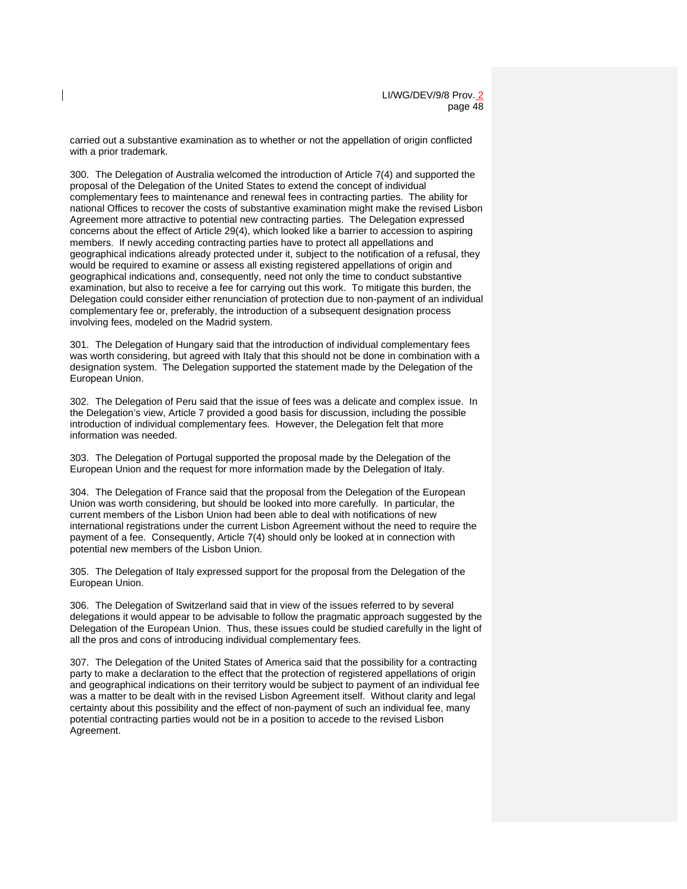carried out a substantive examination as to whether or not the appellation of origin conflicted with a prior trademark.

300. The Delegation of Australia welcomed the introduction of Article 7(4) and supported the proposal of the Delegation of the United States to extend the concept of individual complementary fees to maintenance and renewal fees in contracting parties. The ability for national Offices to recover the costs of substantive examination might make the revised Lisbon Agreement more attractive to potential new contracting parties. The Delegation expressed concerns about the effect of Article 29(4), which looked like a barrier to accession to aspiring members. If newly acceding contracting parties have to protect all appellations and geographical indications already protected under it, subject to the notification of a refusal, they would be required to examine or assess all existing registered appellations of origin and geographical indications and, consequently, need not only the time to conduct substantive examination, but also to receive a fee for carrying out this work. To mitigate this burden, the Delegation could consider either renunciation of protection due to non-payment of an individual complementary fee or, preferably, the introduction of a subsequent designation process involving fees, modeled on the Madrid system.

301. The Delegation of Hungary said that the introduction of individual complementary fees was worth considering, but agreed with Italy that this should not be done in combination with a designation system. The Delegation supported the statement made by the Delegation of the European Union.

302. The Delegation of Peru said that the issue of fees was a delicate and complex issue. In the Delegation's view, Article 7 provided a good basis for discussion, including the possible introduction of individual complementary fees. However, the Delegation felt that more information was needed.

303. The Delegation of Portugal supported the proposal made by the Delegation of the European Union and the request for more information made by the Delegation of Italy.

304. The Delegation of France said that the proposal from the Delegation of the European Union was worth considering, but should be looked into more carefully. In particular, the current members of the Lisbon Union had been able to deal with notifications of new international registrations under the current Lisbon Agreement without the need to require the payment of a fee. Consequently, Article 7(4) should only be looked at in connection with potential new members of the Lisbon Union.

305. The Delegation of Italy expressed support for the proposal from the Delegation of the European Union.

306. The Delegation of Switzerland said that in view of the issues referred to by several delegations it would appear to be advisable to follow the pragmatic approach suggested by the Delegation of the European Union. Thus, these issues could be studied carefully in the light of all the pros and cons of introducing individual complementary fees.

307. The Delegation of the United States of America said that the possibility for a contracting party to make a declaration to the effect that the protection of registered appellations of origin and geographical indications on their territory would be subject to payment of an individual fee was a matter to be dealt with in the revised Lisbon Agreement itself. Without clarity and legal certainty about this possibility and the effect of non-payment of such an individual fee, many potential contracting parties would not be in a position to accede to the revised Lisbon Agreement.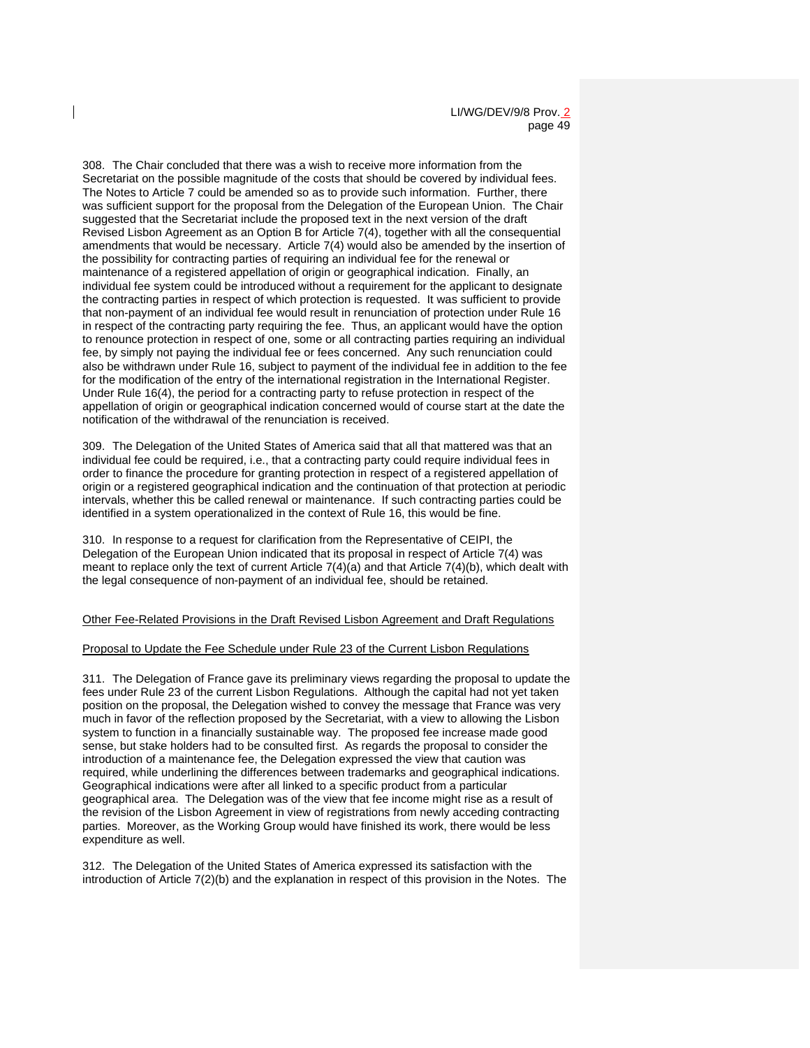308. The Chair concluded that there was a wish to receive more information from the Secretariat on the possible magnitude of the costs that should be covered by individual fees. The Notes to Article 7 could be amended so as to provide such information. Further, there was sufficient support for the proposal from the Delegation of the European Union. The Chair suggested that the Secretariat include the proposed text in the next version of the draft Revised Lisbon Agreement as an Option B for Article 7(4), together with all the consequential amendments that would be necessary. Article 7(4) would also be amended by the insertion of the possibility for contracting parties of requiring an individual fee for the renewal or maintenance of a registered appellation of origin or geographical indication. Finally, an individual fee system could be introduced without a requirement for the applicant to designate the contracting parties in respect of which protection is requested. It was sufficient to provide that non-payment of an individual fee would result in renunciation of protection under Rule 16 in respect of the contracting party requiring the fee. Thus, an applicant would have the option to renounce protection in respect of one, some or all contracting parties requiring an individual fee, by simply not paying the individual fee or fees concerned. Any such renunciation could also be withdrawn under Rule 16, subject to payment of the individual fee in addition to the fee for the modification of the entry of the international registration in the International Register. Under Rule 16(4), the period for a contracting party to refuse protection in respect of the appellation of origin or geographical indication concerned would of course start at the date the notification of the withdrawal of the renunciation is received.

309. The Delegation of the United States of America said that all that mattered was that an individual fee could be required, i.e., that a contracting party could require individual fees in order to finance the procedure for granting protection in respect of a registered appellation of origin or a registered geographical indication and the continuation of that protection at periodic intervals, whether this be called renewal or maintenance. If such contracting parties could be identified in a system operationalized in the context of Rule 16, this would be fine.

310. In response to a request for clarification from the Representative of CEIPI, the Delegation of the European Union indicated that its proposal in respect of Article 7(4) was meant to replace only the text of current Article 7(4)(a) and that Article 7(4)(b), which dealt with the legal consequence of non-payment of an individual fee, should be retained.

Other Fee-Related Provisions in the Draft Revised Lisbon Agreement and Draft Regulations

Proposal to Update the Fee Schedule under Rule 23 of the Current Lisbon Regulations

311. The Delegation of France gave its preliminary views regarding the proposal to update the fees under Rule 23 of the current Lisbon Regulations. Although the capital had not yet taken position on the proposal, the Delegation wished to convey the message that France was very much in favor of the reflection proposed by the Secretariat, with a view to allowing the Lisbon system to function in a financially sustainable way. The proposed fee increase made good sense, but stake holders had to be consulted first. As regards the proposal to consider the introduction of a maintenance fee, the Delegation expressed the view that caution was required, while underlining the differences between trademarks and geographical indications. Geographical indications were after all linked to a specific product from a particular geographical area. The Delegation was of the view that fee income might rise as a result of the revision of the Lisbon Agreement in view of registrations from newly acceding contracting parties. Moreover, as the Working Group would have finished its work, there would be less expenditure as well.

312. The Delegation of the United States of America expressed its satisfaction with the introduction of Article 7(2)(b) and the explanation in respect of this provision in the Notes. The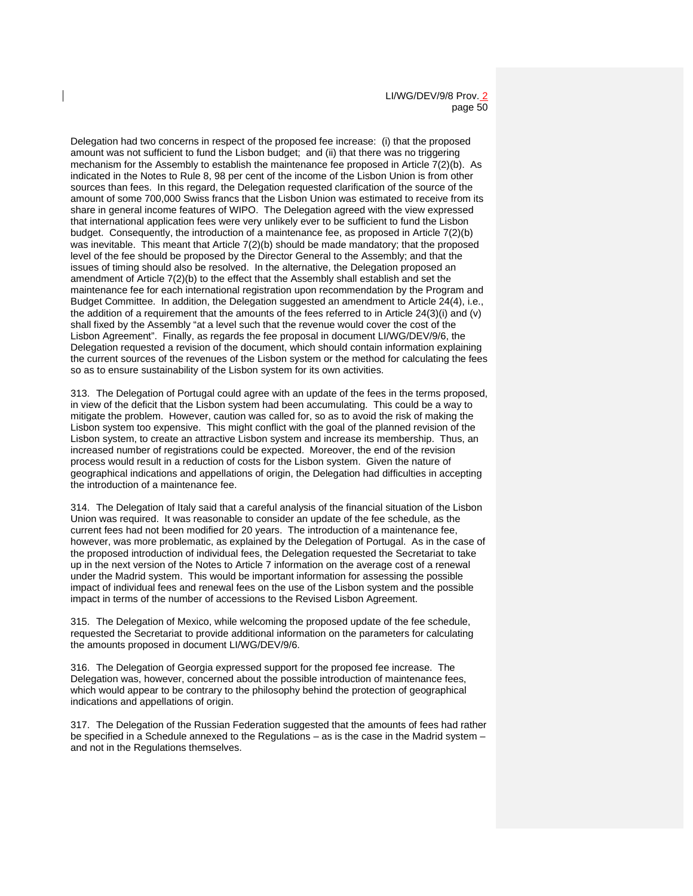Delegation had two concerns in respect of the proposed fee increase: (i) that the proposed amount was not sufficient to fund the Lisbon budget; and (ii) that there was no triggering mechanism for the Assembly to establish the maintenance fee proposed in Article 7(2)(b). As indicated in the Notes to Rule 8, 98 per cent of the income of the Lisbon Union is from other sources than fees. In this regard, the Delegation requested clarification of the source of the amount of some 700,000 Swiss francs that the Lisbon Union was estimated to receive from its share in general income features of WIPO. The Delegation agreed with the view expressed that international application fees were very unlikely ever to be sufficient to fund the Lisbon budget. Consequently, the introduction of a maintenance fee, as proposed in Article 7(2)(b) was inevitable. This meant that Article 7(2)(b) should be made mandatory; that the proposed level of the fee should be proposed by the Director General to the Assembly; and that the issues of timing should also be resolved. In the alternative, the Delegation proposed an amendment of Article 7(2)(b) to the effect that the Assembly shall establish and set the maintenance fee for each international registration upon recommendation by the Program and Budget Committee. In addition, the Delegation suggested an amendment to Article 24(4), i.e., the addition of a requirement that the amounts of the fees referred to in Article 24(3)(i) and (v) shall fixed by the Assembly "at a level such that the revenue would cover the cost of the Lisbon Agreement". Finally, as regards the fee proposal in document LI/WG/DEV/9/6, the Delegation requested a revision of the document, which should contain information explaining the current sources of the revenues of the Lisbon system or the method for calculating the fees so as to ensure sustainability of the Lisbon system for its own activities.

313. The Delegation of Portugal could agree with an update of the fees in the terms proposed, in view of the deficit that the Lisbon system had been accumulating. This could be a way to mitigate the problem. However, caution was called for, so as to avoid the risk of making the Lisbon system too expensive. This might conflict with the goal of the planned revision of the Lisbon system, to create an attractive Lisbon system and increase its membership. Thus, an increased number of registrations could be expected. Moreover, the end of the revision process would result in a reduction of costs for the Lisbon system. Given the nature of geographical indications and appellations of origin, the Delegation had difficulties in accepting the introduction of a maintenance fee.

314. The Delegation of Italy said that a careful analysis of the financial situation of the Lisbon Union was required. It was reasonable to consider an update of the fee schedule, as the current fees had not been modified for 20 years. The introduction of a maintenance fee, however, was more problematic, as explained by the Delegation of Portugal. As in the case of the proposed introduction of individual fees, the Delegation requested the Secretariat to take up in the next version of the Notes to Article 7 information on the average cost of a renewal under the Madrid system. This would be important information for assessing the possible impact of individual fees and renewal fees on the use of the Lisbon system and the possible impact in terms of the number of accessions to the Revised Lisbon Agreement.

315. The Delegation of Mexico, while welcoming the proposed update of the fee schedule, requested the Secretariat to provide additional information on the parameters for calculating the amounts proposed in document LI/WG/DEV/9/6.

316. The Delegation of Georgia expressed support for the proposed fee increase. The Delegation was, however, concerned about the possible introduction of maintenance fees, which would appear to be contrary to the philosophy behind the protection of geographical indications and appellations of origin.

317. The Delegation of the Russian Federation suggested that the amounts of fees had rather be specified in a Schedule annexed to the Regulations – as is the case in the Madrid system – and not in the Regulations themselves.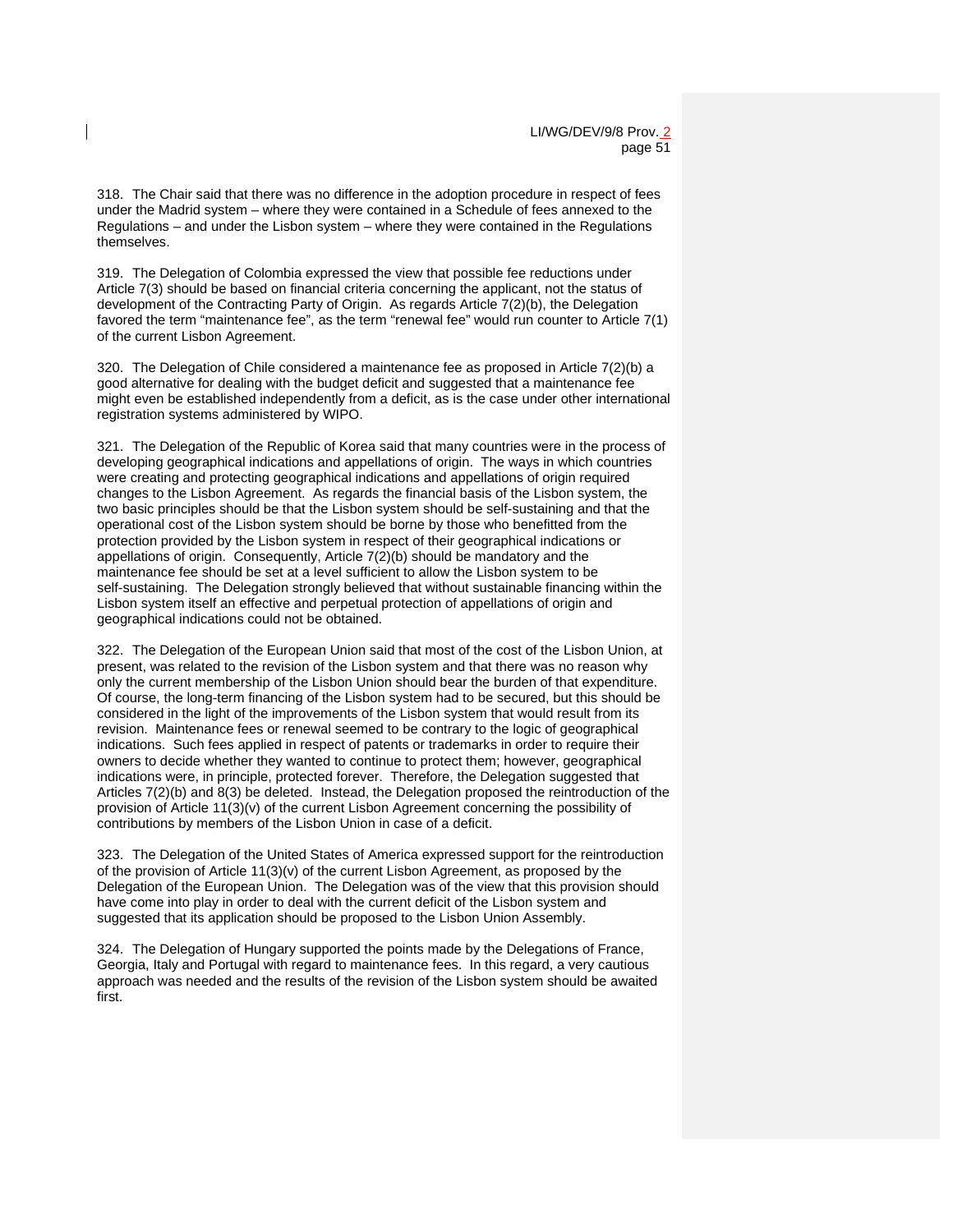318. The Chair said that there was no difference in the adoption procedure in respect of fees under the Madrid system – where they were contained in a Schedule of fees annexed to the Regulations – and under the Lisbon system – where they were contained in the Regulations themselves.

319. The Delegation of Colombia expressed the view that possible fee reductions under Article 7(3) should be based on financial criteria concerning the applicant, not the status of development of the Contracting Party of Origin. As regards Article 7(2)(b), the Delegation favored the term "maintenance fee", as the term "renewal fee" would run counter to Article 7(1) of the current Lisbon Agreement.

320. The Delegation of Chile considered a maintenance fee as proposed in Article 7(2)(b) a good alternative for dealing with the budget deficit and suggested that a maintenance fee might even be established independently from a deficit, as is the case under other international registration systems administered by WIPO.

321. The Delegation of the Republic of Korea said that many countries were in the process of developing geographical indications and appellations of origin. The ways in which countries were creating and protecting geographical indications and appellations of origin required changes to the Lisbon Agreement. As regards the financial basis of the Lisbon system, the two basic principles should be that the Lisbon system should be self-sustaining and that the operational cost of the Lisbon system should be borne by those who benefitted from the protection provided by the Lisbon system in respect of their geographical indications or appellations of origin. Consequently, Article 7(2)(b) should be mandatory and the maintenance fee should be set at a level sufficient to allow the Lisbon system to be self-sustaining. The Delegation strongly believed that without sustainable financing within the Lisbon system itself an effective and perpetual protection of appellations of origin and geographical indications could not be obtained.

322. The Delegation of the European Union said that most of the cost of the Lisbon Union, at present, was related to the revision of the Lisbon system and that there was no reason why only the current membership of the Lisbon Union should bear the burden of that expenditure. Of course, the long-term financing of the Lisbon system had to be secured, but this should be considered in the light of the improvements of the Lisbon system that would result from its revision. Maintenance fees or renewal seemed to be contrary to the logic of geographical indications. Such fees applied in respect of patents or trademarks in order to require their owners to decide whether they wanted to continue to protect them; however, geographical indications were, in principle, protected forever. Therefore, the Delegation suggested that Articles 7(2)(b) and 8(3) be deleted. Instead, the Delegation proposed the reintroduction of the provision of Article 11(3)(v) of the current Lisbon Agreement concerning the possibility of contributions by members of the Lisbon Union in case of a deficit.

323. The Delegation of the United States of America expressed support for the reintroduction of the provision of Article 11(3)(v) of the current Lisbon Agreement, as proposed by the Delegation of the European Union. The Delegation was of the view that this provision should have come into play in order to deal with the current deficit of the Lisbon system and suggested that its application should be proposed to the Lisbon Union Assembly.

324. The Delegation of Hungary supported the points made by the Delegations of France, Georgia, Italy and Portugal with regard to maintenance fees. In this regard, a very cautious approach was needed and the results of the revision of the Lisbon system should be awaited first.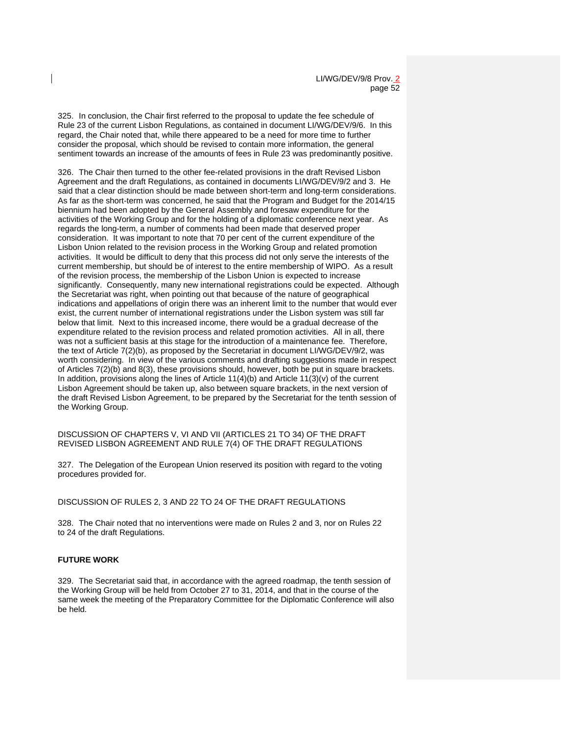325. In conclusion, the Chair first referred to the proposal to update the fee schedule of Rule 23 of the current Lisbon Regulations, as contained in document LI/WG/DEV/9/6. In this regard, the Chair noted that, while there appeared to be a need for more time to further consider the proposal, which should be revised to contain more information, the general sentiment towards an increase of the amounts of fees in Rule 23 was predominantly positive.

326. The Chair then turned to the other fee-related provisions in the draft Revised Lisbon Agreement and the draft Regulations, as contained in documents LI/WG/DEV/9/2 and 3. He said that a clear distinction should be made between short-term and long-term considerations. As far as the short-term was concerned, he said that the Program and Budget for the 2014/15 biennium had been adopted by the General Assembly and foresaw expenditure for the activities of the Working Group and for the holding of a diplomatic conference next year. As regards the long-term, a number of comments had been made that deserved proper consideration. It was important to note that 70 per cent of the current expenditure of the Lisbon Union related to the revision process in the Working Group and related promotion activities. It would be difficult to deny that this process did not only serve the interests of the current membership, but should be of interest to the entire membership of WIPO. As a result of the revision process, the membership of the Lisbon Union is expected to increase significantly. Consequently, many new international registrations could be expected. Although the Secretariat was right, when pointing out that because of the nature of geographical indications and appellations of origin there was an inherent limit to the number that would ever exist, the current number of international registrations under the Lisbon system was still far below that limit. Next to this increased income, there would be a gradual decrease of the expenditure related to the revision process and related promotion activities. All in all, there was not a sufficient basis at this stage for the introduction of a maintenance fee. Therefore, the text of Article 7(2)(b), as proposed by the Secretariat in document LI/WG/DEV/9/2, was worth considering. In view of the various comments and drafting suggestions made in respect of Articles 7(2)(b) and 8(3), these provisions should, however, both be put in square brackets. In addition, provisions along the lines of Article 11(4)(b) and Article 11(3)(v) of the current Lisbon Agreement should be taken up, also between square brackets, in the next version of the draft Revised Lisbon Agreement, to be prepared by the Secretariat for the tenth session of the Working Group.

DISCUSSION OF CHAPTERS V, VI AND VII (ARTICLES 21 TO 34) OF THE DRAFT REVISED LISBON AGREEMENT AND RULE 7(4) OF THE DRAFT REGULATIONS

327. The Delegation of the European Union reserved its position with regard to the voting procedures provided for.

DISCUSSION OF RULES 2, 3 AND 22 TO 24 OF THE DRAFT REGULATIONS

328. The Chair noted that no interventions were made on Rules 2 and 3, nor on Rules 22 to 24 of the draft Regulations.

**FUTURE WORK**

329. The Secretariat said that, in accordance with the agreed roadmap, the tenth session of the Working Group will be held from October 27 to 31, 2014, and that in the course of the same week the meeting of the Preparatory Committee for the Diplomatic Conference will also be held.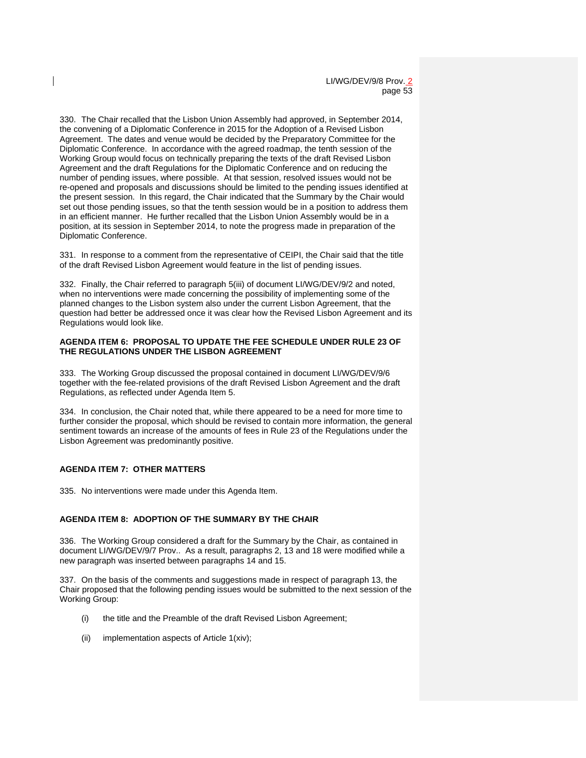330. The Chair recalled that the Lisbon Union Assembly had approved, in September 2014, the convening of a Diplomatic Conference in 2015 for the Adoption of a Revised Lisbon Agreement. The dates and venue would be decided by the Preparatory Committee for the Diplomatic Conference. In accordance with the agreed roadmap, the tenth session of the Working Group would focus on technically preparing the texts of the draft Revised Lisbon Agreement and the draft Regulations for the Diplomatic Conference and on reducing the number of pending issues, where possible. At that session, resolved issues would not be re-opened and proposals and discussions should be limited to the pending issues identified at the present session. In this regard, the Chair indicated that the Summary by the Chair would set out those pending issues, so that the tenth session would be in a position to address them in an efficient manner. He further recalled that the Lisbon Union Assembly would be in a position, at its session in September 2014, to note the progress made in preparation of the Diplomatic Conference.

331. In response to a comment from the representative of CEIPI, the Chair said that the title of the draft Revised Lisbon Agreement would feature in the list of pending issues.

332. Finally, the Chair referred to paragraph 5(iii) of document LI/WG/DEV/9/2 and noted, when no interventions were made concerning the possibility of implementing some of the planned changes to the Lisbon system also under the current Lisbon Agreement, that the question had better be addressed once it was clear how the Revised Lisbon Agreement and its Regulations would look like.

**AGENDA ITEM 6: PROPOSAL TO UPDATE THE FEE SCHEDULE UNDER RULE 23 OF THE REGULATIONS UNDER THE LISBON AGREEMENT**

333. The Working Group discussed the proposal contained in document LI/WG/DEV/9/6 together with the fee-related provisions of the draft Revised Lisbon Agreement and the draft Regulations, as reflected under Agenda Item 5.

334. In conclusion, the Chair noted that, while there appeared to be a need for more time to further consider the proposal, which should be revised to contain more information, the general sentiment towards an increase of the amounts of fees in Rule 23 of the Regulations under the Lisbon Agreement was predominantly positive.

**AGENDA ITEM 7: OTHER MATTERS**

335. No interventions were made under this Agenda Item.

**AGENDA ITEM 8: ADOPTION OF THE SUMMARY BY THE CHAIR**

336. The Working Group considered a draft for the Summary by the Chair, as contained in document LI/WG/DEV/9/7 Prov.. As a result, paragraphs 2, 13 and 18 were modified while a new paragraph was inserted between paragraphs 14 and 15.

337. On the basis of the comments and suggestions made in respect of paragraph 13, the Chair proposed that the following pending issues would be submitted to the next session of the Working Group:

(i) the title and the Preamble of the draft Revised Lisbon Agreement;

(ii) implementation aspects of Article 1(xiv);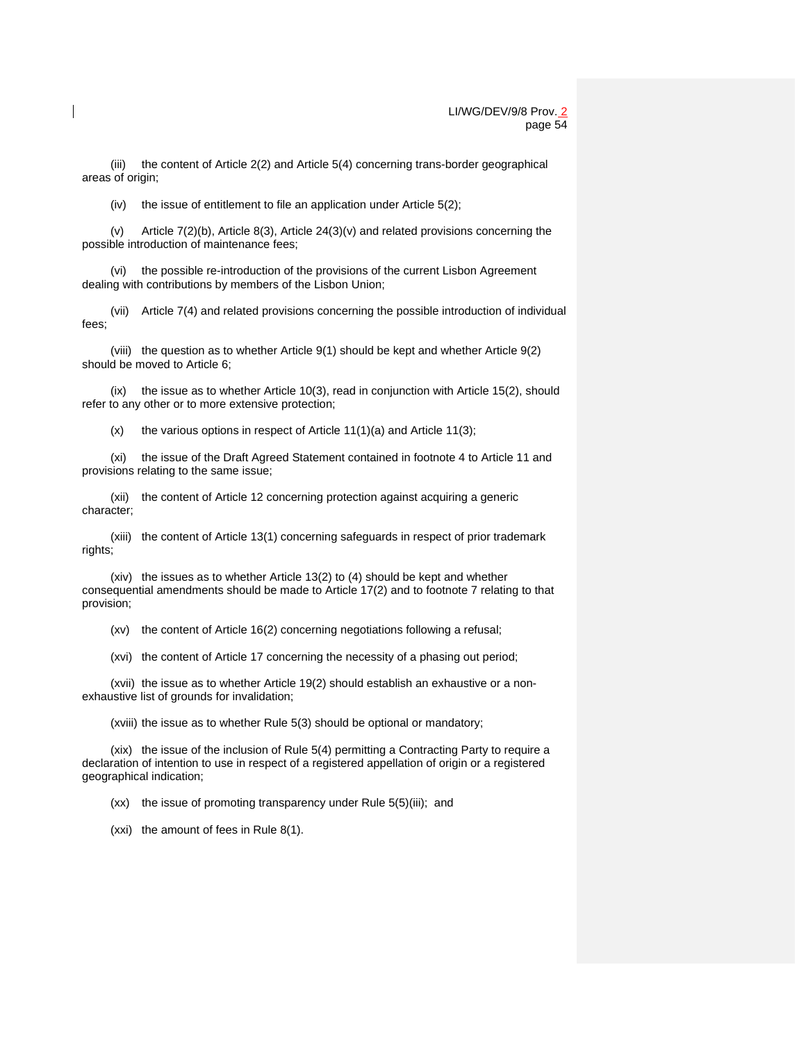(iii) the content of Article 2(2) and Article 5(4) concerning trans-border geographical areas of origin;

(iv) the issue of entitlement to file an application under Article 5(2);

(v) Article 7(2)(b), Article 8(3), Article 24(3)(v) and related provisions concerning the possible introduction of maintenance fees;

(vi) the possible re-introduction of the provisions of the current Lisbon Agreement dealing with contributions by members of the Lisbon Union;

(vii) Article 7(4) and related provisions concerning the possible introduction of individual fees;

(viii) the question as to whether Article 9(1) should be kept and whether Article 9(2) should be moved to Article 6;

(ix) the issue as to whether Article 10(3), read in conjunction with Article 15(2), should refer to any other or to more extensive protection;

(x) the various options in respect of Article 11(1)(a) and Article 11(3);

(xi) the issue of the Draft Agreed Statement contained in footnote 4 to Article 11 and provisions relating to the same issue;

(xii) the content of Article 12 concerning protection against acquiring a generic character;

(xiii) the content of Article 13(1) concerning safeguards in respect of prior trademark rights;

(xiv) the issues as to whether Article 13(2) to (4) should be kept and whether consequential amendments should be made to Article 17(2) and to footnote 7 relating to that provision;

(xv) the content of Article 16(2) concerning negotiations following a refusal;

(xvi) the content of Article 17 concerning the necessity of a phasing out period;

(xvii) the issue as to whether Article 19(2) should establish an exhaustive or a non-exhaustive list of grounds for invalidation;

(xviii) the issue as to whether Rule 5(3) should be optional or mandatory;

(xix) the issue of the inclusion of Rule 5(4) permitting a Contracting Party to require a declaration of intention to use in respect of a registered appellation of origin or a registered geographical indication;

(xx) the issue of promoting transparency under Rule 5(5)(iii); and

(xxi) the amount of fees in Rule 8(1).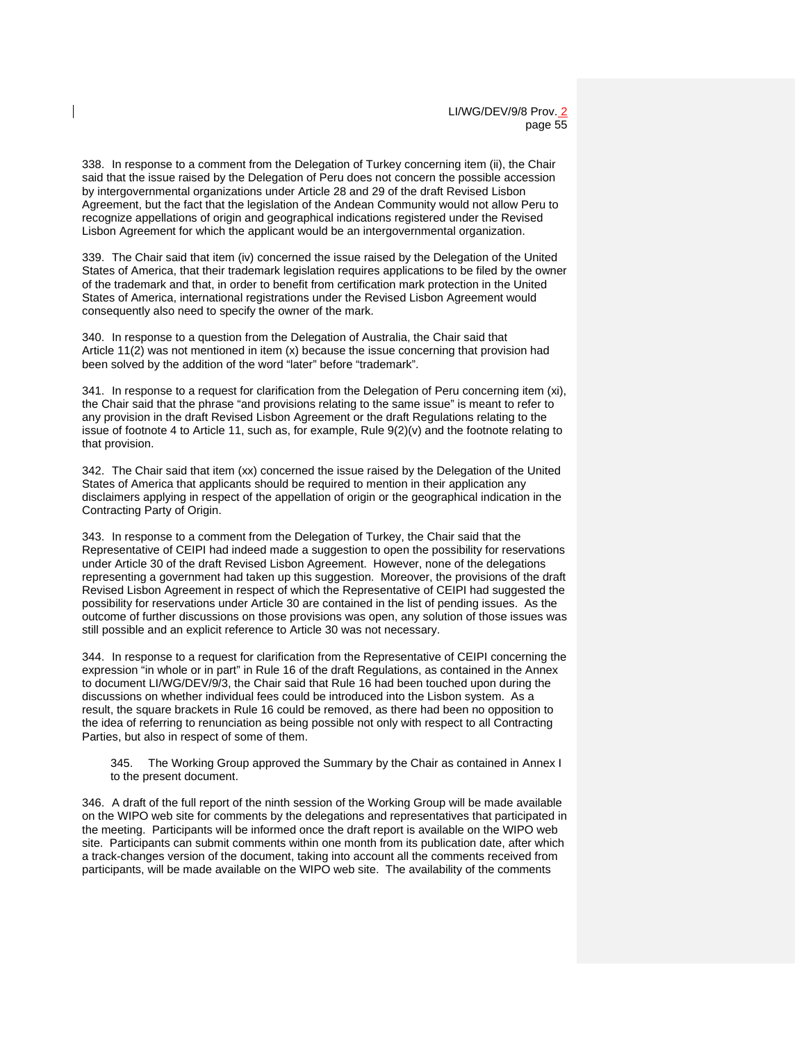338. In response to a comment from the Delegation of Turkey concerning item (ii), the Chair said that the issue raised by the Delegation of Peru does not concern the possible accession by intergovernmental organizations under Article 28 and 29 of the draft Revised Lisbon Agreement, but the fact that the legislation of the Andean Community would not allow Peru to recognize appellations of origin and geographical indications registered under the Revised Lisbon Agreement for which the applicant would be an intergovernmental organization.

339. The Chair said that item (iv) concerned the issue raised by the Delegation of the United States of America, that their trademark legislation requires applications to be filed by the owner of the trademark and that, in order to benefit from certification mark protection in the United States of America, international registrations under the Revised Lisbon Agreement would consequently also need to specify the owner of the mark.

340. In response to a question from the Delegation of Australia, the Chair said that Article 11(2) was not mentioned in item (x) because the issue concerning that provision had been solved by the addition of the word "later" before "trademark".

341. In response to a request for clarification from the Delegation of Peru concerning item (xi), the Chair said that the phrase "and provisions relating to the same issue" is meant to refer to any provision in the draft Revised Lisbon Agreement or the draft Regulations relating to the issue of footnote 4 to Article 11, such as, for example, Rule 9(2)(v) and the footnote relating to that provision.

342. The Chair said that item (xx) concerned the issue raised by the Delegation of the United States of America that applicants should be required to mention in their application any disclaimers applying in respect of the appellation of origin or the geographical indication in the Contracting Party of Origin.

343. In response to a comment from the Delegation of Turkey, the Chair said that the Representative of CEIPI had indeed made a suggestion to open the possibility for reservations under Article 30 of the draft Revised Lisbon Agreement. However, none of the delegations representing a government had taken up this suggestion. Moreover, the provisions of the draft Revised Lisbon Agreement in respect of which the Representative of CEIPI had suggested the possibility for reservations under Article 30 are contained in the list of pending issues. As the outcome of further discussions on those provisions was open, any solution of those issues was still possible and an explicit reference to Article 30 was not necessary.

344. In response to a request for clarification from the Representative of CEIPI concerning the expression "in whole or in part" in Rule 16 of the draft Regulations, as contained in the Annex to document LI/WG/DEV/9/3, the Chair said that Rule 16 had been touched upon during the discussions on whether individual fees could be introduced into the Lisbon system. As a result, the square brackets in Rule 16 could be removed, as there had been no opposition to the idea of referring to renunciation as being possible not only with respect to all Contracting Parties, but also in respect of some of them.

> 345. The Working Group approved the Summary by the Chair as contained in Annex I to the present document.

346. A draft of the full report of the ninth session of the Working Group will be made available on the WIPO web site for comments by the delegations and representatives that participated in the meeting. Participants will be informed once the draft report is available on the WIPO web site. Participants can submit comments within one month from its publication date, after which a track-changes version of the document, taking into account all the comments received from participants, will be made available on the WIPO web site. The availability of the comments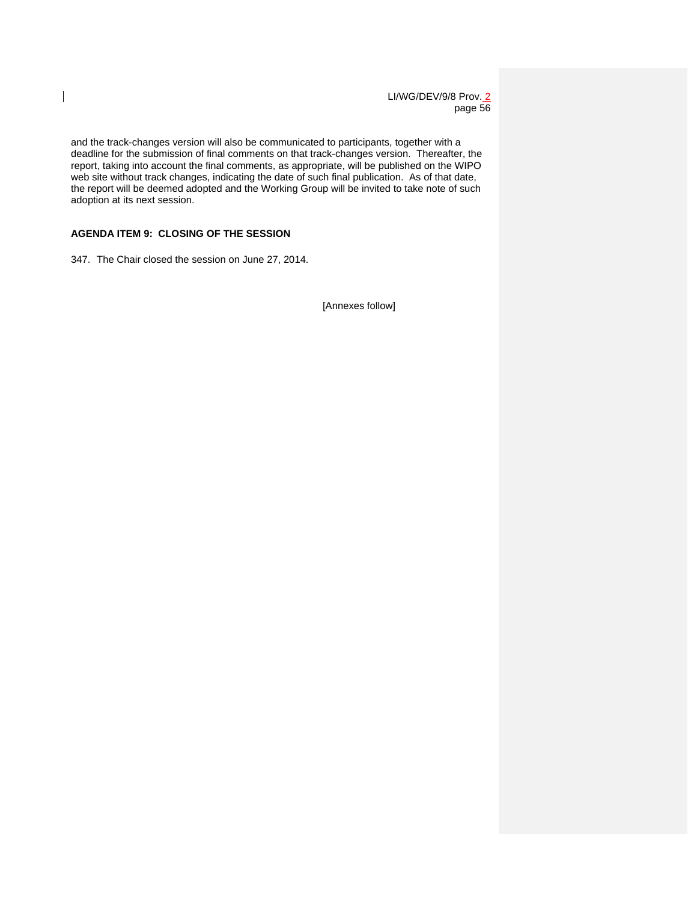and the track-changes version will also be communicated to participants, together with a deadline for the submission of final comments on that track-changes version. Thereafter, the report, taking into account the final comments, as appropriate, will be published on the WIPO web site without track changes, indicating the date of such final publication. As of that date, the report will be deemed adopted and the Working Group will be invited to take note of such adoption at its next session.

**AGENDA ITEM 9: CLOSING OF THE SESSION**

347. The Chair closed the session on June 27, 2014.

[Annexes follow]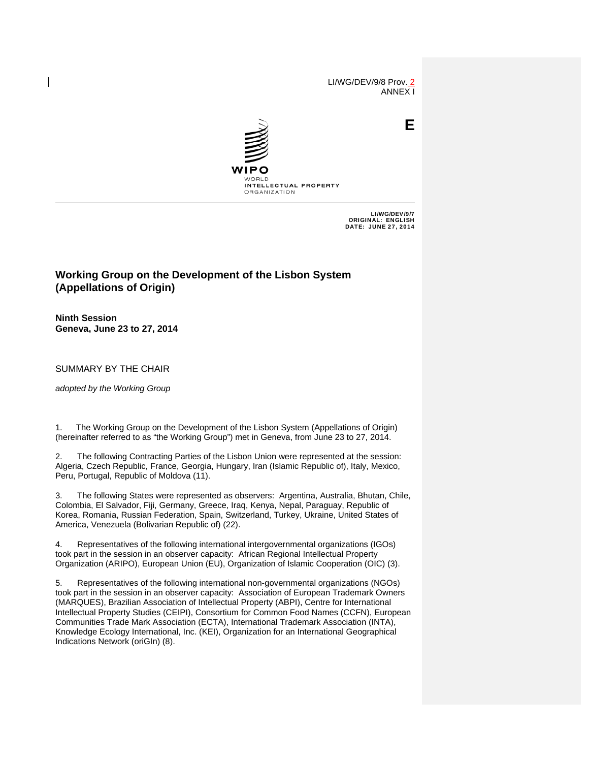LI/WG/DEV/9/8 Prov. 2
ANNEX I

E

WIPO
WORLD
INTELLECTUAL PROPERTY
ORGANIZATION

LI/WG/DEV/9/7
ORIGINAL: ENGLISH
DATE: JUNE 27, 2014

# Working Group on the Development of the Lisbon System (Appellations of Origin)

**Ninth Session**
**Geneva, June 23 to 27, 2014**

SUMMARY BY THE CHAIR

*adopted by the Working Group*

1. The Working Group on the Development of the Lisbon System (Appellations of Origin) (hereinafter referred to as "the Working Group") met in Geneva, from June 23 to 27, 2014.

2. The following Contracting Parties of the Lisbon Union were represented at the session: Algeria, Czech Republic, France, Georgia, Hungary, Iran (Islamic Republic of), Italy, Mexico, Peru, Portugal, Republic of Moldova (11).

3. The following States were represented as observers: Argentina, Australia, Bhutan, Chile, Colombia, El Salvador, Fiji, Germany, Greece, Iraq, Kenya, Nepal, Paraguay, Republic of Korea, Romania, Russian Federation, Spain, Switzerland, Turkey, Ukraine, United States of America, Venezuela (Bolivarian Republic of) (22).

4. Representatives of the following international intergovernmental organizations (IGOs) took part in the session in an observer capacity: African Regional Intellectual Property Organization (ARIPO), European Union (EU), Organization of Islamic Cooperation (OIC) (3).

5. Representatives of the following international non-governmental organizations (NGOs) took part in the session in an observer capacity: Association of European Trademark Owners (MARQUES), Brazilian Association of Intellectual Property (ABPI), Centre for International Intellectual Property Studies (CEIPI), Consortium for Common Food Names (CCFN), European Communities Trade Mark Association (ECTA), International Trademark Association (INTA), Knowledge Ecology International, Inc. (KEI), Organization for an International Geographical Indications Network (oriGIn) (8).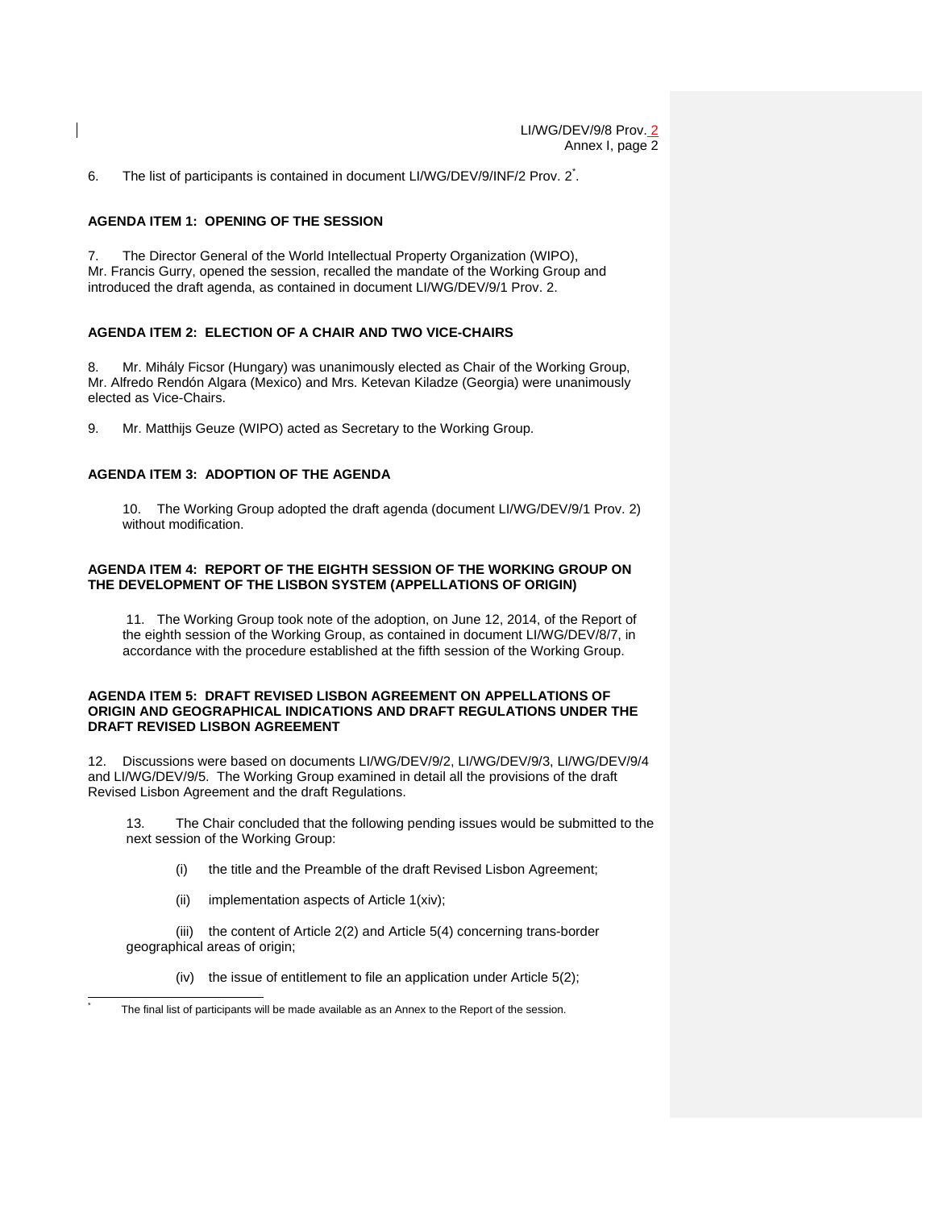6. The list of participants is contained in document LI/WG/DEV/9/INF/2 Prov. 2[*].

**AGENDA ITEM 1: OPENING OF THE SESSION**

7. The Director General of the World Intellectual Property Organization (WIPO), Mr. Francis Gurry, opened the session, recalled the mandate of the Working Group and introduced the draft agenda, as contained in document LI/WG/DEV/9/1 Prov. 2.

**AGENDA ITEM 2: ELECTION OF A CHAIR AND TWO VICE-CHAIRS**

8. Mr. Mihály Ficsor (Hungary) was unanimously elected as Chair of the Working Group, Mr. Alfredo Rendón Algara (Mexico) and Mrs. Ketevan Kiladze (Georgia) were unanimously elected as Vice-Chairs.

9. Mr. Matthijs Geuze (WIPO) acted as Secretary to the Working Group.

**AGENDA ITEM 3: ADOPTION OF THE AGENDA**

10. The Working Group adopted the draft agenda (document LI/WG/DEV/9/1 Prov. 2) without modification.

**AGENDA ITEM 4: REPORT OF THE EIGHTH SESSION OF THE WORKING GROUP ON THE DEVELOPMENT OF THE LISBON SYSTEM (APPELLATIONS OF ORIGIN)**

11. The Working Group took note of the adoption, on June 12, 2014, of the Report of the eighth session of the Working Group, as contained in document LI/WG/DEV/8/7, in accordance with the procedure established at the fifth session of the Working Group.

**AGENDA ITEM 5: DRAFT REVISED LISBON AGREEMENT ON APPELLATIONS OF ORIGIN AND GEOGRAPHICAL INDICATIONS AND DRAFT REGULATIONS UNDER THE DRAFT REVISED LISBON AGREEMENT**

12. Discussions were based on documents LI/WG/DEV/9/2, LI/WG/DEV/9/3, LI/WG/DEV/9/4 and LI/WG/DEV/9/5. The Working Group examined in detail all the provisions of the draft Revised Lisbon Agreement and the draft Regulations.

13. The Chair concluded that the following pending issues would be submitted to the next session of the Working Group:

(i) the title and the Preamble of the draft Revised Lisbon Agreement;

(ii) implementation aspects of Article 1(xiv);

(iii) the content of Article 2(2) and Article 5(4) concerning trans-border geographical areas of origin;

(iv) the issue of entitlement to file an application under Article 5(2);

[*] The final list of participants will be made available as an Annex to the Report of the session.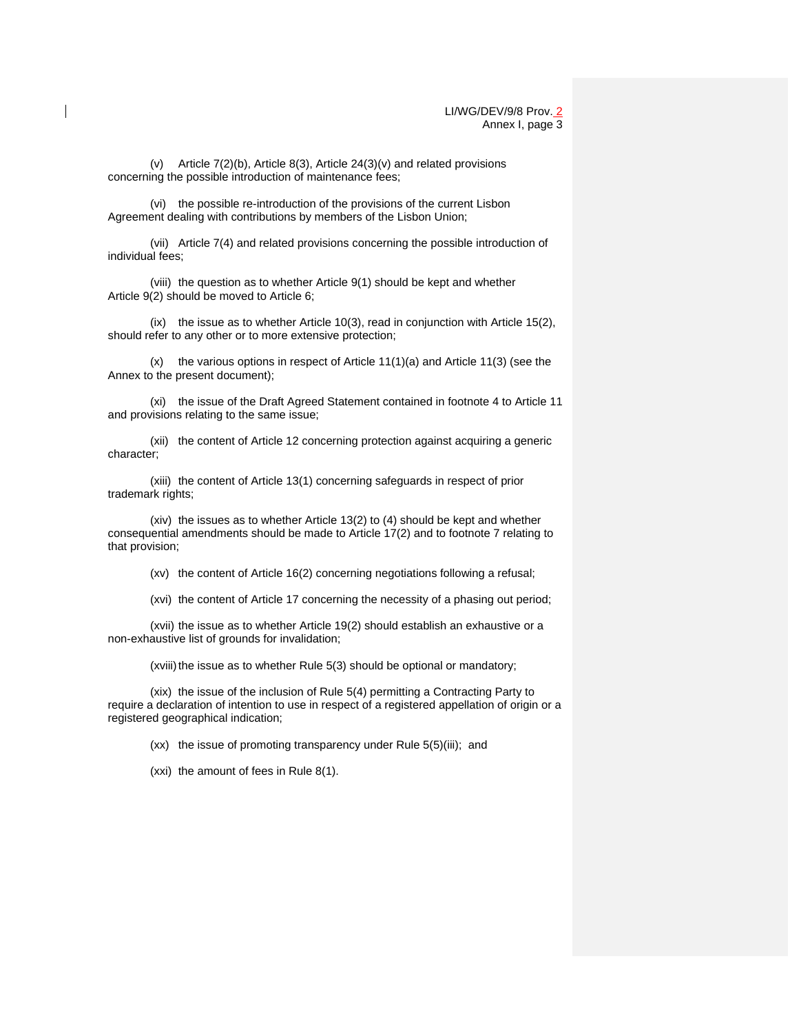(v) Article 7(2)(b), Article 8(3), Article 24(3)(v) and related provisions concerning the possible introduction of maintenance fees;

(vi) the possible re-introduction of the provisions of the current Lisbon Agreement dealing with contributions by members of the Lisbon Union;

(vii) Article 7(4) and related provisions concerning the possible introduction of individual fees;

(viii) the question as to whether Article 9(1) should be kept and whether Article 9(2) should be moved to Article 6;

(ix) the issue as to whether Article 10(3), read in conjunction with Article 15(2), should refer to any other or to more extensive protection;

(x) the various options in respect of Article 11(1)(a) and Article 11(3) (see the Annex to the present document);

(xi) the issue of the Draft Agreed Statement contained in footnote 4 to Article 11 and provisions relating to the same issue;

(xii) the content of Article 12 concerning protection against acquiring a generic character;

(xiii) the content of Article 13(1) concerning safeguards in respect of prior trademark rights;

(xiv) the issues as to whether Article 13(2) to (4) should be kept and whether consequential amendments should be made to Article 17(2) and to footnote 7 relating to that provision;

(xv) the content of Article 16(2) concerning negotiations following a refusal;

(xvi) the content of Article 17 concerning the necessity of a phasing out period;

(xvii) the issue as to whether Article 19(2) should establish an exhaustive or a non-exhaustive list of grounds for invalidation;

(xviii) the issue as to whether Rule 5(3) should be optional or mandatory;

(xix) the issue of the inclusion of Rule 5(4) permitting a Contracting Party to require a declaration of intention to use in respect of a registered appellation of origin or a registered geographical indication;

(xx) the issue of promoting transparency under Rule 5(5)(iii); and

(xxi) the amount of fees in Rule 8(1).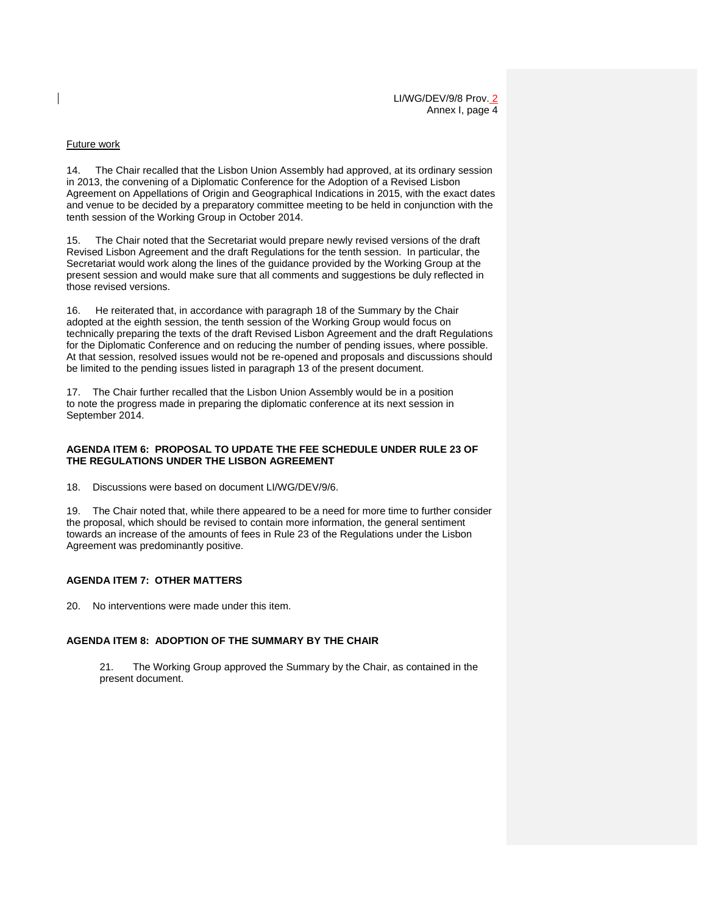Future work

14. The Chair recalled that the Lisbon Union Assembly had approved, at its ordinary session in 2013, the convening of a Diplomatic Conference for the Adoption of a Revised Lisbon Agreement on Appellations of Origin and Geographical Indications in 2015, with the exact dates and venue to be decided by a preparatory committee meeting to be held in conjunction with the tenth session of the Working Group in October 2014.

15. The Chair noted that the Secretariat would prepare newly revised versions of the draft Revised Lisbon Agreement and the draft Regulations for the tenth session. In particular, the Secretariat would work along the lines of the guidance provided by the Working Group at the present session and would make sure that all comments and suggestions be duly reflected in those revised versions.

16. He reiterated that, in accordance with paragraph 18 of the Summary by the Chair adopted at the eighth session, the tenth session of the Working Group would focus on technically preparing the texts of the draft Revised Lisbon Agreement and the draft Regulations for the Diplomatic Conference and on reducing the number of pending issues, where possible. At that session, resolved issues would not be re-opened and proposals and discussions should be limited to the pending issues listed in paragraph 13 of the present document.

17. The Chair further recalled that the Lisbon Union Assembly would be in a position to note the progress made in preparing the diplomatic conference at its next session in September 2014.

**AGENDA ITEM 6: PROPOSAL TO UPDATE THE FEE SCHEDULE UNDER RULE 23 OF THE REGULATIONS UNDER THE LISBON AGREEMENT**

18. Discussions were based on document LI/WG/DEV/9/6.

19. The Chair noted that, while there appeared to be a need for more time to further consider the proposal, which should be revised to contain more information, the general sentiment towards an increase of the amounts of fees in Rule 23 of the Regulations under the Lisbon Agreement was predominantly positive.

**AGENDA ITEM 7: OTHER MATTERS**

20. No interventions were made under this item.

**AGENDA ITEM 8: ADOPTION OF THE SUMMARY BY THE CHAIR**

> 21. The Working Group approved the Summary by the Chair, as contained in the present document.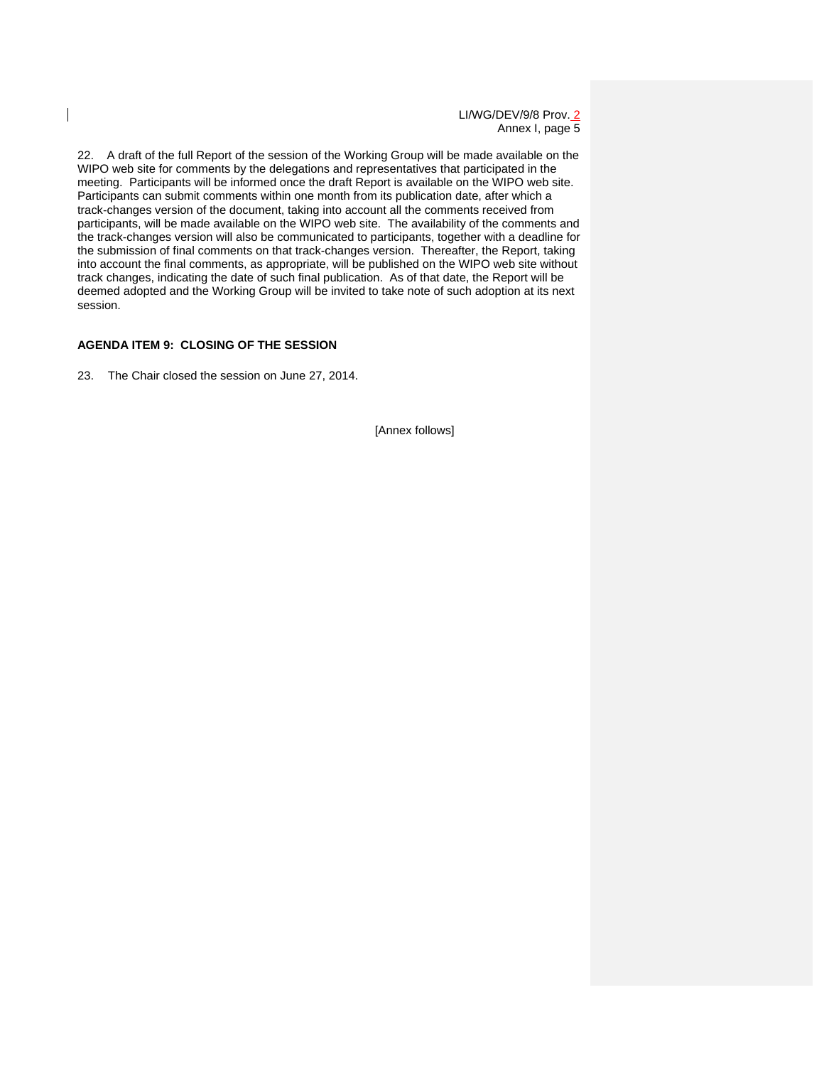22. A draft of the full Report of the session of the Working Group will be made available on the WIPO web site for comments by the delegations and representatives that participated in the meeting. Participants will be informed once the draft Report is available on the WIPO web site. Participants can submit comments within one month from its publication date, after which a track-changes version of the document, taking into account all the comments received from participants, will be made available on the WIPO web site. The availability of the comments and the track-changes version will also be communicated to participants, together with a deadline for the submission of final comments on that track-changes version. Thereafter, the Report, taking into account the final comments, as appropriate, will be published on the WIPO web site without track changes, indicating the date of such final publication. As of that date, the Report will be deemed adopted and the Working Group will be invited to take note of such adoption at its next session.

**AGENDA ITEM 9: CLOSING OF THE SESSION**

23. The Chair closed the session on June 27, 2014.

[Annex follows]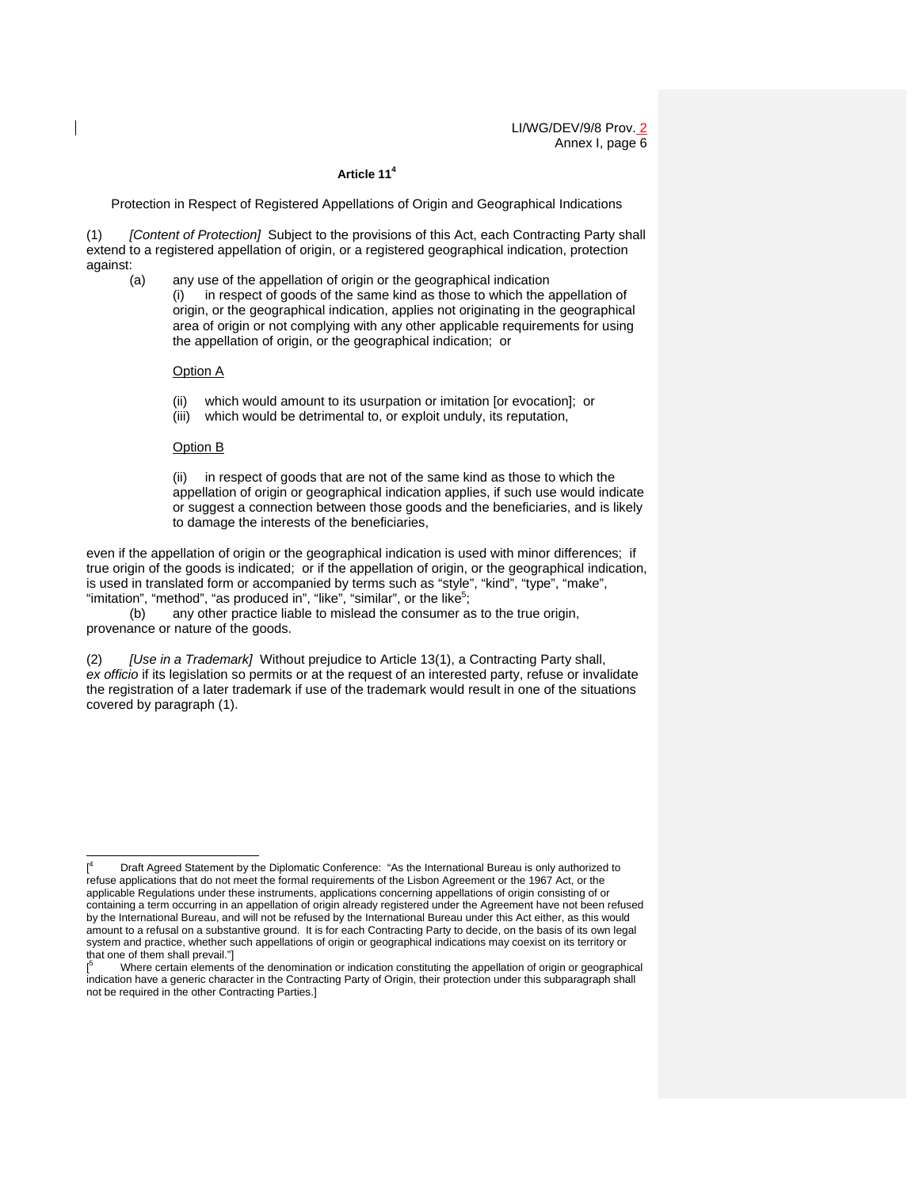### Article 11[4]

Protection in Respect of Registered Appellations of Origin and Geographical Indications

(1) *[Content of Protection]* Subject to the provisions of this Act, each Contracting Party shall extend to a registered appellation of origin, or a registered geographical indication, protection against:

(a) any use of the appellation of origin or the geographical indication

(i) in respect of goods of the same kind as those to which the appellation of origin, or the geographical indication, applies not originating in the geographical area of origin or not complying with any other applicable requirements for using the appellation of origin, or the geographical indication; or

Option A

(ii) which would amount to its usurpation or imitation [or evocation]; or
(iii) which would be detrimental to, or exploit unduly, its reputation,

Option B

(ii) in respect of goods that are not of the same kind as those to which the appellation of origin or geographical indication applies, if such use would indicate or suggest a connection between those goods and the beneficiaries, and is likely to damage the interests of the beneficiaries,

even if the appellation of origin or the geographical indication is used with minor differences; if true origin of the goods is indicated; or if the appellation of origin, or the geographical indication, is used in translated form or accompanied by terms such as "style", "kind", "type", "make", "imitation", "method", "as produced in", "like", "similar", or the like[5];

(b) any other practice liable to mislead the consumer as to the true origin, provenance or nature of the goods.

(2) *[Use in a Trademark]* Without prejudice to Article 13(1), a Contracting Party shall, *ex officio* if its legislation so permits or at the request of an interested party, refuse or invalidate the registration of a later trademark if use of the trademark would result in one of the situations covered by paragraph (1).

---

[[4] Draft Agreed Statement by the Diplomatic Conference: "As the International Bureau is only authorized to refuse applications that do not meet the formal requirements of the Lisbon Agreement or the 1967 Act, or the applicable Regulations under these instruments, applications concerning appellations of origin consisting of or containing a term occurring in an appellation of origin already registered under the Agreement have not been refused by the International Bureau, and will not be refused by the International Bureau under this Act either, as this would amount to a refusal on a substantive ground. It is for each Contracting Party to decide, on the basis of its own legal system and practice, whether such appellations of origin or geographical indications may coexist on its territory or that one of them shall prevail."]

[[5] Where certain elements of the denomination or indication constituting the appellation of origin or geographical indication have a generic character in the Contracting Party of Origin, their protection under this subparagraph shall not be required in the other Contracting Parties.]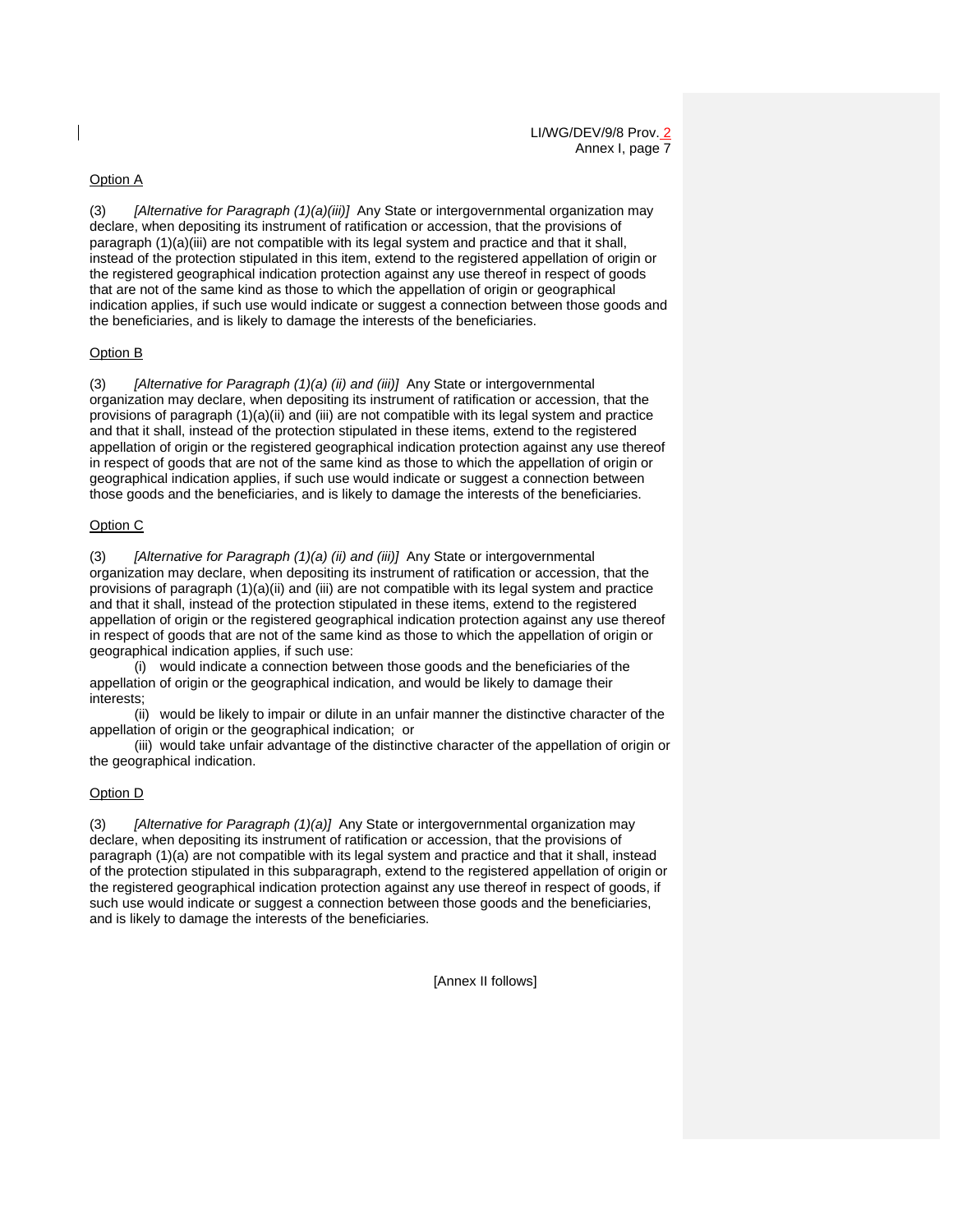Option A

(3) *[Alternative for Paragraph (1)(a)(iii)]* Any State or intergovernmental organization may declare, when depositing its instrument of ratification or accession, that the provisions of paragraph (1)(a)(iii) are not compatible with its legal system and practice and that it shall, instead of the protection stipulated in this item, extend to the registered appellation of origin or the registered geographical indication protection against any use thereof in respect of goods that are not of the same kind as those to which the appellation of origin or geographical indication applies, if such use would indicate or suggest a connection between those goods and the beneficiaries, and is likely to damage the interests of the beneficiaries.

Option B

(3) *[Alternative for Paragraph (1)(a) (ii) and (iii)]* Any State or intergovernmental organization may declare, when depositing its instrument of ratification or accession, that the provisions of paragraph (1)(a)(ii) and (iii) are not compatible with its legal system and practice and that it shall, instead of the protection stipulated in these items, extend to the registered appellation of origin or the registered geographical indication protection against any use thereof in respect of goods that are not of the same kind as those to which the appellation of origin or geographical indication applies, if such use would indicate or suggest a connection between those goods and the beneficiaries, and is likely to damage the interests of the beneficiaries.

Option C

(3) *[Alternative for Paragraph (1)(a) (ii) and (iii)]* Any State or intergovernmental organization may declare, when depositing its instrument of ratification or accession, that the provisions of paragraph (1)(a)(ii) and (iii) are not compatible with its legal system and practice and that it shall, instead of the protection stipulated in these items, extend to the registered appellation of origin or the registered geographical indication protection against any use thereof in respect of goods that are not of the same kind as those to which the appellation of origin or geographical indication applies, if such use:

(i) would indicate a connection between those goods and the beneficiaries of the appellation of origin or the geographical indication, and would be likely to damage their interests;

(ii) would be likely to impair or dilute in an unfair manner the distinctive character of the appellation of origin or the geographical indication; or

(iii) would take unfair advantage of the distinctive character of the appellation of origin or the geographical indication.

Option D

(3) *[Alternative for Paragraph (1)(a)]* Any State or intergovernmental organization may declare, when depositing its instrument of ratification or accession, that the provisions of paragraph (1)(a) are not compatible with its legal system and practice and that it shall, instead of the protection stipulated in this subparagraph, extend to the registered appellation of origin or the registered geographical indication protection against any use thereof in respect of goods, if such use would indicate or suggest a connection between those goods and the beneficiaries, and is likely to damage the interests of the beneficiaries.

[Annex II follows]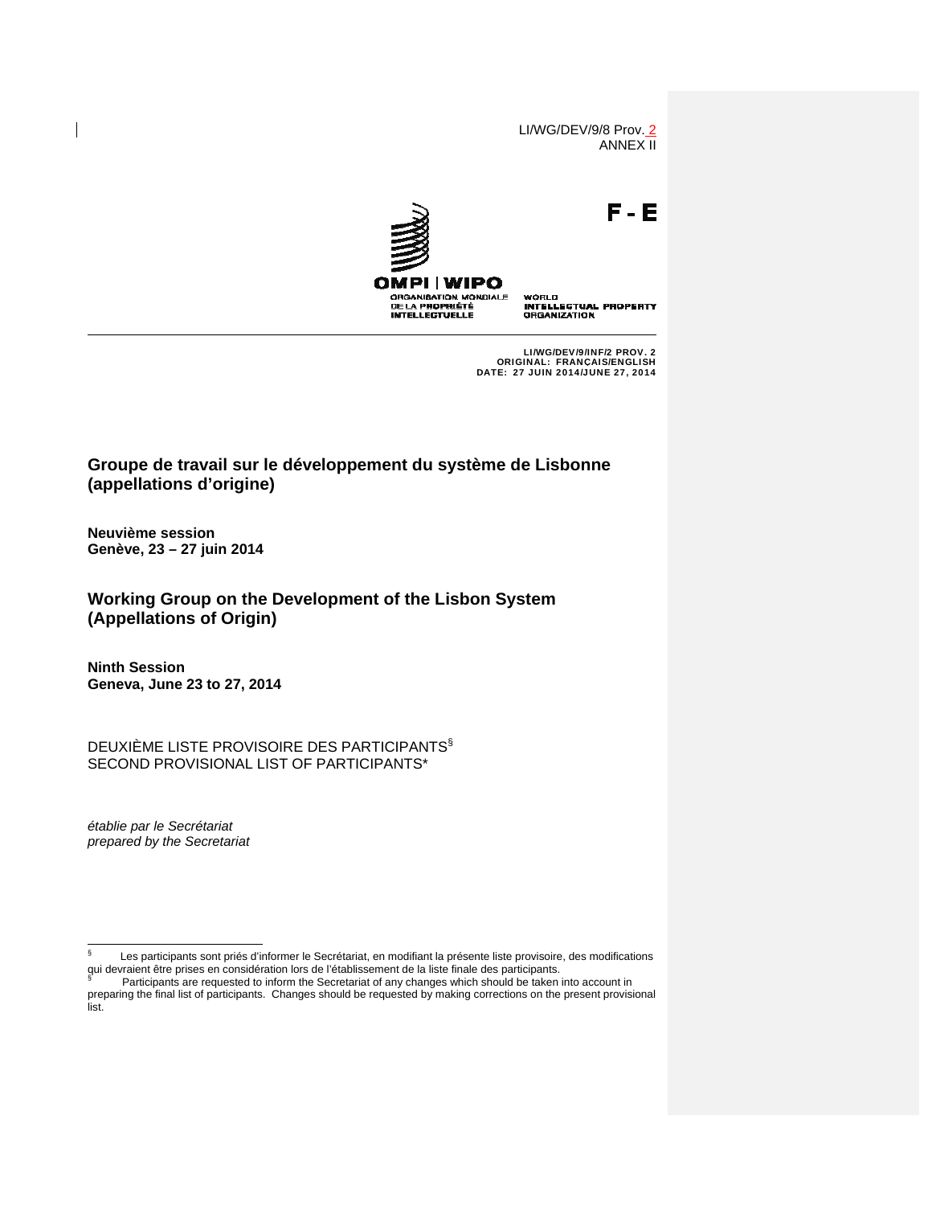LI/WG/DEV/9/8 Prov. 2
ANNEX II

F - E

OMPI | WIPO

ORGANISATION MONDIALE DE LA PROPRIÉTÉ INTELLECTUELLE

WORLD INTELLECTUAL PROPERTY ORGANIZATION

LI/WG/DEV/9/INF/2 PROV. 2
ORIGINAL: FRANÇAIS/ENGLISH
DATE: 27 JUIN 2014/JUNE 27, 2014

## Groupe de travail sur le développement du système de Lisbonne (appellations d'origine)

**Neuvième session**
**Genève, 23 – 27 juin 2014**

## Working Group on the Development of the Lisbon System (Appellations of Origin)

**Ninth Session**
**Geneva, June 23 to 27, 2014**

DEUXIÈME LISTE PROVISOIRE DES PARTICIPANTS§
SECOND PROVISIONAL LIST OF PARTICIPANTS*

*établie par le Secrétariat*
*prepared by the Secretariat*

§ Les participants sont priés d'informer le Secrétariat, en modifiant la présente liste provisoire, des modifications qui devraient être prises en considération lors de l'établissement de la liste finale des participants.

§ Participants are requested to inform the Secretariat of any changes which should be taken into account in preparing the final list of participants. Changes should be requested by making corrections on the present provisional list.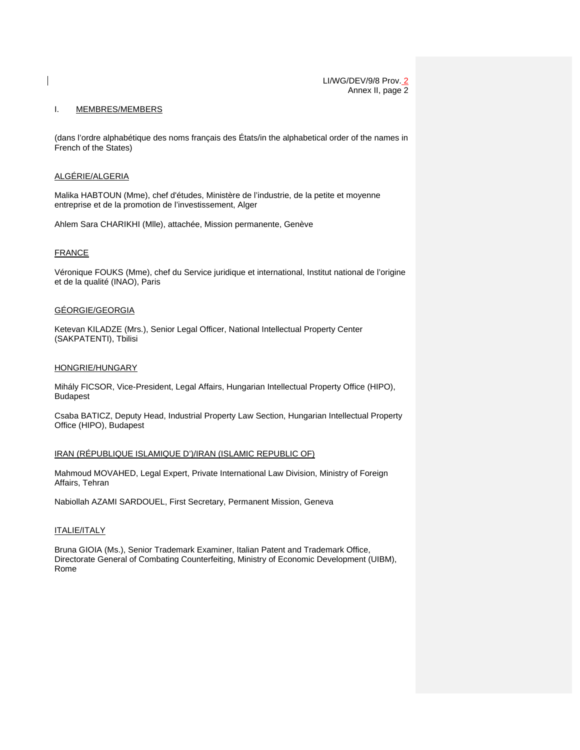## I. MEMBRES/MEMBERS

(dans l'ordre alphabétique des noms français des États/in the alphabetical order of the names in French of the States)

ALGÉRIE/ALGERIA

Malika HABTOUN (Mme), chef d'études, Ministère de l'industrie, de la petite et moyenne entreprise et de la promotion de l'investissement, Alger

Ahlem Sara CHARIKHI (Mlle), attachée, Mission permanente, Genève

FRANCE

Véronique FOUKS (Mme), chef du Service juridique et international, Institut national de l'origine et de la qualité (INAO), Paris

GÉORGIE/GEORGIA

Ketevan KILADZE (Mrs.), Senior Legal Officer, National Intellectual Property Center (SAKPATENTI), Tbilisi

HONGRIE/HUNGARY

Mihály FICSOR, Vice-President, Legal Affairs, Hungarian Intellectual Property Office (HIPO), Budapest

Csaba BATICZ, Deputy Head, Industrial Property Law Section, Hungarian Intellectual Property Office (HIPO), Budapest

IRAN (RÉPUBLIQUE ISLAMIQUE D')/IRAN (ISLAMIC REPUBLIC OF)

Mahmoud MOVAHED, Legal Expert, Private International Law Division, Ministry of Foreign Affairs, Tehran

Nabiollah AZAMI SARDOUEL, First Secretary, Permanent Mission, Geneva

ITALIE/ITALY

Bruna GIOIA (Ms.), Senior Trademark Examiner, Italian Patent and Trademark Office, Directorate General of Combating Counterfeiting, Ministry of Economic Development (UIBM), Rome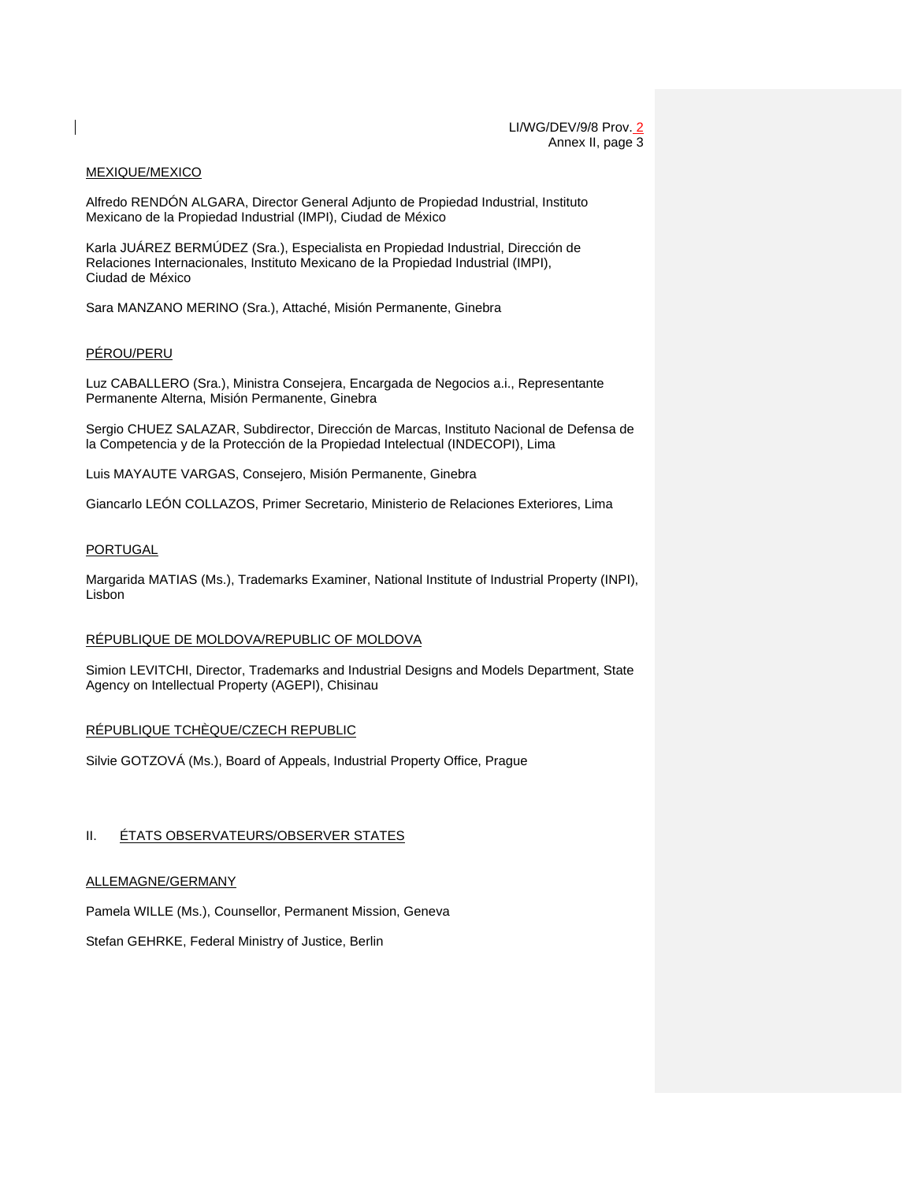MEXIQUE/MEXICO

Alfredo RENDÓN ALGARA, Director General Adjunto de Propiedad Industrial, Instituto Mexicano de la Propiedad Industrial (IMPI), Ciudad de México

Karla JUÁREZ BERMÚDEZ (Sra.), Especialista en Propiedad Industrial, Dirección de Relaciones Internacionales, Instituto Mexicano de la Propiedad Industrial (IMPI), Ciudad de México

Sara MANZANO MERINO (Sra.), Attaché, Misión Permanente, Ginebra

PÉROU/PERU

Luz CABALLERO (Sra.), Ministra Consejera, Encargada de Negocios a.i., Representante Permanente Alterna, Misión Permanente, Ginebra

Sergio CHUEZ SALAZAR, Subdirector, Dirección de Marcas, Instituto Nacional de Defensa de la Competencia y de la Protección de la Propiedad Intelectual (INDECOPI), Lima

Luis MAYAUTE VARGAS, Consejero, Misión Permanente, Ginebra

Giancarlo LEÓN COLLAZOS, Primer Secretario, Ministerio de Relaciones Exteriores, Lima

PORTUGAL

Margarida MATIAS (Ms.), Trademarks Examiner, National Institute of Industrial Property (INPI), Lisbon

RÉPUBLIQUE DE MOLDOVA/REPUBLIC OF MOLDOVA

Simion LEVITCHI, Director, Trademarks and Industrial Designs and Models Department, State Agency on Intellectual Property (AGEPI), Chisinau

RÉPUBLIQUE TCHÈQUE/CZECH REPUBLIC

Silvie GOTZOVÁ (Ms.), Board of Appeals, Industrial Property Office, Prague

## II. ÉTATS OBSERVATEURS/OBSERVER STATES

ALLEMAGNE/GERMANY

Pamela WILLE (Ms.), Counsellor, Permanent Mission, Geneva

Stefan GEHRKE, Federal Ministry of Justice, Berlin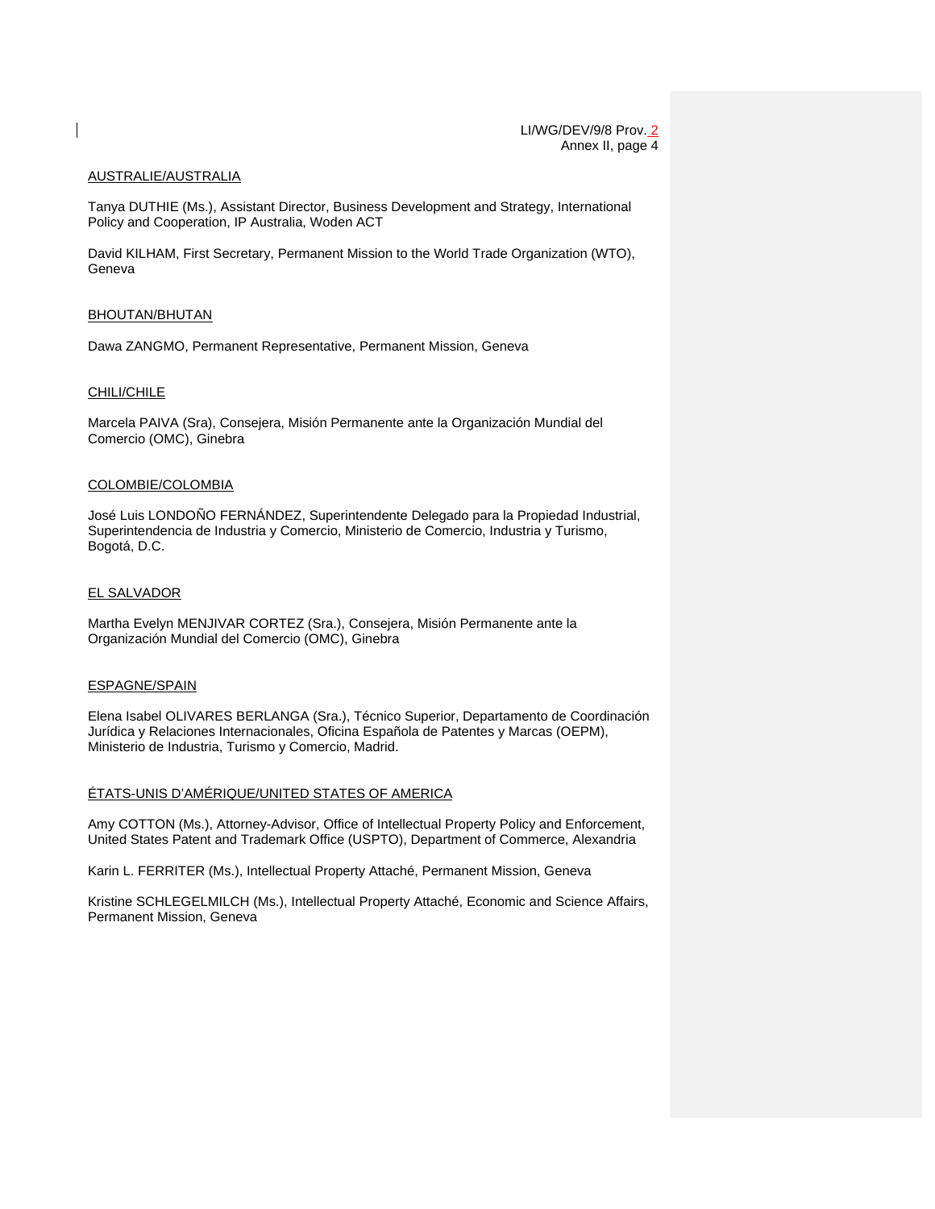AUSTRALIE/AUSTRALIA

Tanya DUTHIE (Ms.), Assistant Director, Business Development and Strategy, International Policy and Cooperation, IP Australia, Woden ACT

David KILHAM, First Secretary, Permanent Mission to the World Trade Organization (WTO), Geneva

BHOUTAN/BHUTAN

Dawa ZANGMO, Permanent Representative, Permanent Mission, Geneva

CHILI/CHILE

Marcela PAIVA (Sra), Consejera, Misión Permanente ante la Organización Mundial del Comercio (OMC), Ginebra

COLOMBIE/COLOMBIA

José Luis LONDOÑO FERNÁNDEZ, Superintendente Delegado para la Propiedad Industrial, Superintendencia de Industria y Comercio, Ministerio de Comercio, Industria y Turismo, Bogotá, D.C.

EL SALVADOR

Martha Evelyn MENJIVAR CORTEZ (Sra.), Consejera, Misión Permanente ante la Organización Mundial del Comercio (OMC), Ginebra

ESPAGNE/SPAIN

Elena Isabel OLIVARES BERLANGA (Sra.), Técnico Superior, Departamento de Coordinación Jurídica y Relaciones Internacionales, Oficina Española de Patentes y Marcas (OEPM), Ministerio de Industria, Turismo y Comercio, Madrid.

ÉTATS-UNIS D'AMÉRIQUE/UNITED STATES OF AMERICA

Amy COTTON (Ms.), Attorney-Advisor, Office of Intellectual Property Policy and Enforcement, United States Patent and Trademark Office (USPTO), Department of Commerce, Alexandria

Karin L. FERRITER (Ms.), Intellectual Property Attaché, Permanent Mission, Geneva

Kristine SCHLEGELMILCH (Ms.), Intellectual Property Attaché, Economic and Science Affairs, Permanent Mission, Geneva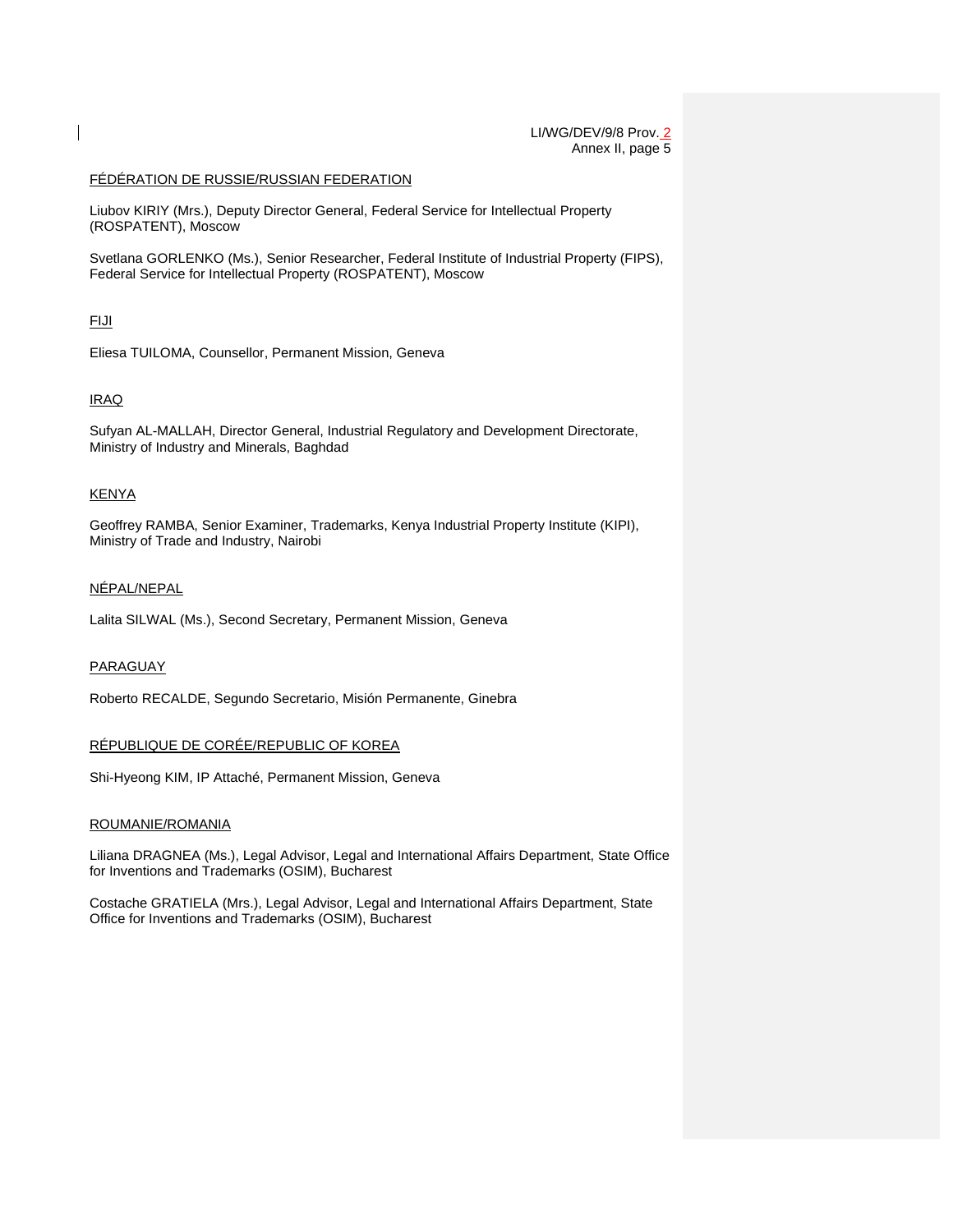FÉDÉRATION DE RUSSIE/RUSSIAN FEDERATION

Liubov KIRIY (Mrs.), Deputy Director General, Federal Service for Intellectual Property (ROSPATENT), Moscow

Svetlana GORLENKO (Ms.), Senior Researcher, Federal Institute of Industrial Property (FIPS), Federal Service for Intellectual Property (ROSPATENT), Moscow

FIJI

Eliesa TUILOMA, Counsellor, Permanent Mission, Geneva

IRAQ

Sufyan AL-MALLAH, Director General, Industrial Regulatory and Development Directorate, Ministry of Industry and Minerals, Baghdad

KENYA

Geoffrey RAMBA, Senior Examiner, Trademarks, Kenya Industrial Property Institute (KIPI), Ministry of Trade and Industry, Nairobi

NÉPAL/NEPAL

Lalita SILWAL (Ms.), Second Secretary, Permanent Mission, Geneva

PARAGUAY

Roberto RECALDE, Segundo Secretario, Misión Permanente, Ginebra

RÉPUBLIQUE DE CORÉE/REPUBLIC OF KOREA

Shi-Hyeong KIM, IP Attaché, Permanent Mission, Geneva

ROUMANIE/ROMANIA

Liliana DRAGNEA (Ms.), Legal Advisor, Legal and International Affairs Department, State Office for Inventions and Trademarks (OSIM), Bucharest

Costache GRATIELA (Mrs.), Legal Advisor, Legal and International Affairs Department, State Office for Inventions and Trademarks (OSIM), Bucharest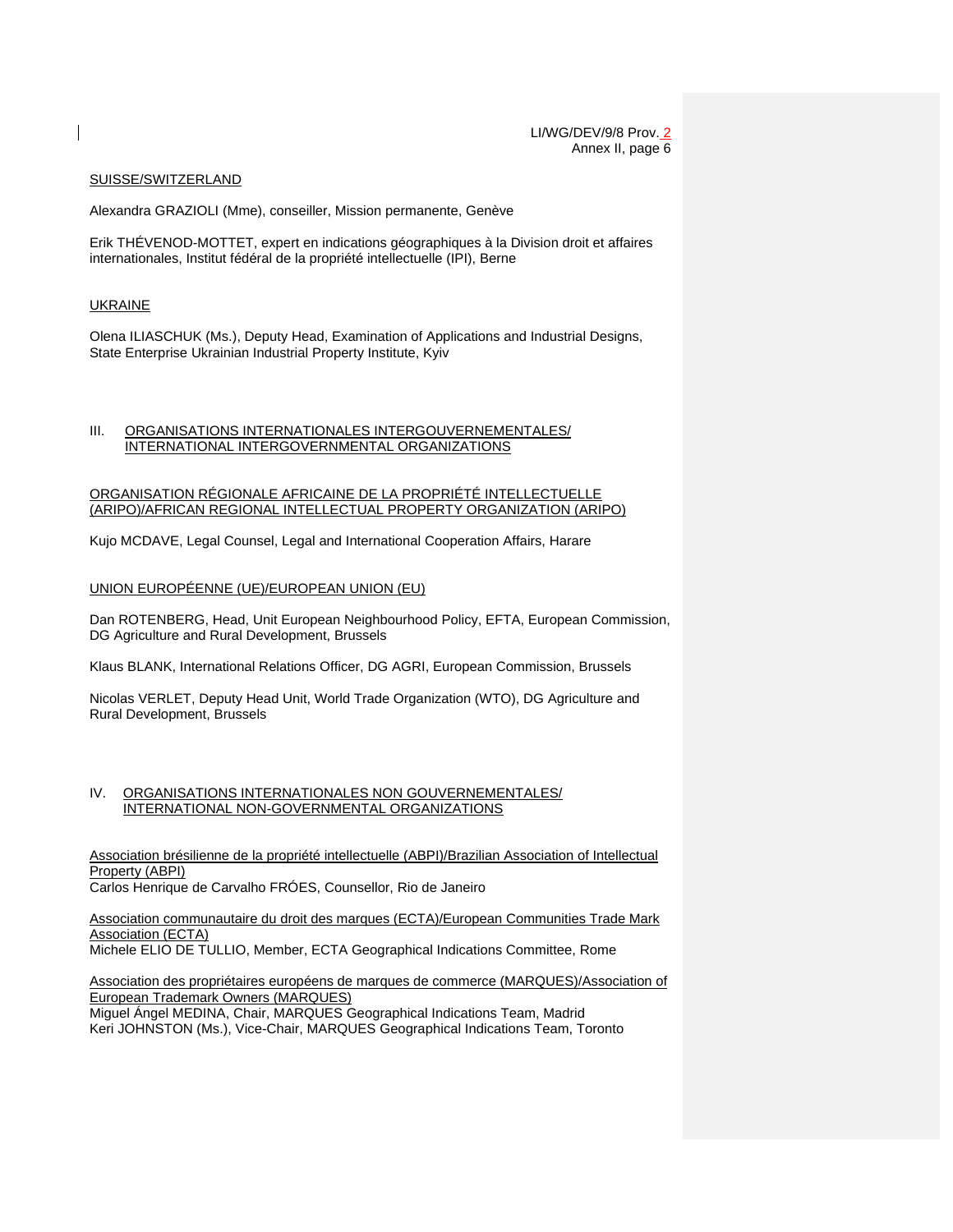SUISSE/SWITZERLAND

Alexandra GRAZIOLI (Mme), conseiller, Mission permanente, Genève

Erik THÉVENOD-MOTTET, expert en indications géographiques à la Division droit et affaires internationales, Institut fédéral de la propriété intellectuelle (IPI), Berne

UKRAINE

Olena ILIASCHUK (Ms.), Deputy Head, Examination of Applications and Industrial Designs, State Enterprise Ukrainian Industrial Property Institute, Kyiv

## III. ORGANISATIONS INTERNATIONALES INTERGOUVERNEMENTALES/ INTERNATIONAL INTERGOVERNMENTAL ORGANIZATIONS

ORGANISATION RÉGIONALE AFRICAINE DE LA PROPRIÉTÉ INTELLECTUELLE (ARIPO)/AFRICAN REGIONAL INTELLECTUAL PROPERTY ORGANIZATION (ARIPO)

Kujo MCDAVE, Legal Counsel, Legal and International Cooperation Affairs, Harare

UNION EUROPÉENNE (UE)/EUROPEAN UNION (EU)

Dan ROTENBERG, Head, Unit European Neighbourhood Policy, EFTA, European Commission, DG Agriculture and Rural Development, Brussels

Klaus BLANK, International Relations Officer, DG AGRI, European Commission, Brussels

Nicolas VERLET, Deputy Head Unit, World Trade Organization (WTO), DG Agriculture and Rural Development, Brussels

## IV. ORGANISATIONS INTERNATIONALES NON GOUVERNEMENTALES/ INTERNATIONAL NON-GOVERNMENTAL ORGANIZATIONS

Association brésilienne de la propriété intellectuelle (ABPI)/Brazilian Association of Intellectual Property (ABPI)
Carlos Henrique de Carvalho FRÓES, Counsellor, Rio de Janeiro

Association communautaire du droit des marques (ECTA)/European Communities Trade Mark Association (ECTA)
Michele ELIO DE TULLIO, Member, ECTA Geographical Indications Committee, Rome

Association des propriétaires européens de marques de commerce (MARQUES)/Association of European Trademark Owners (MARQUES)
Miguel Ángel MEDINA, Chair, MARQUES Geographical Indications Team, Madrid
Keri JOHNSTON (Ms.), Vice-Chair, MARQUES Geographical Indications Team, Toronto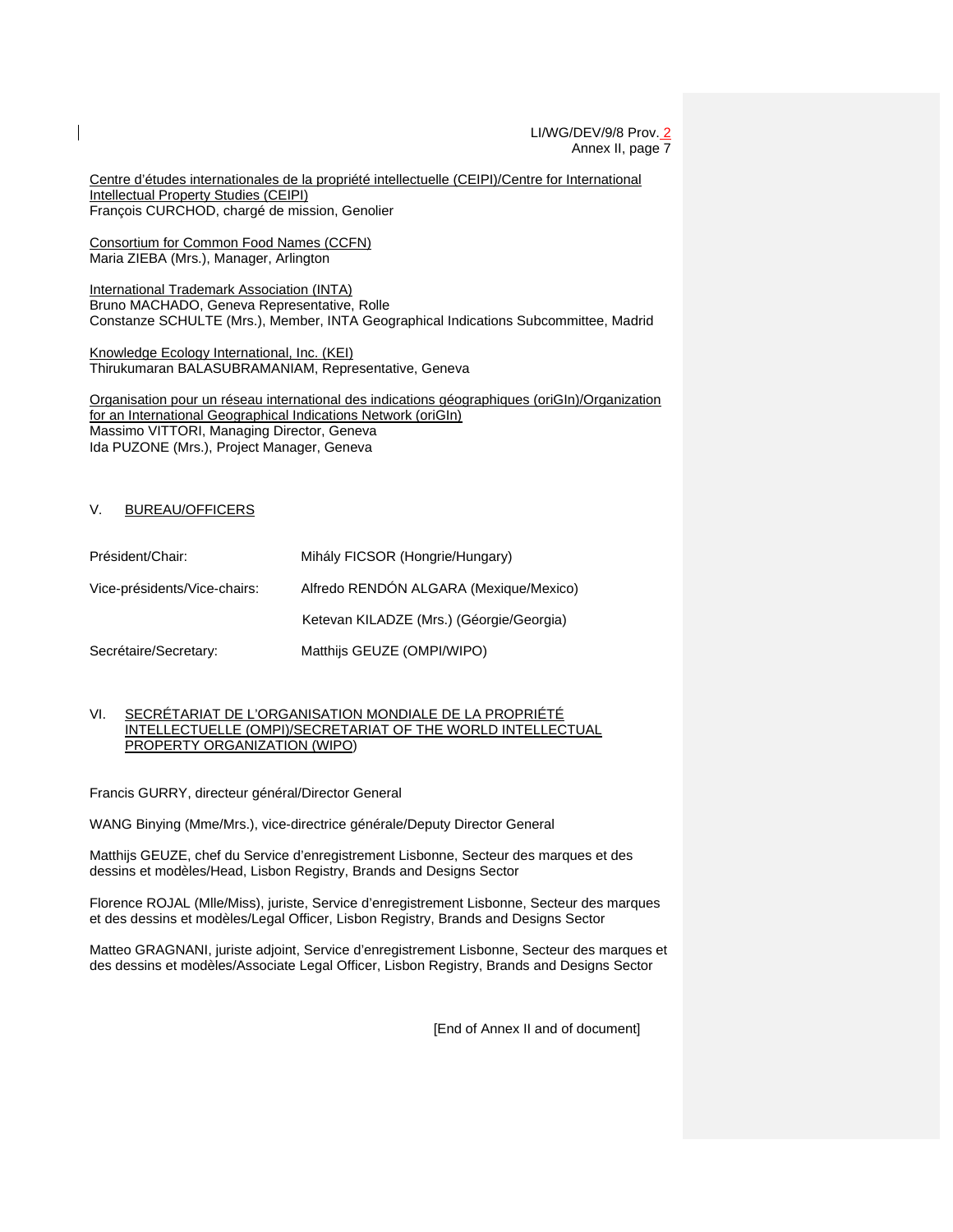Centre d'études internationales de la propriété intellectuelle (CEIPI)/Centre for International Intellectual Property Studies (CEIPI)
François CURCHOD, chargé de mission, Genolier

Consortium for Common Food Names (CCFN)
Maria ZIEBA (Mrs.), Manager, Arlington

International Trademark Association (INTA)
Bruno MACHADO, Geneva Representative, Rolle
Constanze SCHULTE (Mrs.), Member, INTA Geographical Indications Subcommittee, Madrid

Knowledge Ecology International, Inc. (KEI)
Thirukumaran BALASUBRAMANIAM, Representative, Geneva

Organisation pour un réseau international des indications géographiques (oriGIn)/Organization for an International Geographical Indications Network (oriGIn)
Massimo VITTORI, Managing Director, Geneva
Ida PUZONE (Mrs.), Project Manager, Geneva

## V. BUREAU/OFFICERS

| | |
|---|---|
| Président/Chair: | Mihály FICSOR (Hongrie/Hungary) |
| Vice-présidents/Vice-chairs: | Alfredo RENDÓN ALGARA (Mexique/Mexico) |
| | Ketevan KILADZE (Mrs.) (Géorgie/Georgia) |
| Secrétaire/Secretary: | Matthijs GEUZE (OMPI/WIPO) |

## VI. SECRÉTARIAT DE L'ORGANISATION MONDIALE DE LA PROPRIÉTÉ INTELLECTUELLE (OMPI)/SECRETARIAT OF THE WORLD INTELLECTUAL PROPERTY ORGANIZATION (WIPO)

Francis GURRY, directeur général/Director General

WANG Binying (Mme/Mrs.), vice-directrice générale/Deputy Director General

Matthijs GEUZE, chef du Service d'enregistrement Lisbonne, Secteur des marques et des dessins et modèles/Head, Lisbon Registry, Brands and Designs Sector

Florence ROJAL (Mlle/Miss), juriste, Service d'enregistrement Lisbonne, Secteur des marques et des dessins et modèles/Legal Officer, Lisbon Registry, Brands and Designs Sector

Matteo GRAGNANI, juriste adjoint, Service d'enregistrement Lisbonne, Secteur des marques et des dessins et modèles/Associate Legal Officer, Lisbon Registry, Brands and Designs Sector

[End of Annex II and of document]